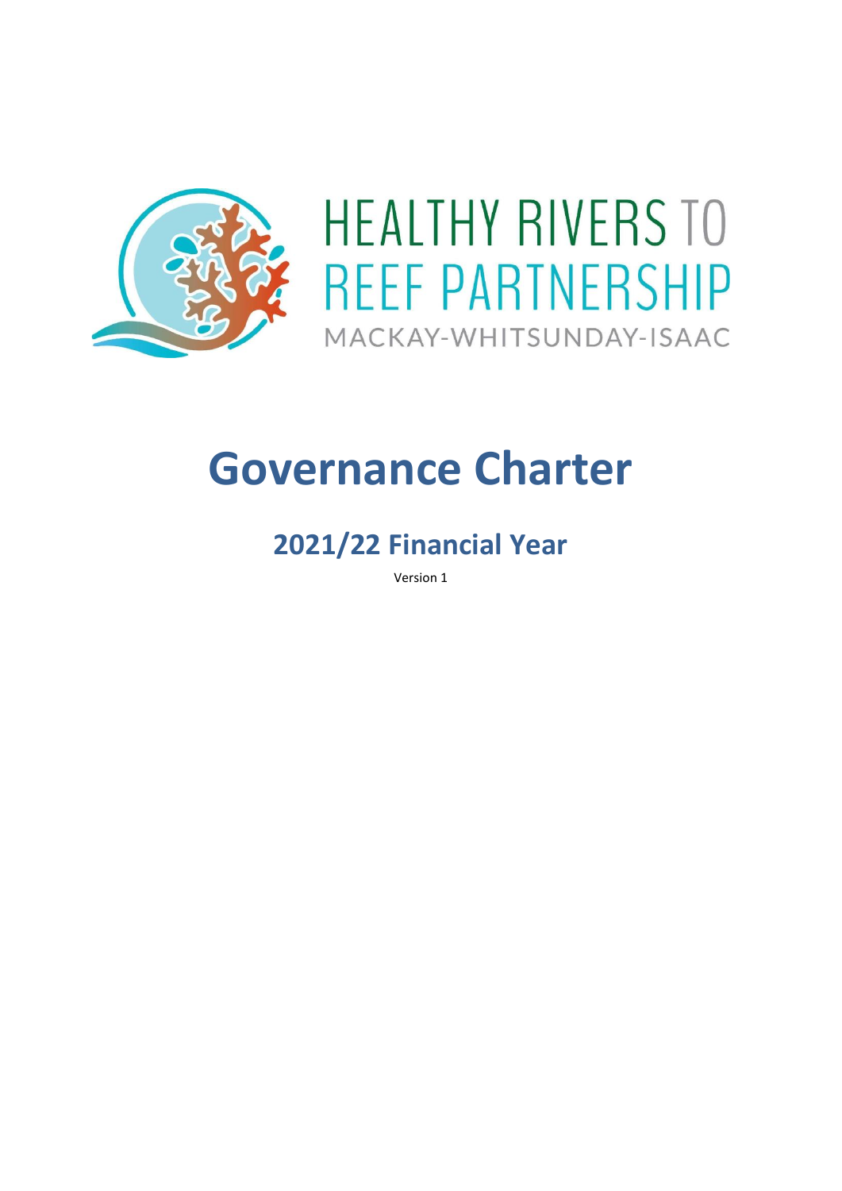HEALTHY RIVERS TO REEF PARTNERSHIP

MACKAY-WHITSUNDAY-ISAAC

# Governance Charter

## 2021/22 Financial Year

Version 1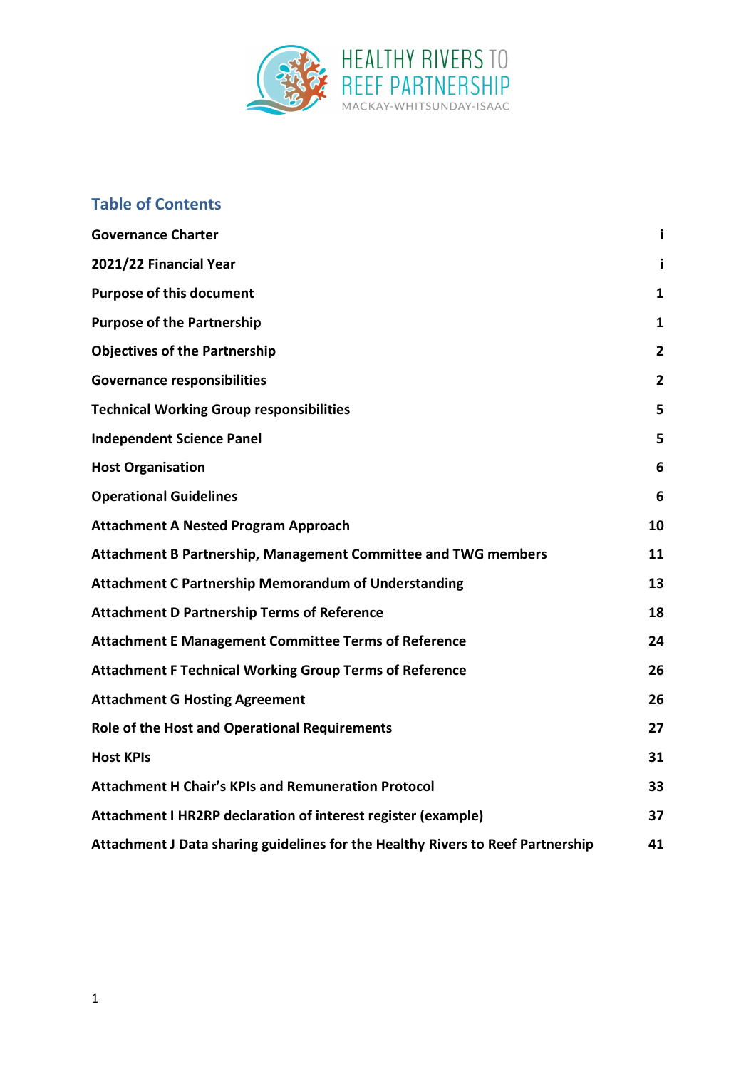HEALTHY RIVERS TO REEF PARTNERSHIP

MACKAY-WHITSUNDAY-ISAAC

## Table of Contents

| | |
|---|---|
| **Governance Charter** | **i** |
| **2021/22 Financial Year** | **i** |
| **Purpose of this document** | **1** |
| **Purpose of the Partnership** | **1** |
| **Objectives of the Partnership** | **2** |
| **Governance responsibilities** | **2** |
| **Technical Working Group responsibilities** | **5** |
| **Independent Science Panel** | **5** |
| **Host Organisation** | **6** |
| **Operational Guidelines** | **6** |
| **Attachment A Nested Program Approach** | **10** |
| **Attachment B Partnership, Management Committee and TWG members** | **11** |
| **Attachment C Partnership Memorandum of Understanding** | **13** |
| **Attachment D Partnership Terms of Reference** | **18** |
| **Attachment E Management Committee Terms of Reference** | **24** |
| **Attachment F Technical Working Group Terms of Reference** | **26** |
| **Attachment G Hosting Agreement** | **26** |
| **Role of the Host and Operational Requirements** | **27** |
| **Host KPIs** | **31** |
| **Attachment H Chair's KPIs and Remuneration Protocol** | **33** |
| **Attachment I HR2RP declaration of interest register (example)** | **37** |
| **Attachment J Data sharing guidelines for the Healthy Rivers to Reef Partnership** | **41** |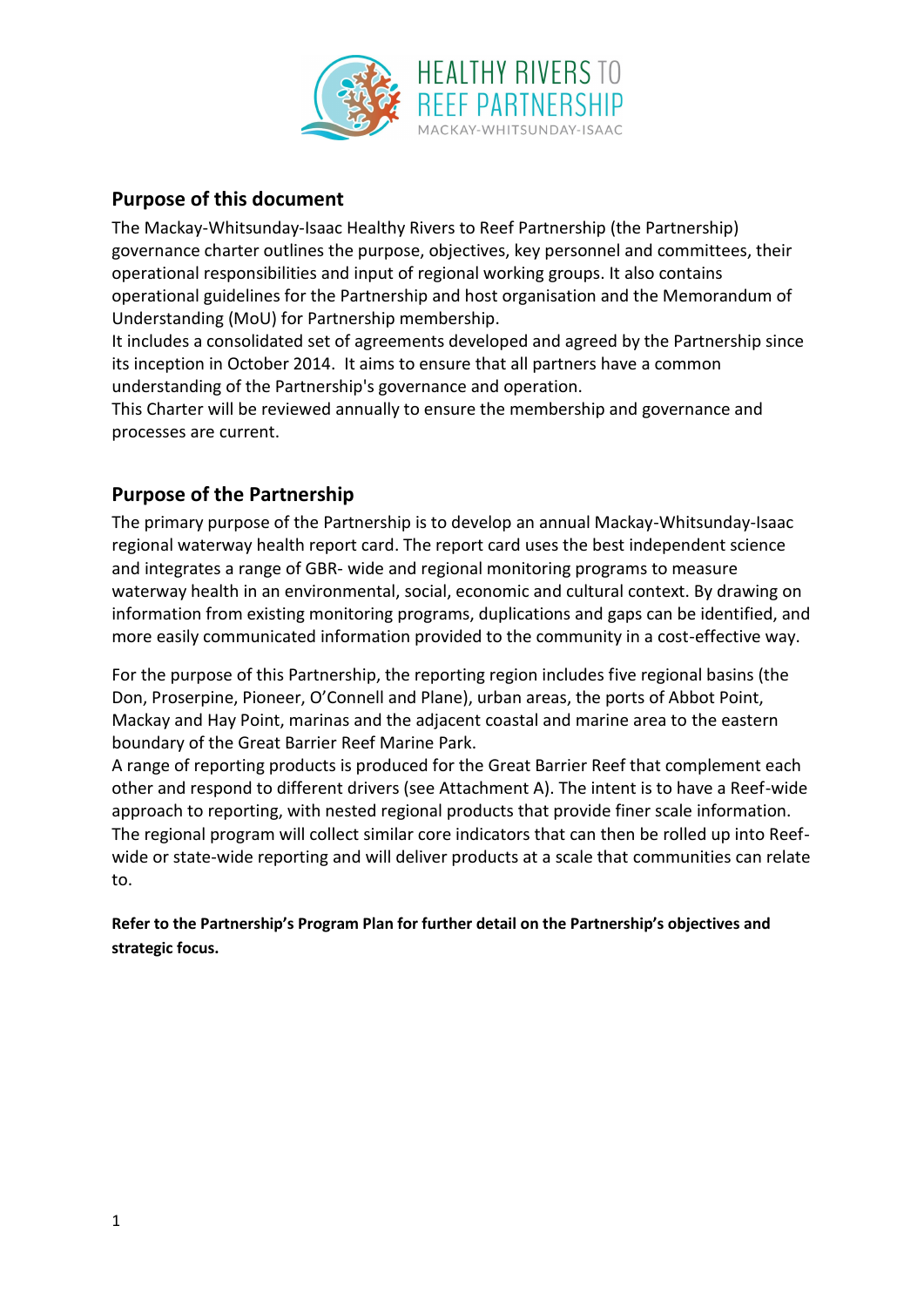## Purpose of this document

The Mackay-Whitsunday-Isaac Healthy Rivers to Reef Partnership (the Partnership) governance charter outlines the purpose, objectives, key personnel and committees, their operational responsibilities and input of regional working groups. It also contains operational guidelines for the Partnership and host organisation and the Memorandum of Understanding (MoU) for Partnership membership.

It includes a consolidated set of agreements developed and agreed by the Partnership since its inception in October 2014. It aims to ensure that all partners have a common understanding of the Partnership's governance and operation.

This Charter will be reviewed annually to ensure the membership and governance and processes are current.

## Purpose of the Partnership

The primary purpose of the Partnership is to develop an annual Mackay-Whitsunday-Isaac regional waterway health report card. The report card uses the best independent science and integrates a range of GBR- wide and regional monitoring programs to measure waterway health in an environmental, social, economic and cultural context. By drawing on information from existing monitoring programs, duplications and gaps can be identified, and more easily communicated information provided to the community in a cost-effective way.

For the purpose of this Partnership, the reporting region includes five regional basins (the Don, Proserpine, Pioneer, O'Connell and Plane), urban areas, the ports of Abbot Point, Mackay and Hay Point, marinas and the adjacent coastal and marine area to the eastern boundary of the Great Barrier Reef Marine Park.

A range of reporting products is produced for the Great Barrier Reef that complement each other and respond to different drivers (see Attachment A). The intent is to have a Reef-wide approach to reporting, with nested regional products that provide finer scale information. The regional program will collect similar core indicators that can then be rolled up into Reef-wide or state-wide reporting and will deliver products at a scale that communities can relate to.

**Refer to the Partnership's Program Plan for further detail on the Partnership's objectives and strategic focus.**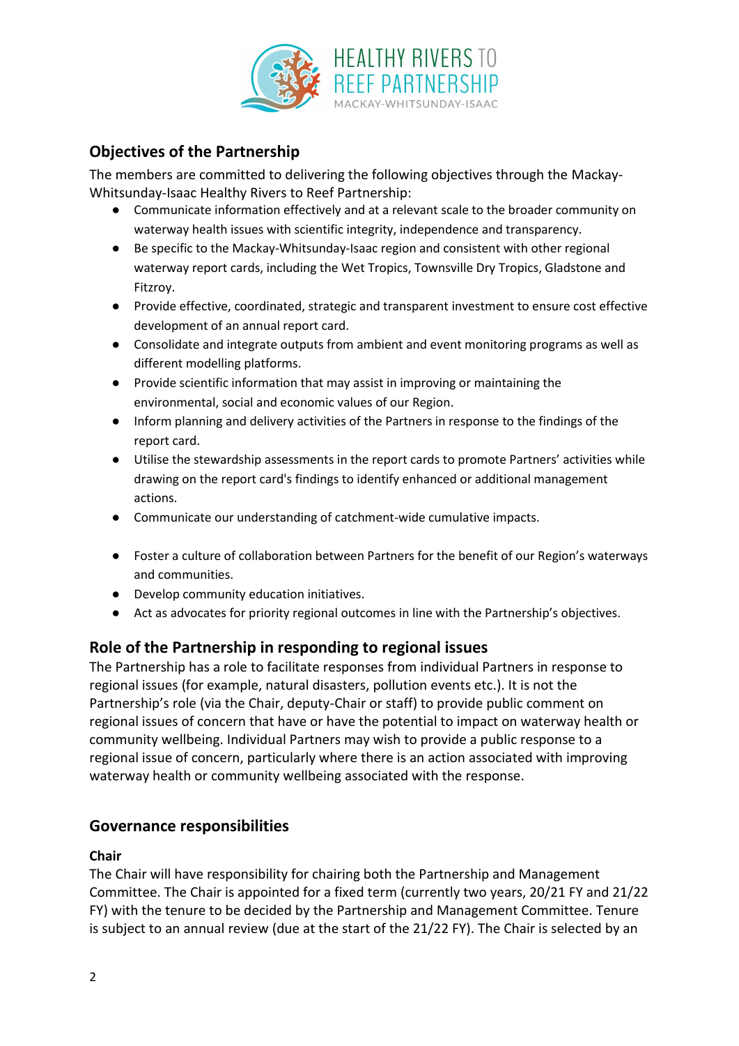## Objectives of the Partnership

The members are committed to delivering the following objectives through the Mackay-Whitsunday-Isaac Healthy Rivers to Reef Partnership:

- Communicate information effectively and at a relevant scale to the broader community on waterway health issues with scientific integrity, independence and transparency.
- Be specific to the Mackay-Whitsunday-Isaac region and consistent with other regional waterway report cards, including the Wet Tropics, Townsville Dry Tropics, Gladstone and Fitzroy.
- Provide effective, coordinated, strategic and transparent investment to ensure cost effective development of an annual report card.
- Consolidate and integrate outputs from ambient and event monitoring programs as well as different modelling platforms.
- Provide scientific information that may assist in improving or maintaining the environmental, social and economic values of our Region.
- Inform planning and delivery activities of the Partners in response to the findings of the report card.
- Utilise the stewardship assessments in the report cards to promote Partners' activities while drawing on the report card's findings to identify enhanced or additional management actions.
- Communicate our understanding of catchment-wide cumulative impacts.
- Foster a culture of collaboration between Partners for the benefit of our Region's waterways and communities.
- Develop community education initiatives.
- Act as advocates for priority regional outcomes in line with the Partnership's objectives.

## Role of the Partnership in responding to regional issues

The Partnership has a role to facilitate responses from individual Partners in response to regional issues (for example, natural disasters, pollution events etc.). It is not the Partnership's role (via the Chair, deputy-Chair or staff) to provide public comment on regional issues of concern that have or have the potential to impact on waterway health or community wellbeing. Individual Partners may wish to provide a public response to a regional issue of concern, particularly where there is an action associated with improving waterway health or community wellbeing associated with the response.

## Governance responsibilities

### Chair

The Chair will have responsibility for chairing both the Partnership and Management Committee. The Chair is appointed for a fixed term (currently two years, 20/21 FY and 21/22 FY) with the tenure to be decided by the Partnership and Management Committee. Tenure is subject to an annual review (due at the start of the 21/22 FY). The Chair is selected by an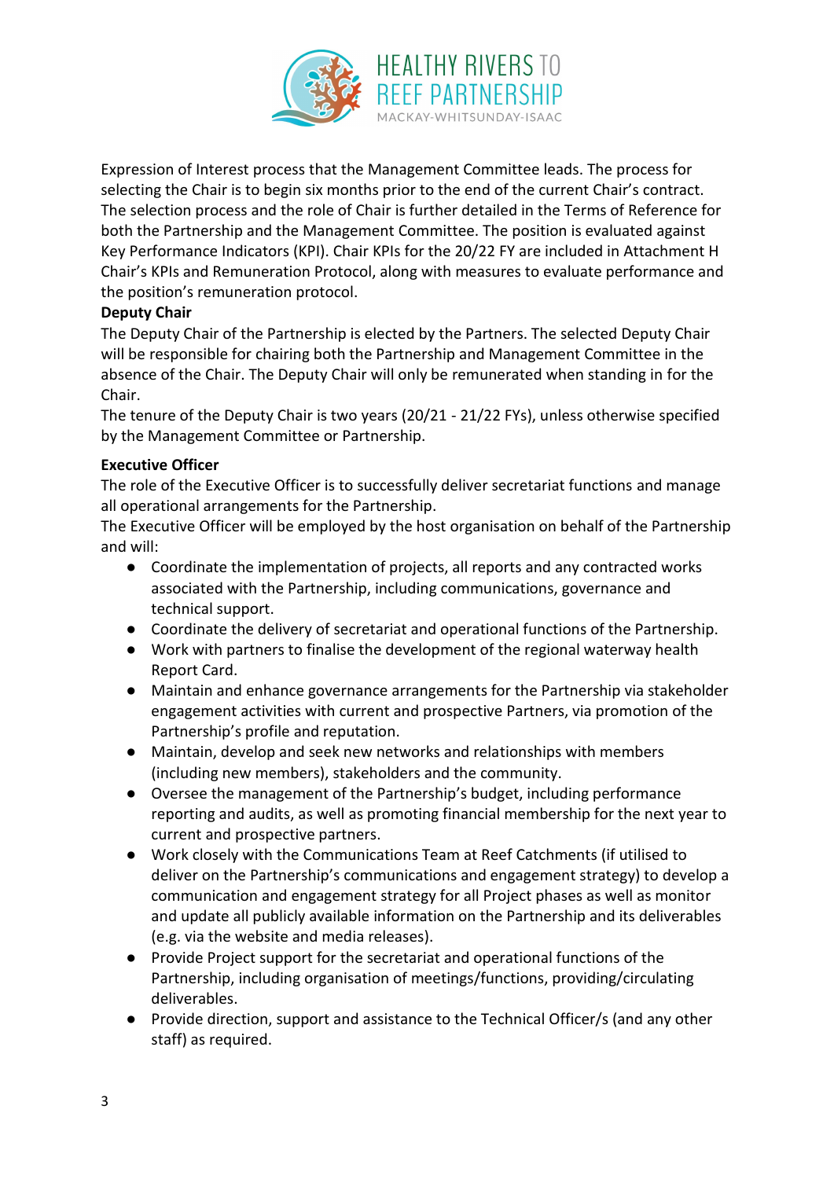Expression of Interest process that the Management Committee leads. The process for selecting the Chair is to begin six months prior to the end of the current Chair's contract. The selection process and the role of Chair is further detailed in the Terms of Reference for both the Partnership and the Management Committee. The position is evaluated against Key Performance Indicators (KPI). Chair KPIs for the 20/22 FY are included in Attachment H Chair's KPIs and Remuneration Protocol, along with measures to evaluate performance and the position's remuneration protocol.

**Deputy Chair**

The Deputy Chair of the Partnership is elected by the Partners. The selected Deputy Chair will be responsible for chairing both the Partnership and Management Committee in the absence of the Chair. The Deputy Chair will only be remunerated when standing in for the Chair.

The tenure of the Deputy Chair is two years (20/21 - 21/22 FYs), unless otherwise specified by the Management Committee or Partnership.

**Executive Officer**

The role of the Executive Officer is to successfully deliver secretariat functions and manage all operational arrangements for the Partnership.

The Executive Officer will be employed by the host organisation on behalf of the Partnership and will:

- Coordinate the implementation of projects, all reports and any contracted works associated with the Partnership, including communications, governance and technical support.
- Coordinate the delivery of secretariat and operational functions of the Partnership.
- Work with partners to finalise the development of the regional waterway health Report Card.
- Maintain and enhance governance arrangements for the Partnership via stakeholder engagement activities with current and prospective Partners, via promotion of the Partnership's profile and reputation.
- Maintain, develop and seek new networks and relationships with members (including new members), stakeholders and the community.
- Oversee the management of the Partnership's budget, including performance reporting and audits, as well as promoting financial membership for the next year to current and prospective partners.
- Work closely with the Communications Team at Reef Catchments (if utilised to deliver on the Partnership's communications and engagement strategy) to develop a communication and engagement strategy for all Project phases as well as monitor and update all publicly available information on the Partnership and its deliverables (e.g. via the website and media releases).
- Provide Project support for the secretariat and operational functions of the Partnership, including organisation of meetings/functions, providing/circulating deliverables.
- Provide direction, support and assistance to the Technical Officer/s (and any other staff) as required.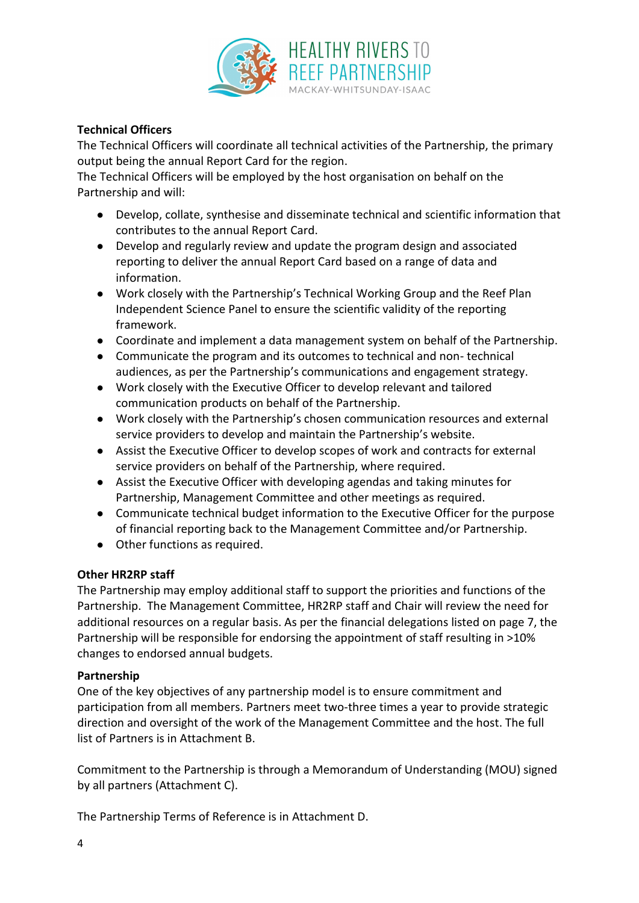### Technical Officers

The Technical Officers will coordinate all technical activities of the Partnership, the primary output being the annual Report Card for the region.

The Technical Officers will be employed by the host organisation on behalf on the Partnership and will:

- Develop, collate, synthesise and disseminate technical and scientific information that contributes to the annual Report Card.
- Develop and regularly review and update the program design and associated reporting to deliver the annual Report Card based on a range of data and information.
- Work closely with the Partnership's Technical Working Group and the Reef Plan Independent Science Panel to ensure the scientific validity of the reporting framework.
- Coordinate and implement a data management system on behalf of the Partnership.
- Communicate the program and its outcomes to technical and non- technical audiences, as per the Partnership's communications and engagement strategy.
- Work closely with the Executive Officer to develop relevant and tailored communication products on behalf of the Partnership.
- Work closely with the Partnership's chosen communication resources and external service providers to develop and maintain the Partnership's website.
- Assist the Executive Officer to develop scopes of work and contracts for external service providers on behalf of the Partnership, where required.
- Assist the Executive Officer with developing agendas and taking minutes for Partnership, Management Committee and other meetings as required.
- Communicate technical budget information to the Executive Officer for the purpose of financial reporting back to the Management Committee and/or Partnership.
- Other functions as required.

### Other HR2RP staff

The Partnership may employ additional staff to support the priorities and functions of the Partnership. The Management Committee, HR2RP staff and Chair will review the need for additional resources on a regular basis. As per the financial delegations listed on page 7, the Partnership will be responsible for endorsing the appointment of staff resulting in >10% changes to endorsed annual budgets.

### Partnership

One of the key objectives of any partnership model is to ensure commitment and participation from all members. Partners meet two-three times a year to provide strategic direction and oversight of the work of the Management Committee and the host. The full list of Partners is in Attachment B.

Commitment to the Partnership is through a Memorandum of Understanding (MOU) signed by all partners (Attachment C).

The Partnership Terms of Reference is in Attachment D.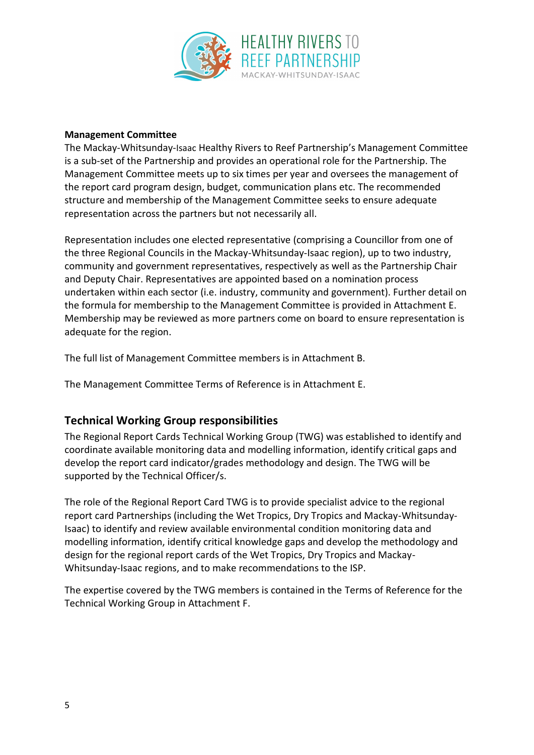**Management Committee**

The Mackay-Whitsunday-Isaac Healthy Rivers to Reef Partnership's Management Committee is a sub-set of the Partnership and provides an operational role for the Partnership. The Management Committee meets up to six times per year and oversees the management of the report card program design, budget, communication plans etc. The recommended structure and membership of the Management Committee seeks to ensure adequate representation across the partners but not necessarily all.

Representation includes one elected representative (comprising a Councillor from one of the three Regional Councils in the Mackay-Whitsunday-Isaac region), up to two industry, community and government representatives, respectively as well as the Partnership Chair and Deputy Chair. Representatives are appointed based on a nomination process undertaken within each sector (i.e. industry, community and government). Further detail on the formula for membership to the Management Committee is provided in Attachment E. Membership may be reviewed as more partners come on board to ensure representation is adequate for the region.

The full list of Management Committee members is in Attachment B.

The Management Committee Terms of Reference is in Attachment E.

## Technical Working Group responsibilities

The Regional Report Cards Technical Working Group (TWG) was established to identify and coordinate available monitoring data and modelling information, identify critical gaps and develop the report card indicator/grades methodology and design. The TWG will be supported by the Technical Officer/s.

The role of the Regional Report Card TWG is to provide specialist advice to the regional report card Partnerships (including the Wet Tropics, Dry Tropics and Mackay-Whitsunday-Isaac) to identify and review available environmental condition monitoring data and modelling information, identify critical knowledge gaps and develop the methodology and design for the regional report cards of the Wet Tropics, Dry Tropics and Mackay-Whitsunday-Isaac regions, and to make recommendations to the ISP.

The expertise covered by the TWG members is contained in the Terms of Reference for the Technical Working Group in Attachment F.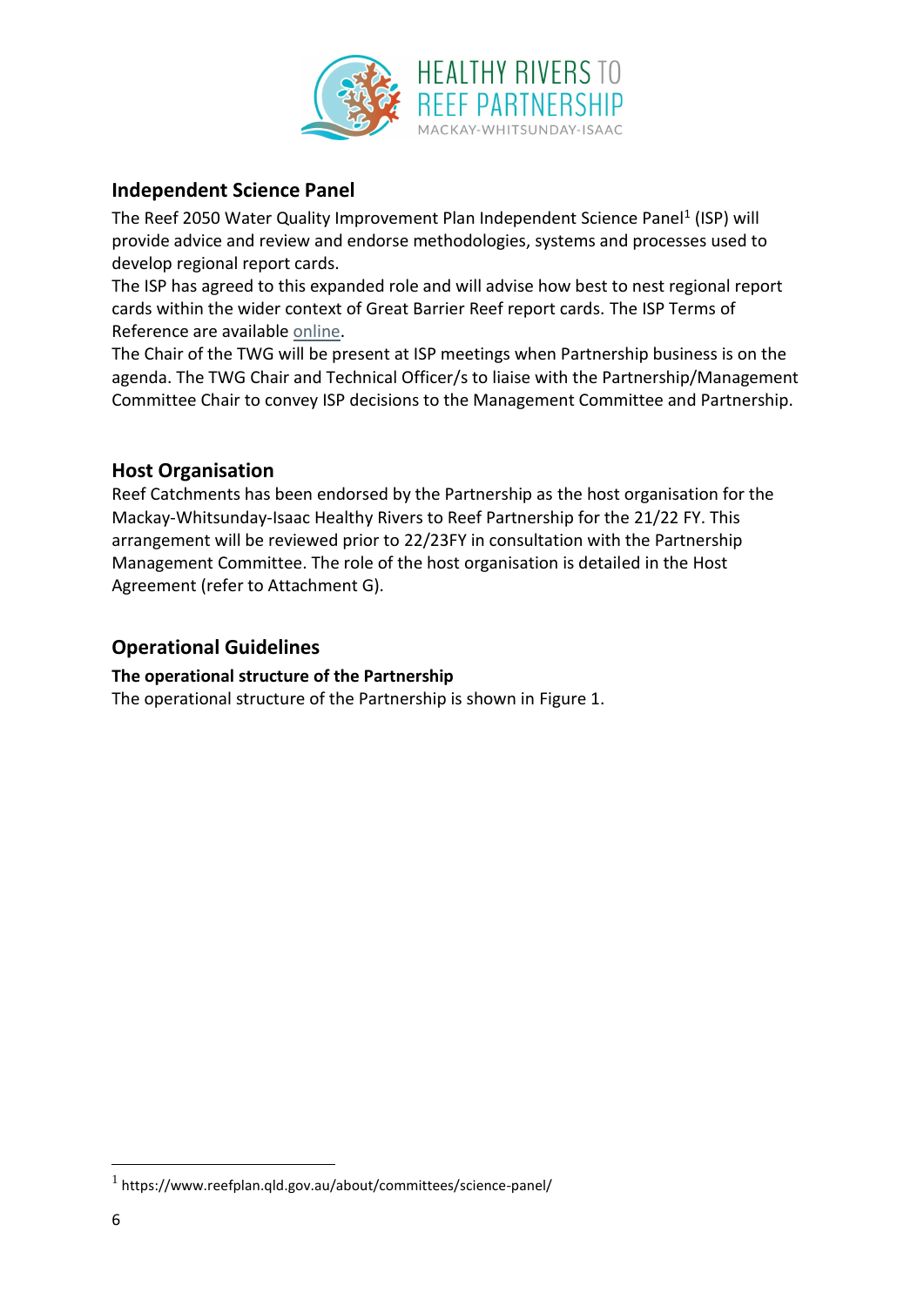## Independent Science Panel

The Reef 2050 Water Quality Improvement Plan Independent Science Panel[1] (ISP) will provide advice and review and endorse methodologies, systems and processes used to develop regional report cards.

The ISP has agreed to this expanded role and will advise how best to nest regional report cards within the wider context of Great Barrier Reef report cards. The ISP Terms of Reference are available online.

The Chair of the TWG will be present at ISP meetings when Partnership business is on the agenda. The TWG Chair and Technical Officer/s to liaise with the Partnership/Management Committee Chair to convey ISP decisions to the Management Committee and Partnership.

## Host Organisation

Reef Catchments has been endorsed by the Partnership as the host organisation for the Mackay-Whitsunday-Isaac Healthy Rivers to Reef Partnership for the 21/22 FY. This arrangement will be reviewed prior to 22/23FY in consultation with the Partnership Management Committee. The role of the host organisation is detailed in the Host Agreement (refer to Attachment G).

## Operational Guidelines

**The operational structure of the Partnership**

The operational structure of the Partnership is shown in Figure 1.

[1] https://www.reefplan.qld.gov.au/about/committees/science-panel/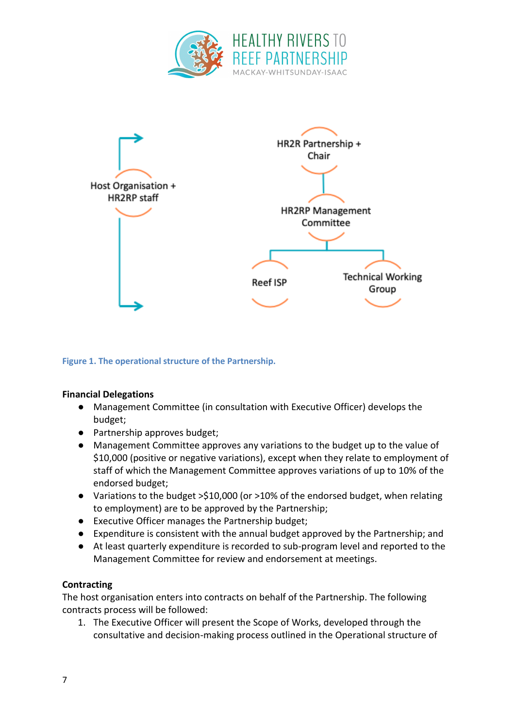Host Organisation + HR2RP staff

HR2R Partnership + Chair

HR2RP Management Committee

Reef ISP

Technical Working Group

Figure 1. The operational structure of the Partnership.

**Financial Delegations**

- Management Committee (in consultation with Executive Officer) develops the budget;
- Partnership approves budget;
- Management Committee approves any variations to the budget up to the value of $10,000 (positive or negative variations), except when they relate to employment of staff of which the Management Committee approves variations of up to 10% of the endorsed budget;
- Variations to the budget >$10,000 (or >10% of the endorsed budget, when relating to employment) are to be approved by the Partnership;
- Executive Officer manages the Partnership budget;
- Expenditure is consistent with the annual budget approved by the Partnership; and
- At least quarterly expenditure is recorded to sub-program level and reported to the Management Committee for review and endorsement at meetings.

**Contracting**

The host organisation enters into contracts on behalf of the Partnership. The following contracts process will be followed:

1. The Executive Officer will present the Scope of Works, developed through the consultative and decision-making process outlined in the Operational structure of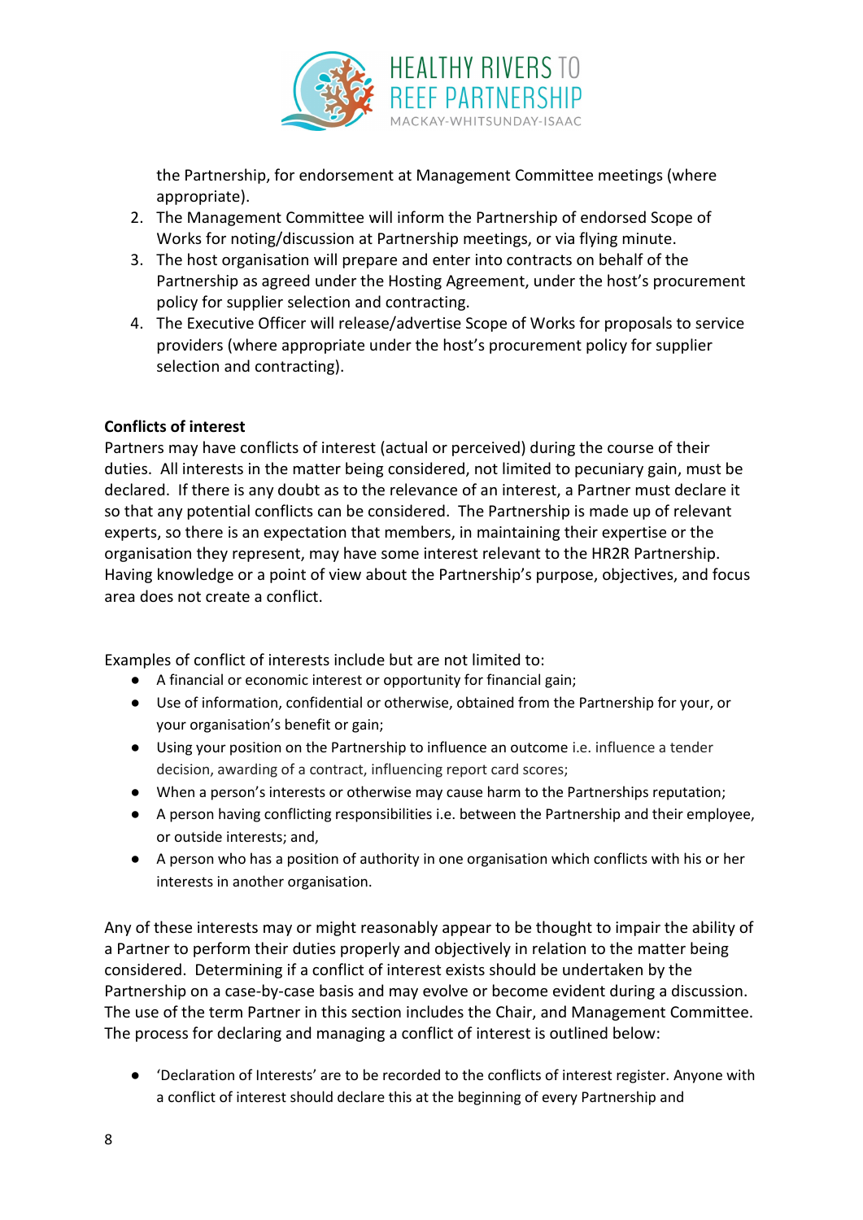the Partnership, for endorsement at Management Committee meetings (where appropriate).

2. The Management Committee will inform the Partnership of endorsed Scope of Works for noting/discussion at Partnership meetings, or via flying minute.
3. The host organisation will prepare and enter into contracts on behalf of the Partnership as agreed under the Hosting Agreement, under the host's procurement policy for supplier selection and contracting.
4. The Executive Officer will release/advertise Scope of Works for proposals to service providers (where appropriate under the host's procurement policy for supplier selection and contracting).

**Conflicts of interest**

Partners may have conflicts of interest (actual or perceived) during the course of their duties. All interests in the matter being considered, not limited to pecuniary gain, must be declared. If there is any doubt as to the relevance of an interest, a Partner must declare it so that any potential conflicts can be considered. The Partnership is made up of relevant experts, so there is an expectation that members, in maintaining their expertise or the organisation they represent, may have some interest relevant to the HR2R Partnership. Having knowledge or a point of view about the Partnership's purpose, objectives, and focus area does not create a conflict.

Examples of conflict of interests include but are not limited to:

- A financial or economic interest or opportunity for financial gain;
- Use of information, confidential or otherwise, obtained from the Partnership for your, or your organisation's benefit or gain;
- Using your position on the Partnership to influence an outcome i.e. influence a tender decision, awarding of a contract, influencing report card scores;
- When a person's interests or otherwise may cause harm to the Partnerships reputation;
- A person having conflicting responsibilities i.e. between the Partnership and their employee, or outside interests; and,
- A person who has a position of authority in one organisation which conflicts with his or her interests in another organisation.

Any of these interests may or might reasonably appear to be thought to impair the ability of a Partner to perform their duties properly and objectively in relation to the matter being considered. Determining if a conflict of interest exists should be undertaken by the Partnership on a case-by-case basis and may evolve or become evident during a discussion. The use of the term Partner in this section includes the Chair, and Management Committee. The process for declaring and managing a conflict of interest is outlined below:

- 'Declaration of Interests' are to be recorded to the conflicts of interest register. Anyone with a conflict of interest should declare this at the beginning of every Partnership and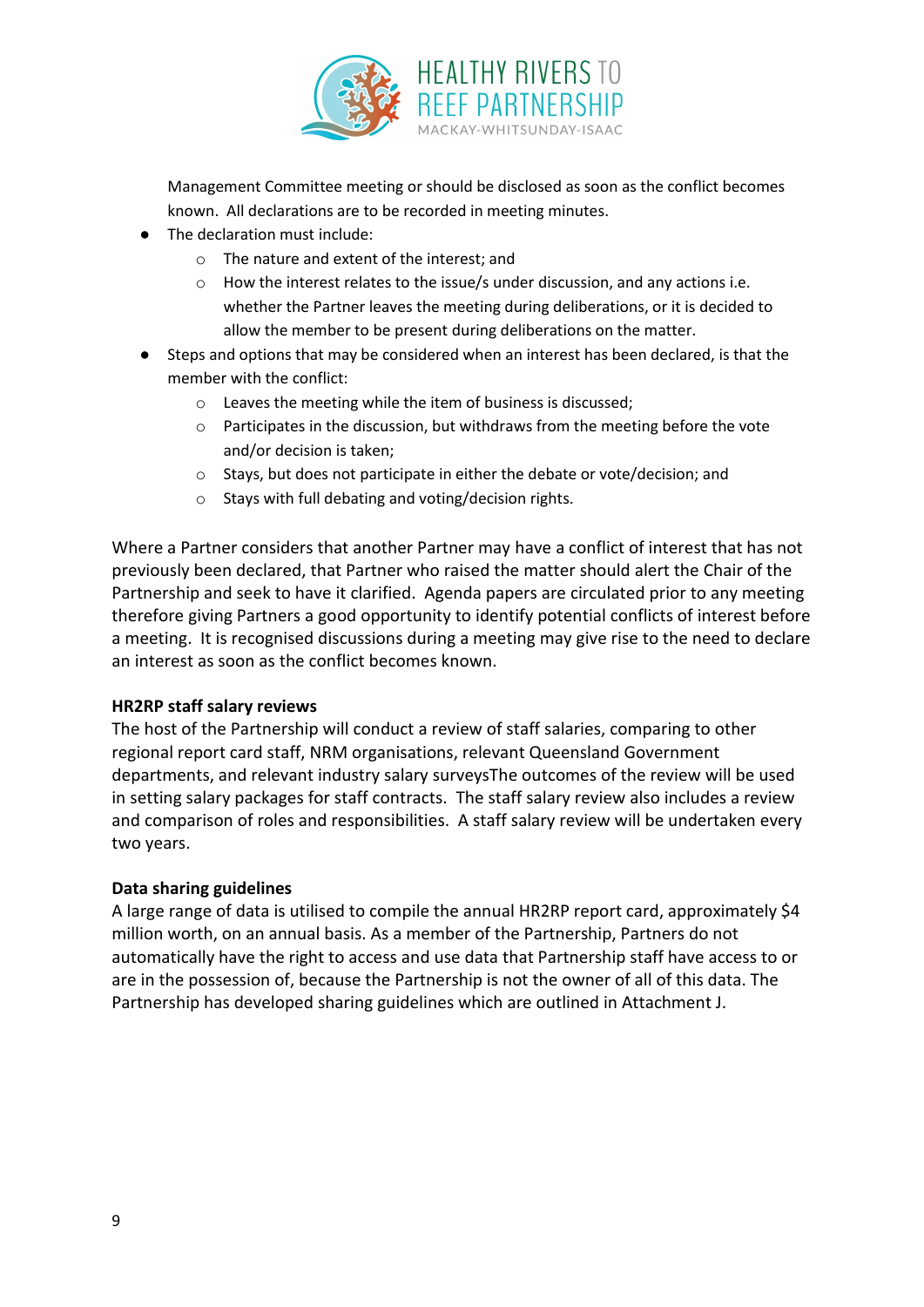Management Committee meeting or should be disclosed as soon as the conflict becomes known. All declarations are to be recorded in meeting minutes.

- The declaration must include:
  - The nature and extent of the interest; and
  - How the interest relates to the issue/s under discussion, and any actions i.e. whether the Partner leaves the meeting during deliberations, or it is decided to allow the member to be present during deliberations on the matter.
- Steps and options that may be considered when an interest has been declared, is that the member with the conflict:
  - Leaves the meeting while the item of business is discussed;
  - Participates in the discussion, but withdraws from the meeting before the vote and/or decision is taken;
  - Stays, but does not participate in either the debate or vote/decision; and
  - Stays with full debating and voting/decision rights.

Where a Partner considers that another Partner may have a conflict of interest that has not previously been declared, that Partner who raised the matter should alert the Chair of the Partnership and seek to have it clarified. Agenda papers are circulated prior to any meeting therefore giving Partners a good opportunity to identify potential conflicts of interest before a meeting. It is recognised discussions during a meeting may give rise to the need to declare an interest as soon as the conflict becomes known.

**HR2RP staff salary reviews**

The host of the Partnership will conduct a review of staff salaries, comparing to other regional report card staff, NRM organisations, relevant Queensland Government departments, and relevant industry salary surveysThe outcomes of the review will be used in setting salary packages for staff contracts. The staff salary review also includes a review and comparison of roles and responsibilities. A staff salary review will be undertaken every two years.

**Data sharing guidelines**

A large range of data is utilised to compile the annual HR2RP report card, approximately $4 million worth, on an annual basis. As a member of the Partnership, Partners do not automatically have the right to access and use data that Partnership staff have access to or are in the possession of, because the Partnership is not the owner of all of this data. The Partnership has developed sharing guidelines which are outlined in Attachment J.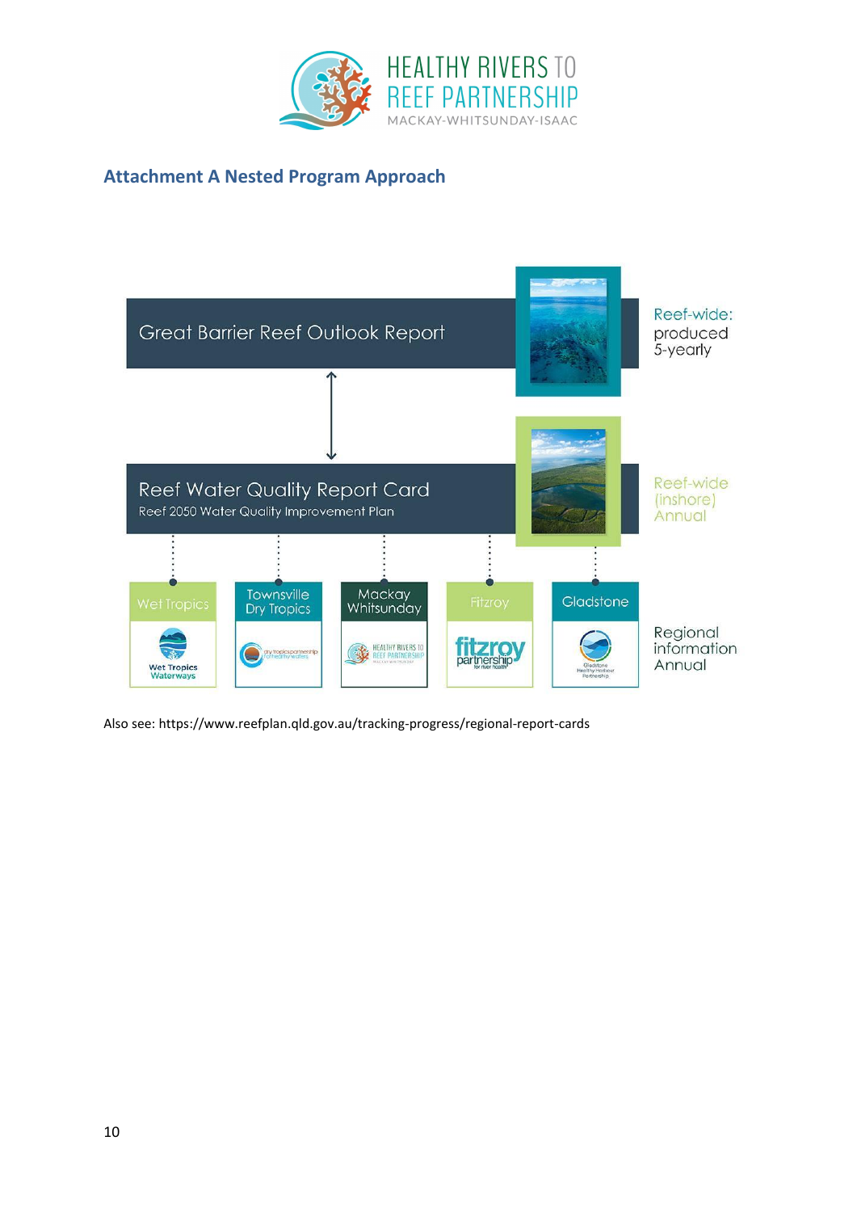## Attachment A Nested Program Approach

Great Barrier Reef Outlook Report — Reef-wide: produced 5-yearly

Reef Water Quality Report Card
Reef 2050 Water Quality Improvement Plan — Reef-wide (inshore) Annual

Wet Tropics | Townsville Dry Tropics | Mackay Whitsunday | Fitzroy | Gladstone — Regional information Annual

Also see: https://www.reefplan.qld.gov.au/tracking-progress/regional-report-cards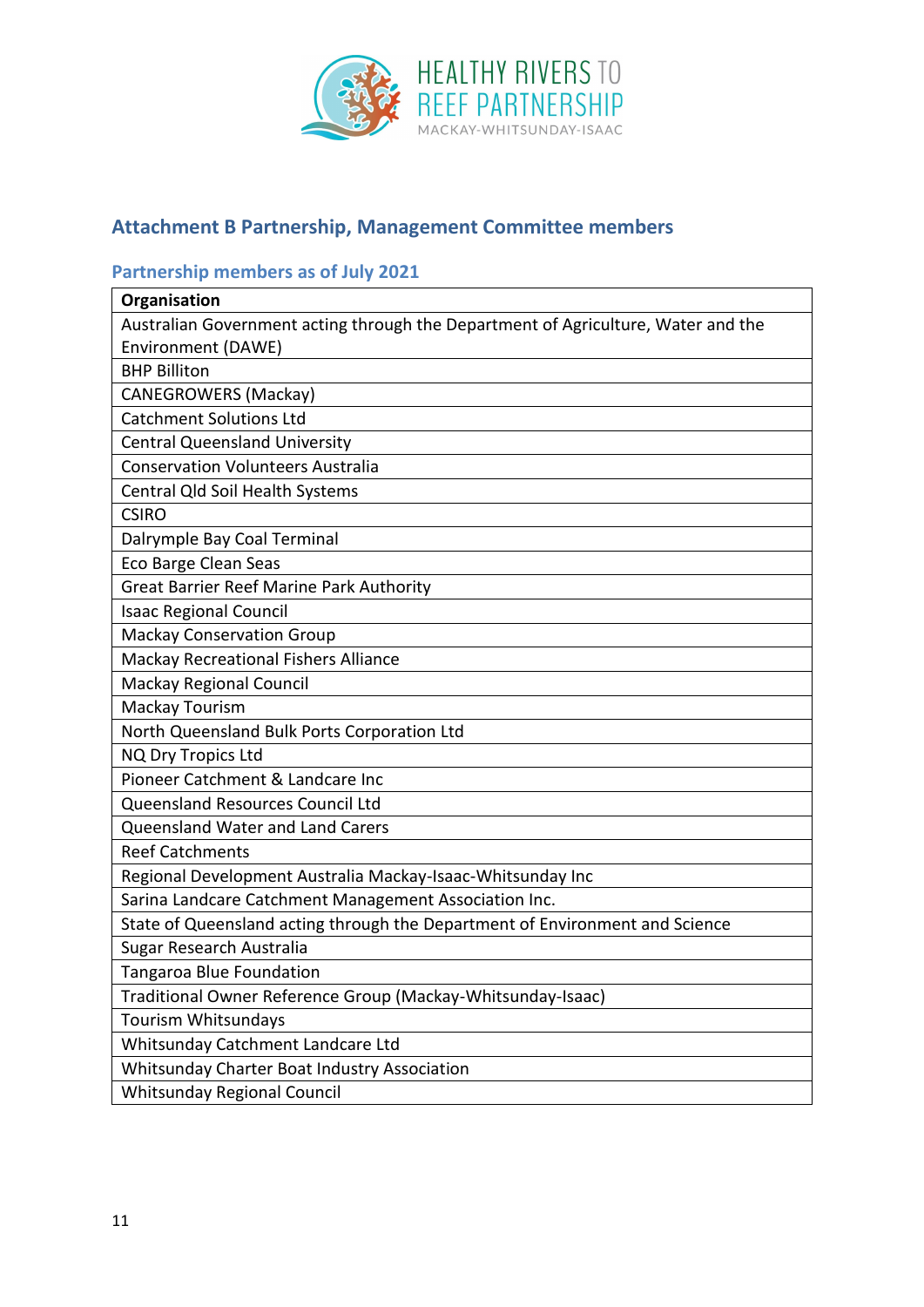## Attachment B Partnership, Management Committee members

### Partnership members as of July 2021

| Organisation |
|---|
| Australian Government acting through the Department of Agriculture, Water and the Environment (DAWE) |
| BHP Billiton |
| CANEGROWERS (Mackay) |
| Catchment Solutions Ltd |
| Central Queensland University |
| Conservation Volunteers Australia |
| Central Qld Soil Health Systems |
| CSIRO |
| Dalrymple Bay Coal Terminal |
| Eco Barge Clean Seas |
| Great Barrier Reef Marine Park Authority |
| Isaac Regional Council |
| Mackay Conservation Group |
| Mackay Recreational Fishers Alliance |
| Mackay Regional Council |
| Mackay Tourism |
| North Queensland Bulk Ports Corporation Ltd |
| NQ Dry Tropics Ltd |
| Pioneer Catchment & Landcare Inc |
| Queensland Resources Council Ltd |
| Queensland Water and Land Carers |
| Reef Catchments |
| Regional Development Australia Mackay-Isaac-Whitsunday Inc |
| Sarina Landcare Catchment Management Association Inc. |
| State of Queensland acting through the Department of Environment and Science |
| Sugar Research Australia |
| Tangaroa Blue Foundation |
| Traditional Owner Reference Group (Mackay-Whitsunday-Isaac) |
| Tourism Whitsundays |
| Whitsunday Catchment Landcare Ltd |
| Whitsunday Charter Boat Industry Association |
| Whitsunday Regional Council |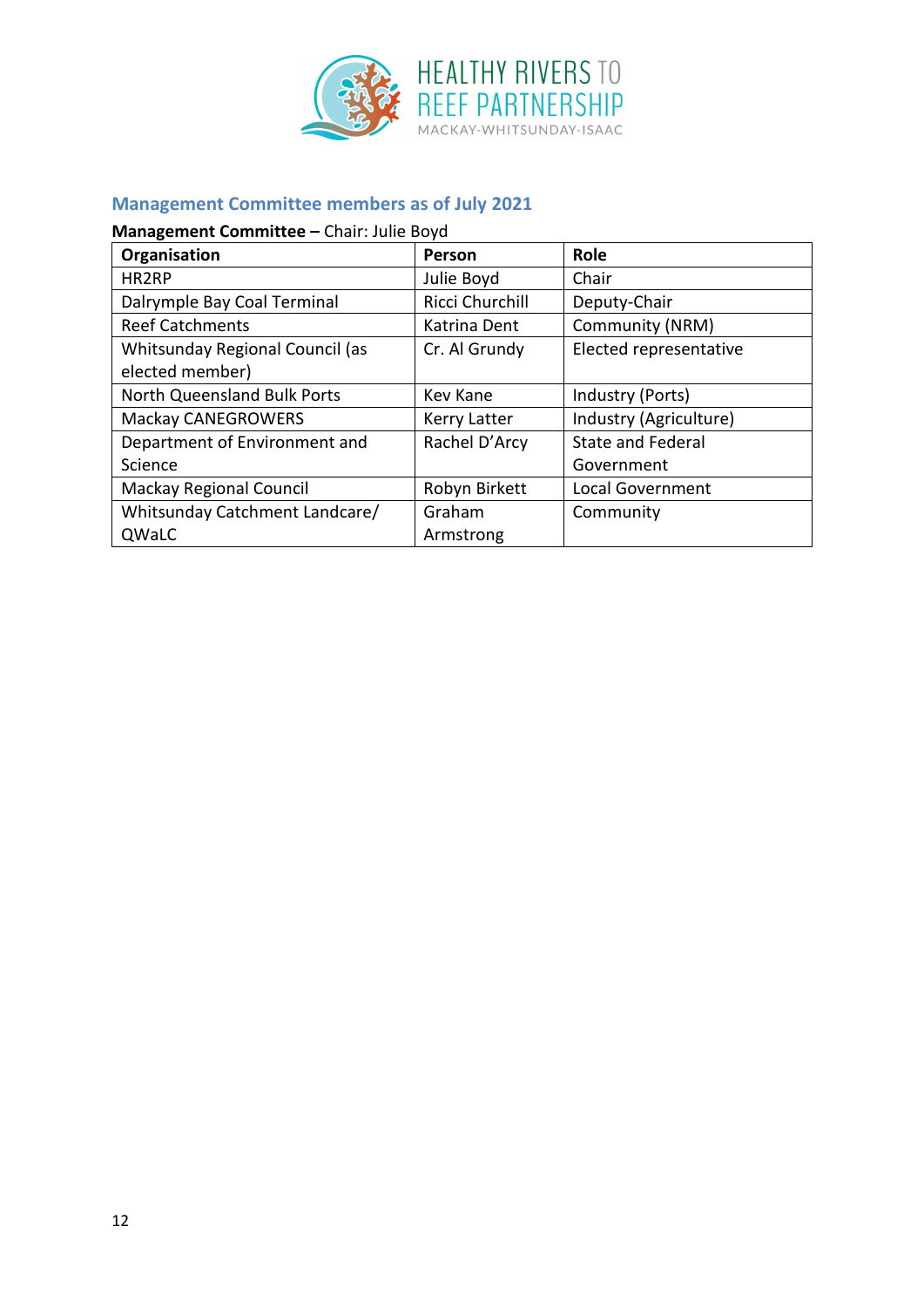## Management Committee members as of July 2021

**Management Committee –** Chair: Julie Boyd

| Organisation | Person | Role |
|---|---|---|
| HR2RP | Julie Boyd | Chair |
| Dalrymple Bay Coal Terminal | Ricci Churchill | Deputy-Chair |
| Reef Catchments | Katrina Dent | Community (NRM) |
| Whitsunday Regional Council (as elected member) | Cr. Al Grundy | Elected representative |
| North Queensland Bulk Ports | Kev Kane | Industry (Ports) |
| Mackay CANEGROWERS | Kerry Latter | Industry (Agriculture) |
| Department of Environment and Science | Rachel D'Arcy | State and Federal Government |
| Mackay Regional Council | Robyn Birkett | Local Government |
| Whitsunday Catchment Landcare/ QWaLC | Graham Armstrong | Community |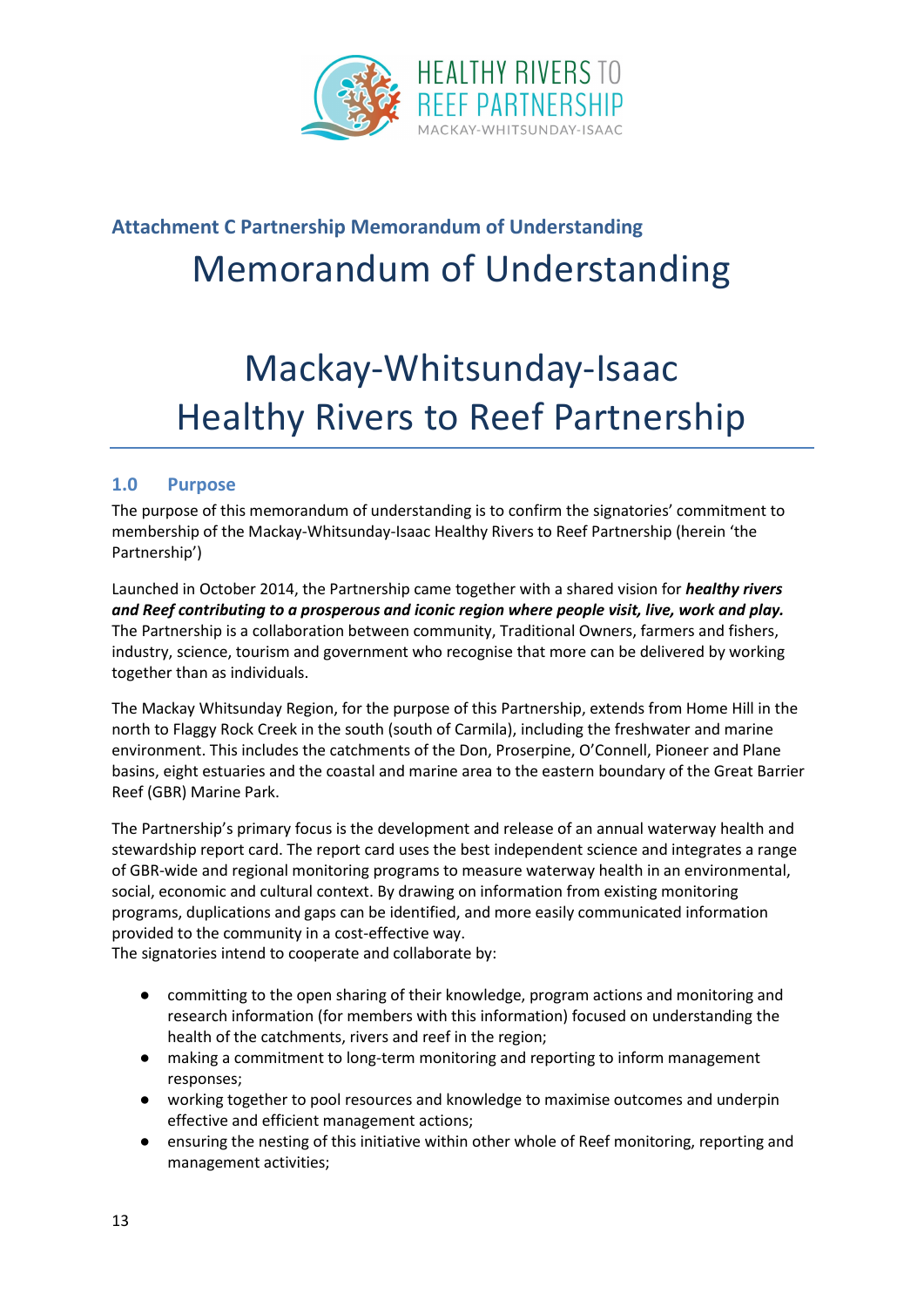HEALTHY RIVERS TO REEF PARTNERSHIP
MACKAY-WHITSUNDAY-ISAAC

**Attachment C Partnership Memorandum of Understanding**

# Memorandum of Understanding

# Mackay-Whitsunday-Isaac Healthy Rivers to Reef Partnership

## 1.0 Purpose

The purpose of this memorandum of understanding is to confirm the signatories' commitment to membership of the Mackay-Whitsunday-Isaac Healthy Rivers to Reef Partnership (herein 'the Partnership')

Launched in October 2014, the Partnership came together with a shared vision for ***healthy rivers and Reef contributing to a prosperous and iconic region where people visit, live, work and play.*** The Partnership is a collaboration between community, Traditional Owners, farmers and fishers, industry, science, tourism and government who recognise that more can be delivered by working together than as individuals.

The Mackay Whitsunday Region, for the purpose of this Partnership, extends from Home Hill in the north to Flaggy Rock Creek in the south (south of Carmila), including the freshwater and marine environment. This includes the catchments of the Don, Proserpine, O'Connell, Pioneer and Plane basins, eight estuaries and the coastal and marine area to the eastern boundary of the Great Barrier Reef (GBR) Marine Park.

The Partnership's primary focus is the development and release of an annual waterway health and stewardship report card. The report card uses the best independent science and integrates a range of GBR-wide and regional monitoring programs to measure waterway health in an environmental, social, economic and cultural context. By drawing on information from existing monitoring programs, duplications and gaps can be identified, and more easily communicated information provided to the community in a cost-effective way.
The signatories intend to cooperate and collaborate by:

- committing to the open sharing of their knowledge, program actions and monitoring and research information (for members with this information) focused on understanding the health of the catchments, rivers and reef in the region;
- making a commitment to long-term monitoring and reporting to inform management responses;
- working together to pool resources and knowledge to maximise outcomes and underpin effective and efficient management actions;
- ensuring the nesting of this initiative within other whole of Reef monitoring, reporting and management activities;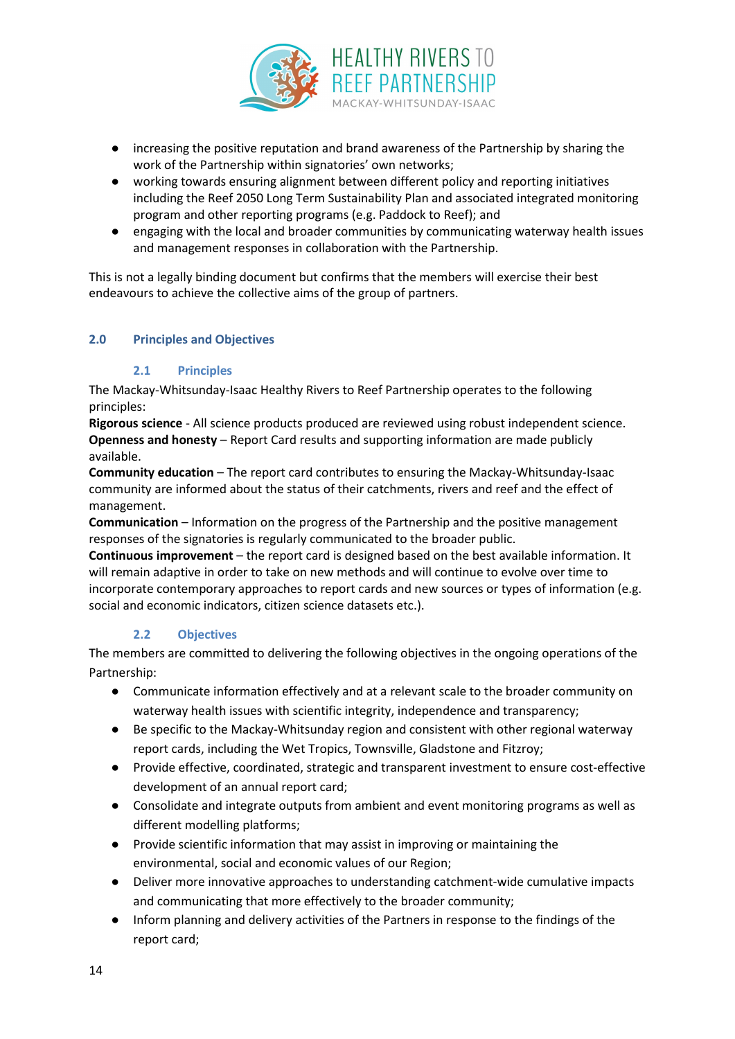- increasing the positive reputation and brand awareness of the Partnership by sharing the work of the Partnership within signatories' own networks;
- working towards ensuring alignment between different policy and reporting initiatives including the Reef 2050 Long Term Sustainability Plan and associated integrated monitoring program and other reporting programs (e.g. Paddock to Reef); and
- engaging with the local and broader communities by communicating waterway health issues and management responses in collaboration with the Partnership.

This is not a legally binding document but confirms that the members will exercise their best endeavours to achieve the collective aims of the group of partners.

## 2.0 Principles and Objectives

### 2.1 Principles

The Mackay-Whitsunday-Isaac Healthy Rivers to Reef Partnership operates to the following principles:

**Rigorous science** - All science products produced are reviewed using robust independent science.

**Openness and honesty** – Report Card results and supporting information are made publicly available.

**Community education** – The report card contributes to ensuring the Mackay-Whitsunday-Isaac community are informed about the status of their catchments, rivers and reef and the effect of management.

**Communication** – Information on the progress of the Partnership and the positive management responses of the signatories is regularly communicated to the broader public.

**Continuous improvement** – the report card is designed based on the best available information. It will remain adaptive in order to take on new methods and will continue to evolve over time to incorporate contemporary approaches to report cards and new sources or types of information (e.g. social and economic indicators, citizen science datasets etc.).

### 2.2 Objectives

The members are committed to delivering the following objectives in the ongoing operations of the Partnership:

- Communicate information effectively and at a relevant scale to the broader community on waterway health issues with scientific integrity, independence and transparency;
- Be specific to the Mackay-Whitsunday region and consistent with other regional waterway report cards, including the Wet Tropics, Townsville, Gladstone and Fitzroy;
- Provide effective, coordinated, strategic and transparent investment to ensure cost-effective development of an annual report card;
- Consolidate and integrate outputs from ambient and event monitoring programs as well as different modelling platforms;
- Provide scientific information that may assist in improving or maintaining the environmental, social and economic values of our Region;
- Deliver more innovative approaches to understanding catchment-wide cumulative impacts and communicating that more effectively to the broader community;
- Inform planning and delivery activities of the Partners in response to the findings of the report card;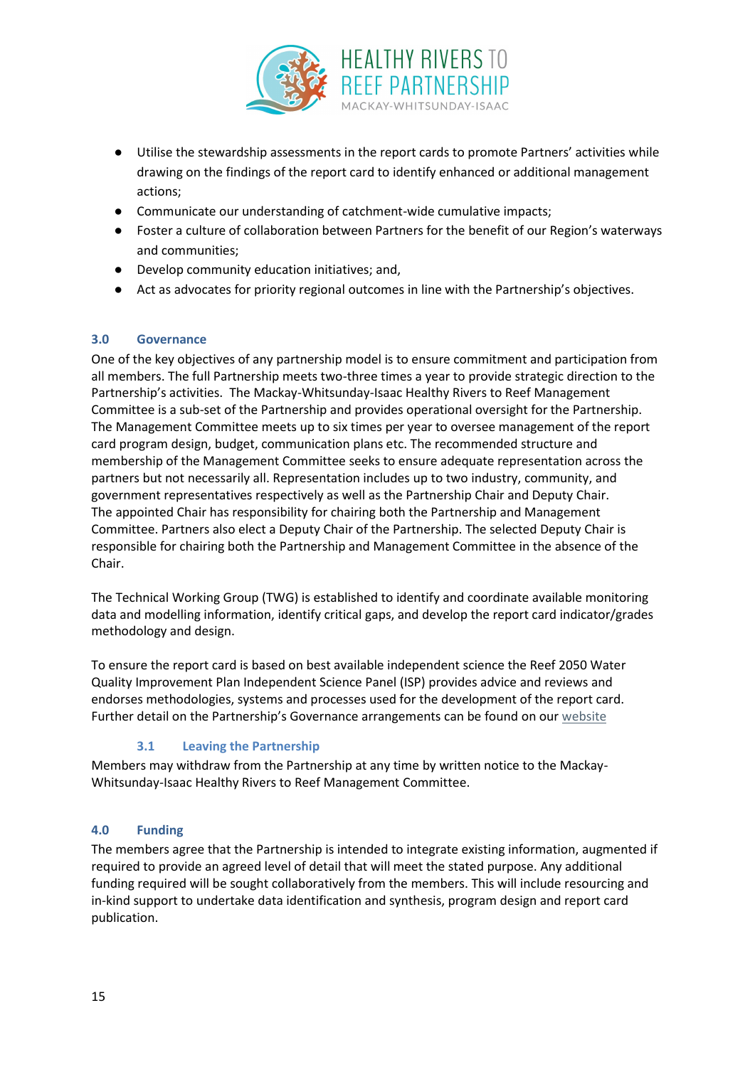- Utilise the stewardship assessments in the report cards to promote Partners' activities while drawing on the findings of the report card to identify enhanced or additional management actions;
- Communicate our understanding of catchment-wide cumulative impacts;
- Foster a culture of collaboration between Partners for the benefit of our Region's waterways and communities;
- Develop community education initiatives; and,
- Act as advocates for priority regional outcomes in line with the Partnership's objectives.

## 3.0 Governance

One of the key objectives of any partnership model is to ensure commitment and participation from all members. The full Partnership meets two-three times a year to provide strategic direction to the Partnership's activities. The Mackay-Whitsunday-Isaac Healthy Rivers to Reef Management Committee is a sub-set of the Partnership and provides operational oversight for the Partnership. The Management Committee meets up to six times per year to oversee management of the report card program design, budget, communication plans etc. The recommended structure and membership of the Management Committee seeks to ensure adequate representation across the partners but not necessarily all. Representation includes up to two industry, community, and government representatives respectively as well as the Partnership Chair and Deputy Chair. The appointed Chair has responsibility for chairing both the Partnership and Management Committee. Partners also elect a Deputy Chair of the Partnership. The selected Deputy Chair is responsible for chairing both the Partnership and Management Committee in the absence of the Chair.

The Technical Working Group (TWG) is established to identify and coordinate available monitoring data and modelling information, identify critical gaps, and develop the report card indicator/grades methodology and design.

To ensure the report card is based on best available independent science the Reef 2050 Water Quality Improvement Plan Independent Science Panel (ISP) provides advice and reviews and endorses methodologies, systems and processes used for the development of the report card. Further detail on the Partnership's Governance arrangements can be found on our website

### 3.1 Leaving the Partnership

Members may withdraw from the Partnership at any time by written notice to the Mackay-Whitsunday-Isaac Healthy Rivers to Reef Management Committee.

## 4.0 Funding

The members agree that the Partnership is intended to integrate existing information, augmented if required to provide an agreed level of detail that will meet the stated purpose. Any additional funding required will be sought collaboratively from the members. This will include resourcing and in-kind support to undertake data identification and synthesis, program design and report card publication.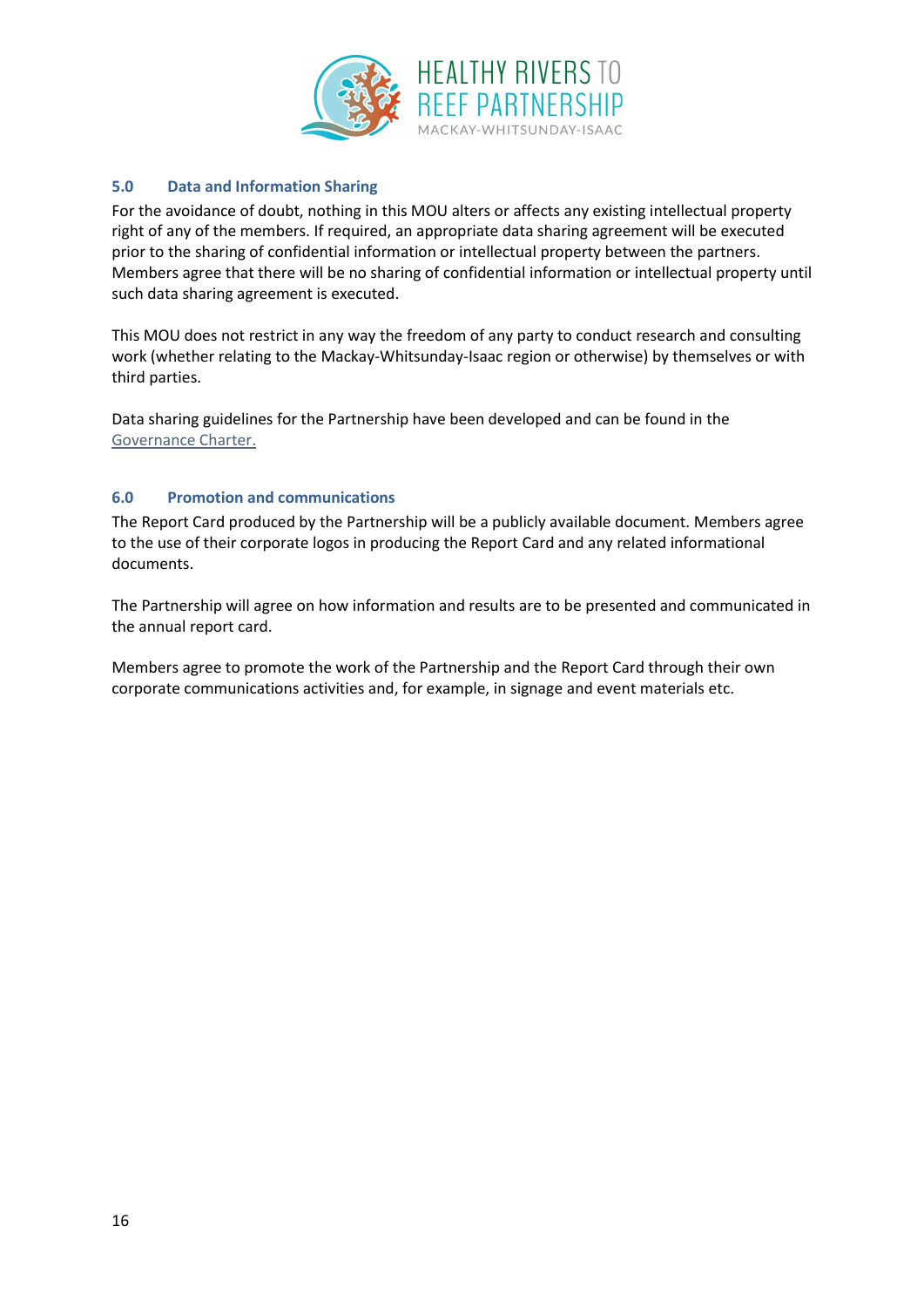## 5.0 Data and Information Sharing

For the avoidance of doubt, nothing in this MOU alters or affects any existing intellectual property right of any of the members. If required, an appropriate data sharing agreement will be executed prior to the sharing of confidential information or intellectual property between the partners. Members agree that there will be no sharing of confidential information or intellectual property until such data sharing agreement is executed.

This MOU does not restrict in any way the freedom of any party to conduct research and consulting work (whether relating to the Mackay-Whitsunday-Isaac region or otherwise) by themselves or with third parties.

Data sharing guidelines for the Partnership have been developed and can be found in the Governance Charter.

## 6.0 Promotion and communications

The Report Card produced by the Partnership will be a publicly available document. Members agree to the use of their corporate logos in producing the Report Card and any related informational documents.

The Partnership will agree on how information and results are to be presented and communicated in the annual report card.

Members agree to promote the work of the Partnership and the Report Card through their own corporate communications activities and, for example, in signage and event materials etc.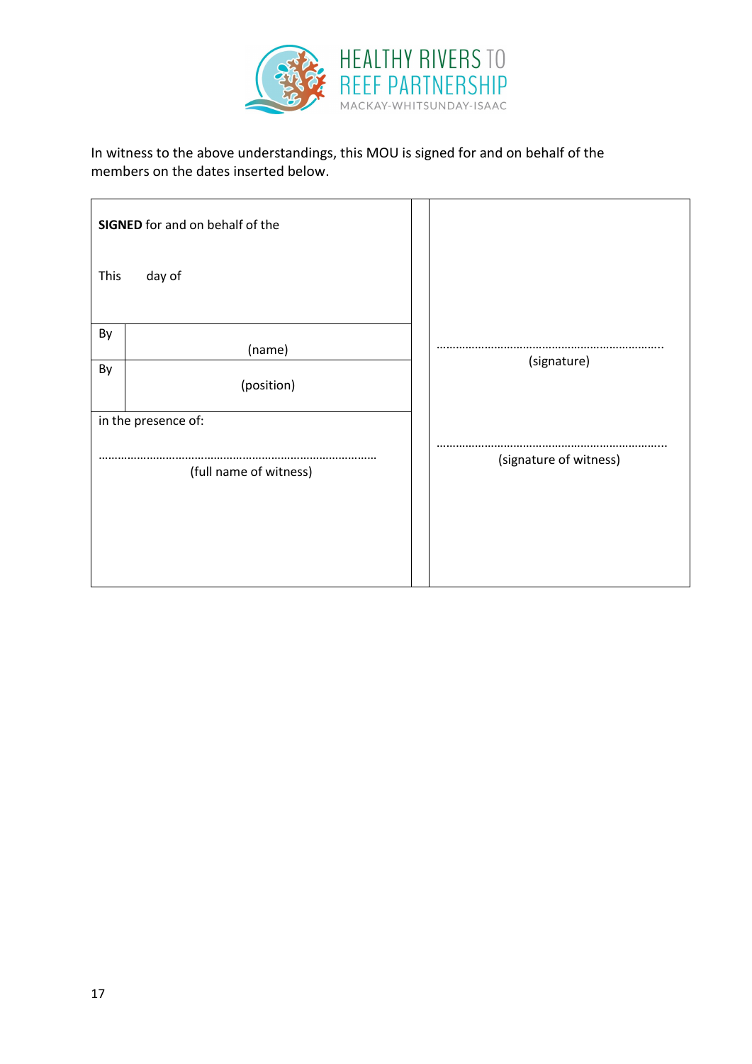In witness to the above understandings, this MOU is signed for and on behalf of the members on the dates inserted below.

| | | | |
|---|---|---|---|
| **SIGNED** for and on behalf of the<br><br>This day of | | | |
| By | (name) | | ………………………………………………………….<br>(signature) |
| By | (position) | | |
| in the presence of:<br><br>……………………………………………………………………<br>(full name of witness) | | | ………………………………………………………….<br>(signature of witness) |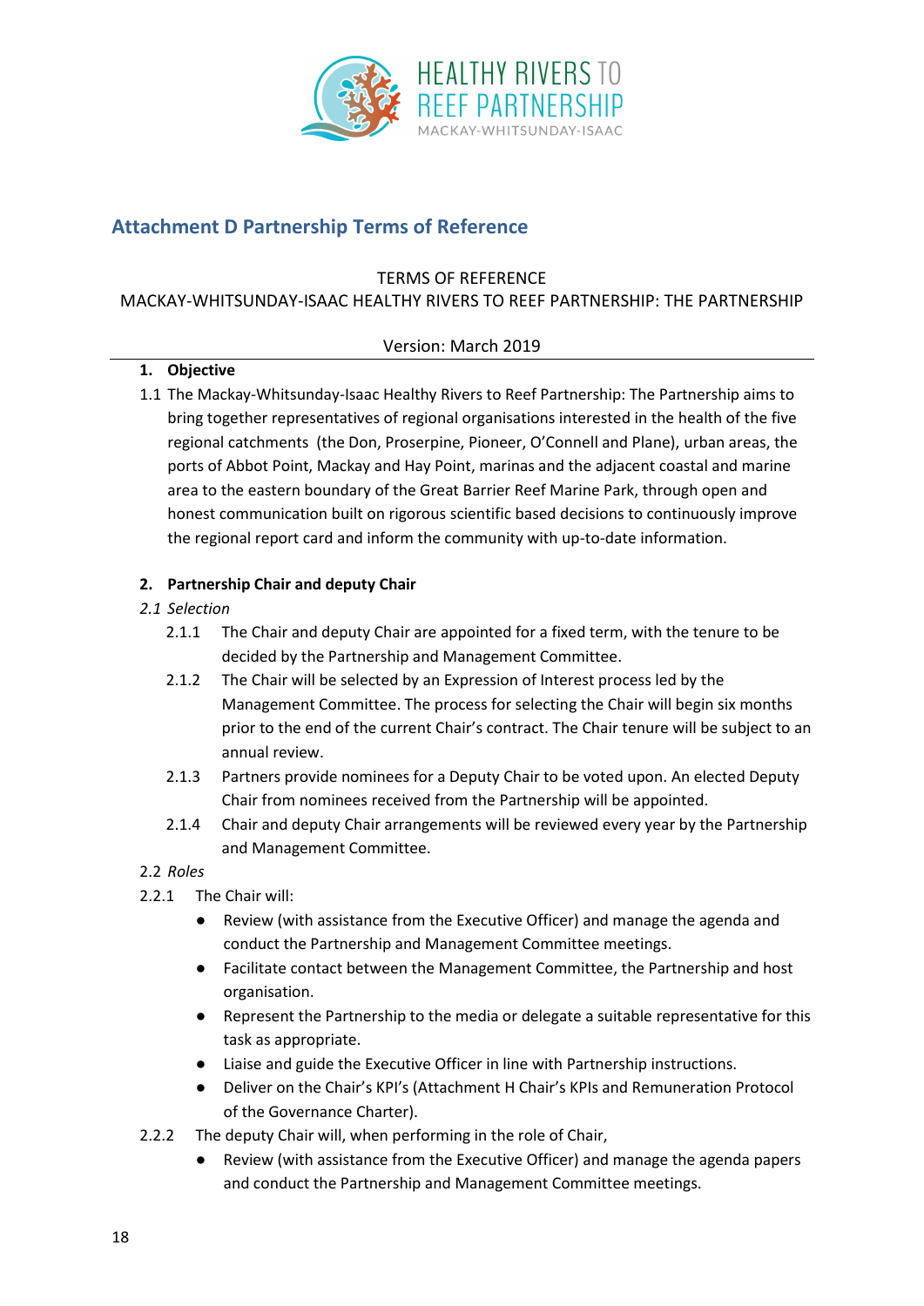## Attachment D Partnership Terms of Reference

TERMS OF REFERENCE

MACKAY-WHITSUNDAY-ISAAC HEALTHY RIVERS TO REEF PARTNERSHIP: THE PARTNERSHIP

Version: March 2019

**1. Objective**

1.1 The Mackay-Whitsunday-Isaac Healthy Rivers to Reef Partnership: The Partnership aims to bring together representatives of regional organisations interested in the health of the five regional catchments (the Don, Proserpine, Pioneer, O'Connell and Plane), urban areas, the ports of Abbot Point, Mackay and Hay Point, marinas and the adjacent coastal and marine area to the eastern boundary of the Great Barrier Reef Marine Park, through open and honest communication built on rigorous scientific based decisions to continuously improve the regional report card and inform the community with up-to-date information.

**2. Partnership Chair and deputy Chair**

*2.1 Selection*

2.1.1 The Chair and deputy Chair are appointed for a fixed term, with the tenure to be decided by the Partnership and Management Committee.

2.1.2 The Chair will be selected by an Expression of Interest process led by the Management Committee. The process for selecting the Chair will begin six months prior to the end of the current Chair's contract. The Chair tenure will be subject to an annual review.

2.1.3 Partners provide nominees for a Deputy Chair to be voted upon. An elected Deputy Chair from nominees received from the Partnership will be appointed.

2.1.4 Chair and deputy Chair arrangements will be reviewed every year by the Partnership and Management Committee.

2.2 *Roles*

2.2.1 The Chair will:

- Review (with assistance from the Executive Officer) and manage the agenda and conduct the Partnership and Management Committee meetings.
- Facilitate contact between the Management Committee, the Partnership and host organisation.
- Represent the Partnership to the media or delegate a suitable representative for this task as appropriate.
- Liaise and guide the Executive Officer in line with Partnership instructions.
- Deliver on the Chair's KPI's (Attachment H Chair's KPIs and Remuneration Protocol of the Governance Charter).

2.2.2 The deputy Chair will, when performing in the role of Chair,

- Review (with assistance from the Executive Officer) and manage the agenda papers and conduct the Partnership and Management Committee meetings.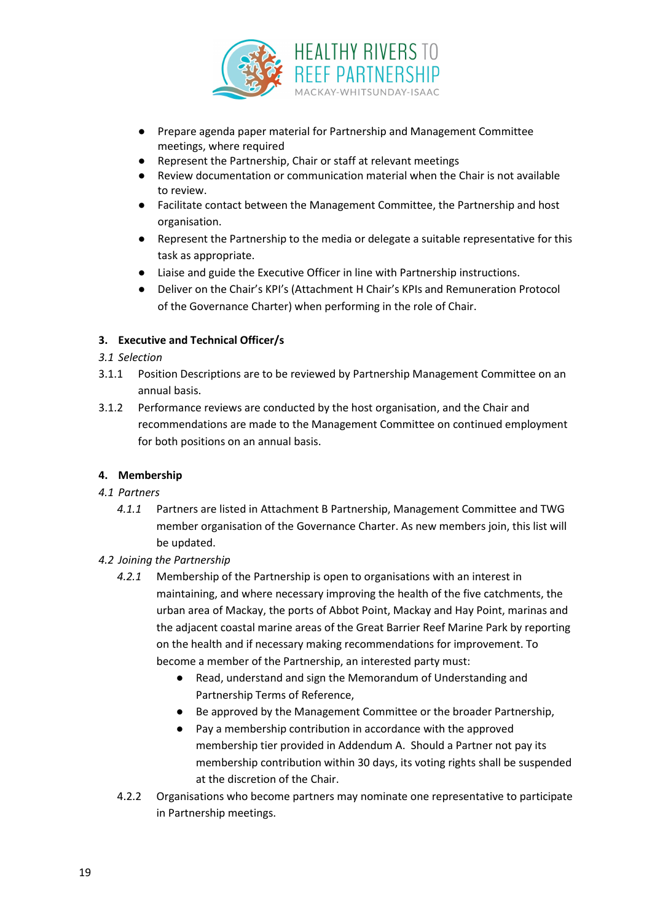- Prepare agenda paper material for Partnership and Management Committee meetings, where required
- Represent the Partnership, Chair or staff at relevant meetings
- Review documentation or communication material when the Chair is not available to review.
- Facilitate contact between the Management Committee, the Partnership and host organisation.
- Represent the Partnership to the media or delegate a suitable representative for this task as appropriate.
- Liaise and guide the Executive Officer in line with Partnership instructions.
- Deliver on the Chair's KPI's (Attachment H Chair's KPIs and Remuneration Protocol of the Governance Charter) when performing in the role of Chair.

## 3. Executive and Technical Officer/s

*3.1 Selection*

3.1.1 Position Descriptions are to be reviewed by Partnership Management Committee on an annual basis.

3.1.2 Performance reviews are conducted by the host organisation, and the Chair and recommendations are made to the Management Committee on continued employment for both positions on an annual basis.

## 4. Membership

*4.1 Partners*

*4.1.1* Partners are listed in Attachment B Partnership, Management Committee and TWG member organisation of the Governance Charter. As new members join, this list will be updated.

*4.2 Joining the Partnership*

*4.2.1* Membership of the Partnership is open to organisations with an interest in maintaining, and where necessary improving the health of the five catchments, the urban area of Mackay, the ports of Abbot Point, Mackay and Hay Point, marinas and the adjacent coastal marine areas of the Great Barrier Reef Marine Park by reporting on the health and if necessary making recommendations for improvement. To become a member of the Partnership, an interested party must:

- Read, understand and sign the Memorandum of Understanding and Partnership Terms of Reference,
- Be approved by the Management Committee or the broader Partnership,
- Pay a membership contribution in accordance with the approved membership tier provided in Addendum A. Should a Partner not pay its membership contribution within 30 days, its voting rights shall be suspended at the discretion of the Chair.

4.2.2 Organisations who become partners may nominate one representative to participate in Partnership meetings.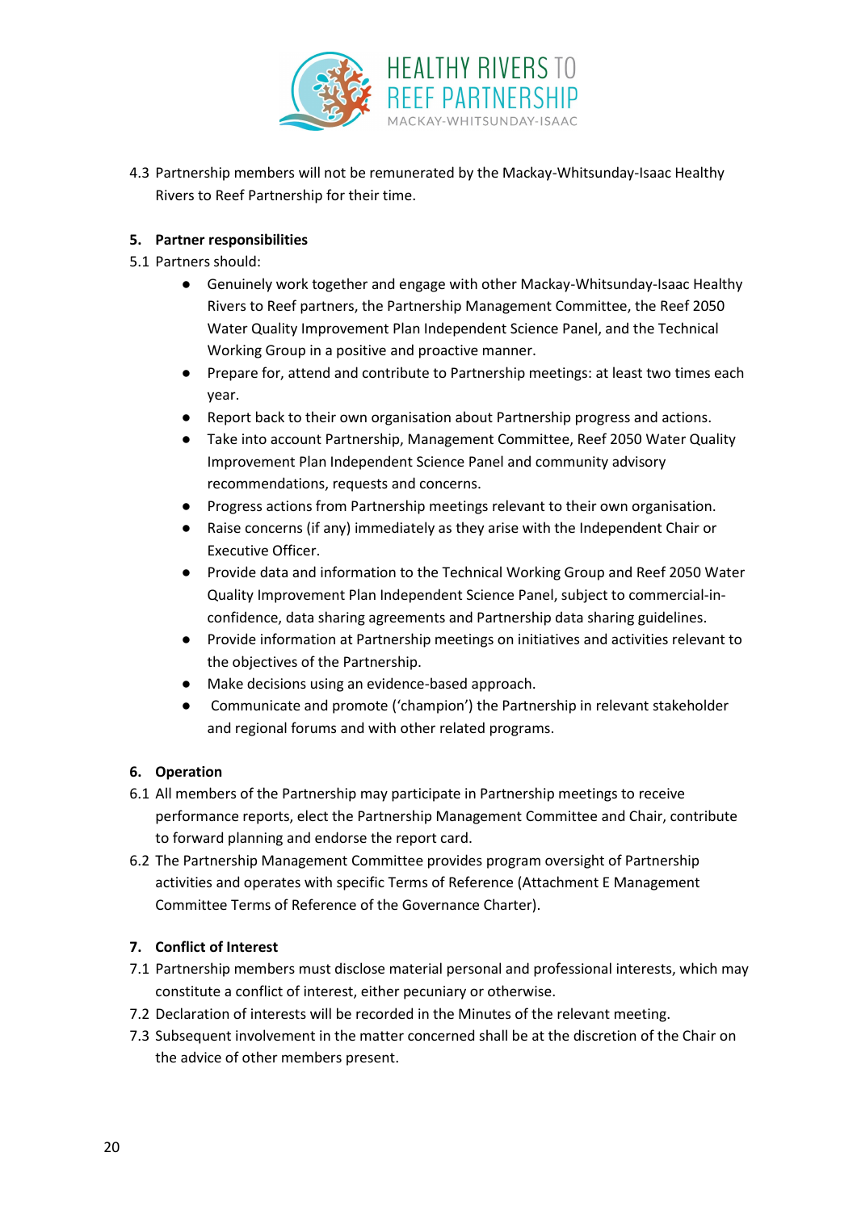4.3 Partnership members will not be remunerated by the Mackay-Whitsunday-Isaac Healthy Rivers to Reef Partnership for their time.

**5. Partner responsibilities**

5.1 Partners should:

- Genuinely work together and engage with other Mackay-Whitsunday-Isaac Healthy Rivers to Reef partners, the Partnership Management Committee, the Reef 2050 Water Quality Improvement Plan Independent Science Panel, and the Technical Working Group in a positive and proactive manner.
- Prepare for, attend and contribute to Partnership meetings: at least two times each year.
- Report back to their own organisation about Partnership progress and actions.
- Take into account Partnership, Management Committee, Reef 2050 Water Quality Improvement Plan Independent Science Panel and community advisory recommendations, requests and concerns.
- Progress actions from Partnership meetings relevant to their own organisation.
- Raise concerns (if any) immediately as they arise with the Independent Chair or Executive Officer.
- Provide data and information to the Technical Working Group and Reef 2050 Water Quality Improvement Plan Independent Science Panel, subject to commercial-in-confidence, data sharing agreements and Partnership data sharing guidelines.
- Provide information at Partnership meetings on initiatives and activities relevant to the objectives of the Partnership.
- Make decisions using an evidence-based approach.
- Communicate and promote ('champion') the Partnership in relevant stakeholder and regional forums and with other related programs.

**6. Operation**

6.1 All members of the Partnership may participate in Partnership meetings to receive performance reports, elect the Partnership Management Committee and Chair, contribute to forward planning and endorse the report card.

6.2 The Partnership Management Committee provides program oversight of Partnership activities and operates with specific Terms of Reference (Attachment E Management Committee Terms of Reference of the Governance Charter).

**7. Conflict of Interest**

7.1 Partnership members must disclose material personal and professional interests, which may constitute a conflict of interest, either pecuniary or otherwise.

7.2 Declaration of interests will be recorded in the Minutes of the relevant meeting.

7.3 Subsequent involvement in the matter concerned shall be at the discretion of the Chair on the advice of other members present.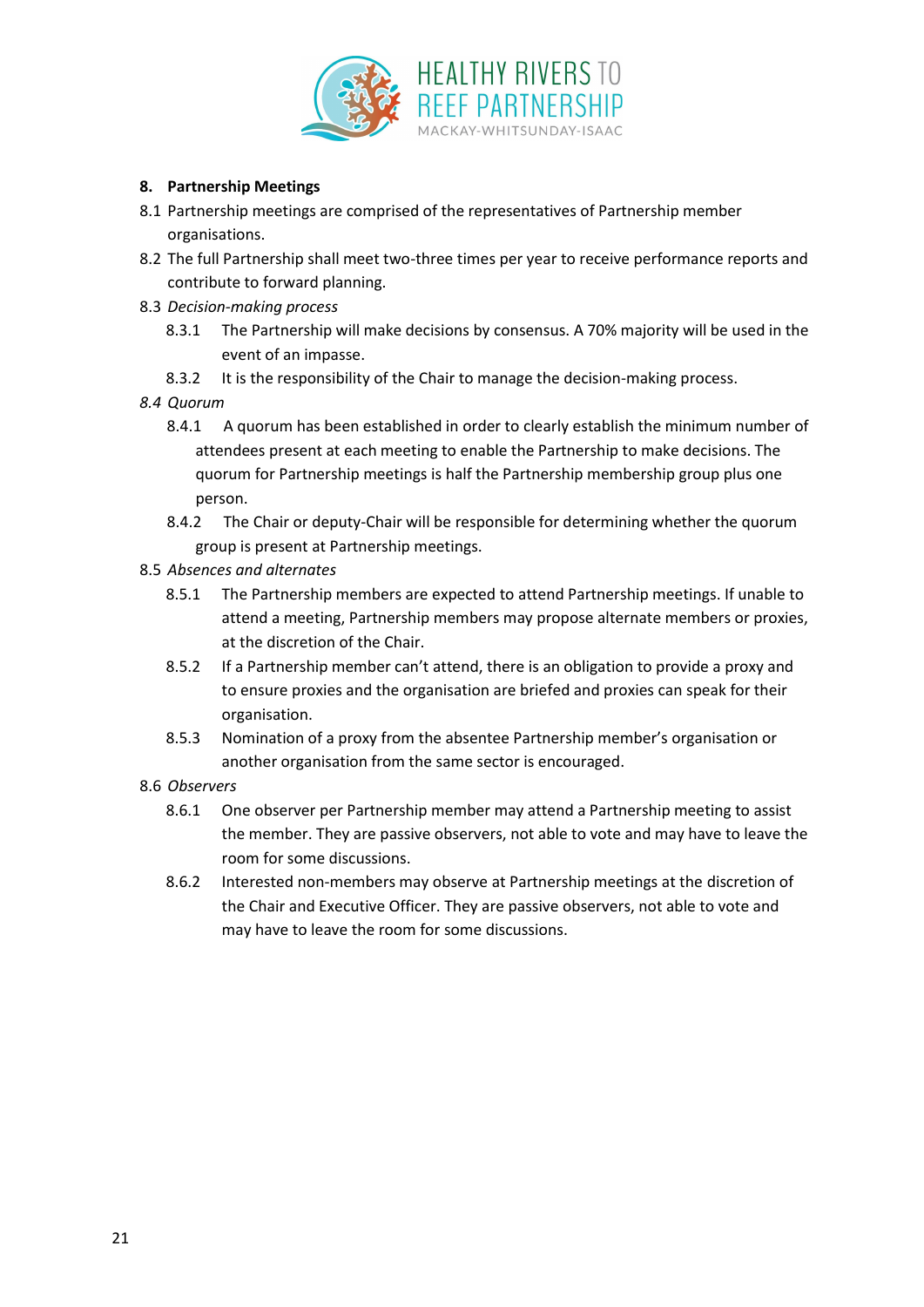## 8. Partnership Meetings

8.1 Partnership meetings are comprised of the representatives of Partnership member organisations.

8.2 The full Partnership shall meet two-three times per year to receive performance reports and contribute to forward planning.

8.3 *Decision-making process*

8.3.1 The Partnership will make decisions by consensus. A 70% majority will be used in the event of an impasse.

8.3.2 It is the responsibility of the Chair to manage the decision-making process.

*8.4 Quorum*

8.4.1 A quorum has been established in order to clearly establish the minimum number of attendees present at each meeting to enable the Partnership to make decisions. The quorum for Partnership meetings is half the Partnership membership group plus one person.

8.4.2 The Chair or deputy-Chair will be responsible for determining whether the quorum group is present at Partnership meetings.

8.5 *Absences and alternates*

8.5.1 The Partnership members are expected to attend Partnership meetings. If unable to attend a meeting, Partnership members may propose alternate members or proxies, at the discretion of the Chair.

8.5.2 If a Partnership member can't attend, there is an obligation to provide a proxy and to ensure proxies and the organisation are briefed and proxies can speak for their organisation.

8.5.3 Nomination of a proxy from the absentee Partnership member's organisation or another organisation from the same sector is encouraged.

8.6 *Observers*

8.6.1 One observer per Partnership member may attend a Partnership meeting to assist the member. They are passive observers, not able to vote and may have to leave the room for some discussions.

8.6.2 Interested non-members may observe at Partnership meetings at the discretion of the Chair and Executive Officer. They are passive observers, not able to vote and may have to leave the room for some discussions.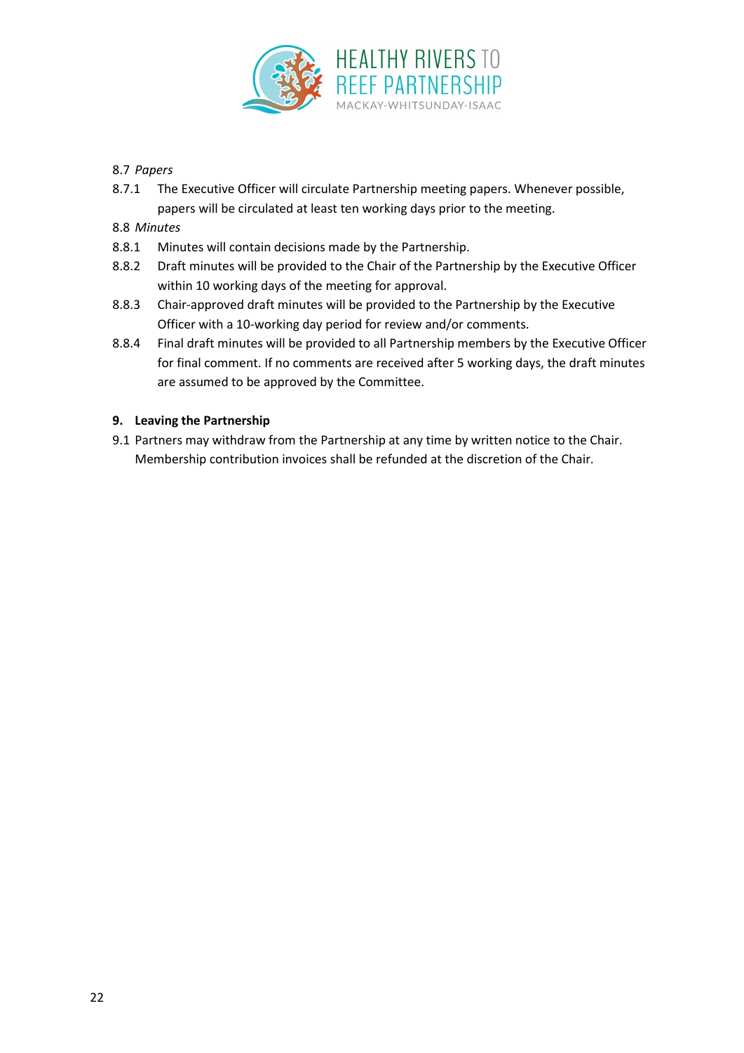8.7 *Papers*

8.7.1 The Executive Officer will circulate Partnership meeting papers. Whenever possible, papers will be circulated at least ten working days prior to the meeting.

8.8 *Minutes*

8.8.1 Minutes will contain decisions made by the Partnership.

8.8.2 Draft minutes will be provided to the Chair of the Partnership by the Executive Officer within 10 working days of the meeting for approval.

8.8.3 Chair-approved draft minutes will be provided to the Partnership by the Executive Officer with a 10-working day period for review and/or comments.

8.8.4 Final draft minutes will be provided to all Partnership members by the Executive Officer for final comment. If no comments are received after 5 working days, the draft minutes are assumed to be approved by the Committee.

## 9. Leaving the Partnership

9.1 Partners may withdraw from the Partnership at any time by written notice to the Chair. Membership contribution invoices shall be refunded at the discretion of the Chair.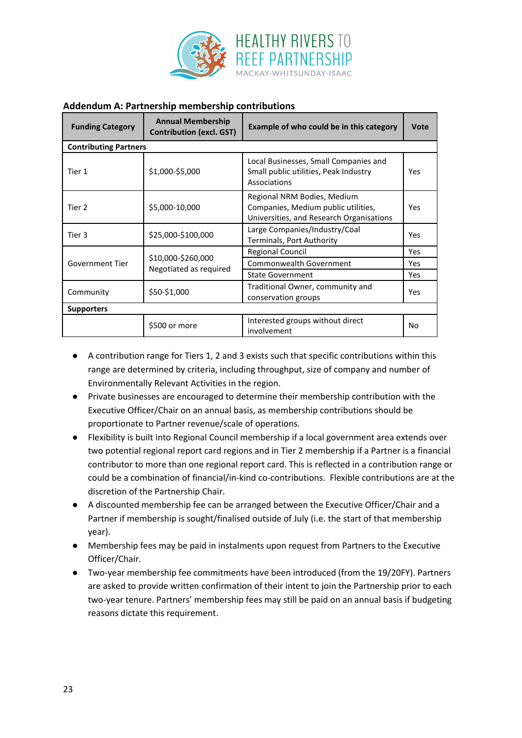### Addendum A: Partnership membership contributions

| Funding Category | Annual Membership Contribution (excl. GST) | Example of who could be in this category | Vote |
|---|---|---|---|
| **Contributing Partners** | | | |
| Tier 1 | $1,000-$5,000 | Local Businesses, Small Companies and Small public utilities, Peak Industry Associations | Yes |
| Tier 2 | $5,000-10,000 | Regional NRM Bodies, Medium Companies, Medium public utilities, Universities, and Research Organisations | Yes |
| Tier 3 | $25,000-$100,000 | Large Companies/Industry/Coal Terminals, Port Authority | Yes |
| Government Tier | $10,000-$260,000 Negotiated as required | Regional Council | Yes |
| | | Commonwealth Government | Yes |
| | | State Government | Yes |
| Community | $50-$1,000 | Traditional Owner, community and conservation groups | Yes |
| **Supporters** | | | |
| | $500 or more | Interested groups without direct involvement | No |

- A contribution range for Tiers 1, 2 and 3 exists such that specific contributions within this range are determined by criteria, including throughput, size of company and number of Environmentally Relevant Activities in the region.
- Private businesses are encouraged to determine their membership contribution with the Executive Officer/Chair on an annual basis, as membership contributions should be proportionate to Partner revenue/scale of operations.
- Flexibility is built into Regional Council membership if a local government area extends over two potential regional report card regions and in Tier 2 membership if a Partner is a financial contributor to more than one regional report card. This is reflected in a contribution range or could be a combination of financial/in-kind co-contributions. Flexible contributions are at the discretion of the Partnership Chair.
- A discounted membership fee can be arranged between the Executive Officer/Chair and a Partner if membership is sought/finalised outside of July (i.e. the start of that membership year).
- Membership fees may be paid in instalments upon request from Partners to the Executive Officer/Chair.
- Two-year membership fee commitments have been introduced (from the 19/20FY). Partners are asked to provide written confirmation of their intent to join the Partnership prior to each two-year tenure. Partners' membership fees may still be paid on an annual basis if budgeting reasons dictate this requirement.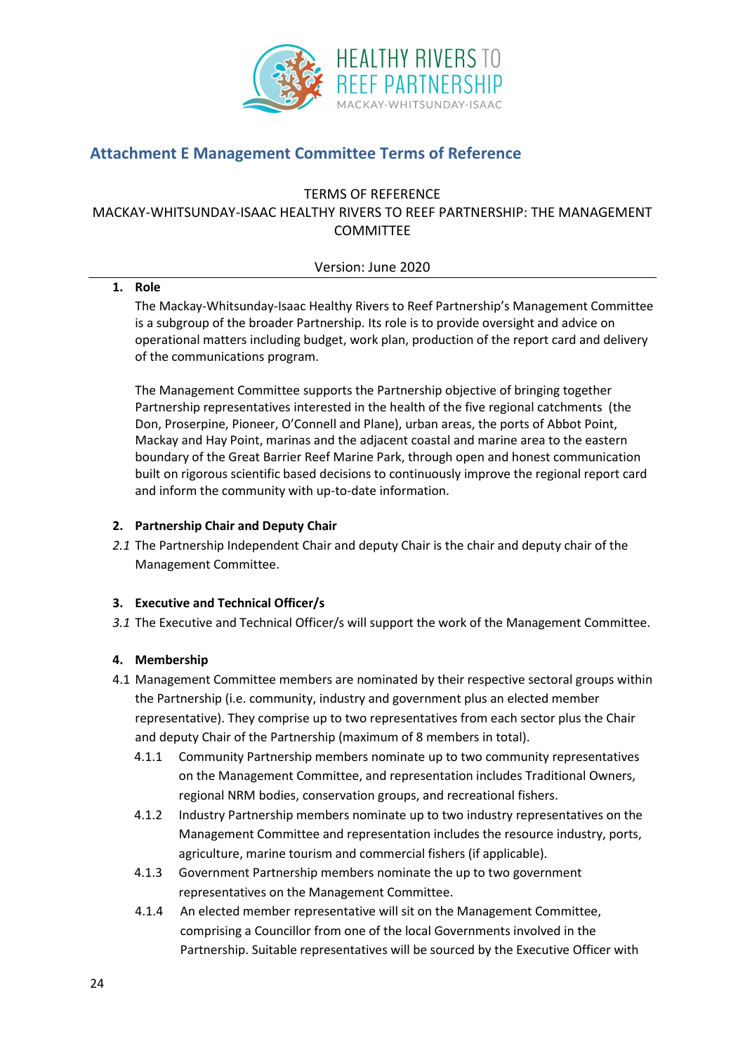## Attachment E Management Committee Terms of Reference

TERMS OF REFERENCE
MACKAY-WHITSUNDAY-ISAAC HEALTHY RIVERS TO REEF PARTNERSHIP: THE MANAGEMENT COMMITTEE

Version: June 2020

### 1. Role

The Mackay-Whitsunday-Isaac Healthy Rivers to Reef Partnership's Management Committee is a subgroup of the broader Partnership. Its role is to provide oversight and advice on operational matters including budget, work plan, production of the report card and delivery of the communications program.

The Management Committee supports the Partnership objective of bringing together Partnership representatives interested in the health of the five regional catchments (the Don, Proserpine, Pioneer, O'Connell and Plane), urban areas, the ports of Abbot Point, Mackay and Hay Point, marinas and the adjacent coastal and marine area to the eastern boundary of the Great Barrier Reef Marine Park, through open and honest communication built on rigorous scientific based decisions to continuously improve the regional report card and inform the community with up-to-date information.

### 2. Partnership Chair and Deputy Chair

*2.1* The Partnership Independent Chair and deputy Chair is the chair and deputy chair of the Management Committee.

### 3. Executive and Technical Officer/s

*3.1* The Executive and Technical Officer/s will support the work of the Management Committee.

### 4. Membership

4.1 Management Committee members are nominated by their respective sectoral groups within the Partnership (i.e. community, industry and government plus an elected member representative). They comprise up to two representatives from each sector plus the Chair and deputy Chair of the Partnership (maximum of 8 members in total).

- 4.1.1 Community Partnership members nominate up to two community representatives on the Management Committee, and representation includes Traditional Owners, regional NRM bodies, conservation groups, and recreational fishers.
- 4.1.2 Industry Partnership members nominate up to two industry representatives on the Management Committee and representation includes the resource industry, ports, agriculture, marine tourism and commercial fishers (if applicable).
- 4.1.3 Government Partnership members nominate the up to two government representatives on the Management Committee.
- 4.1.4 An elected member representative will sit on the Management Committee, comprising a Councillor from one of the local Governments involved in the Partnership. Suitable representatives will be sourced by the Executive Officer with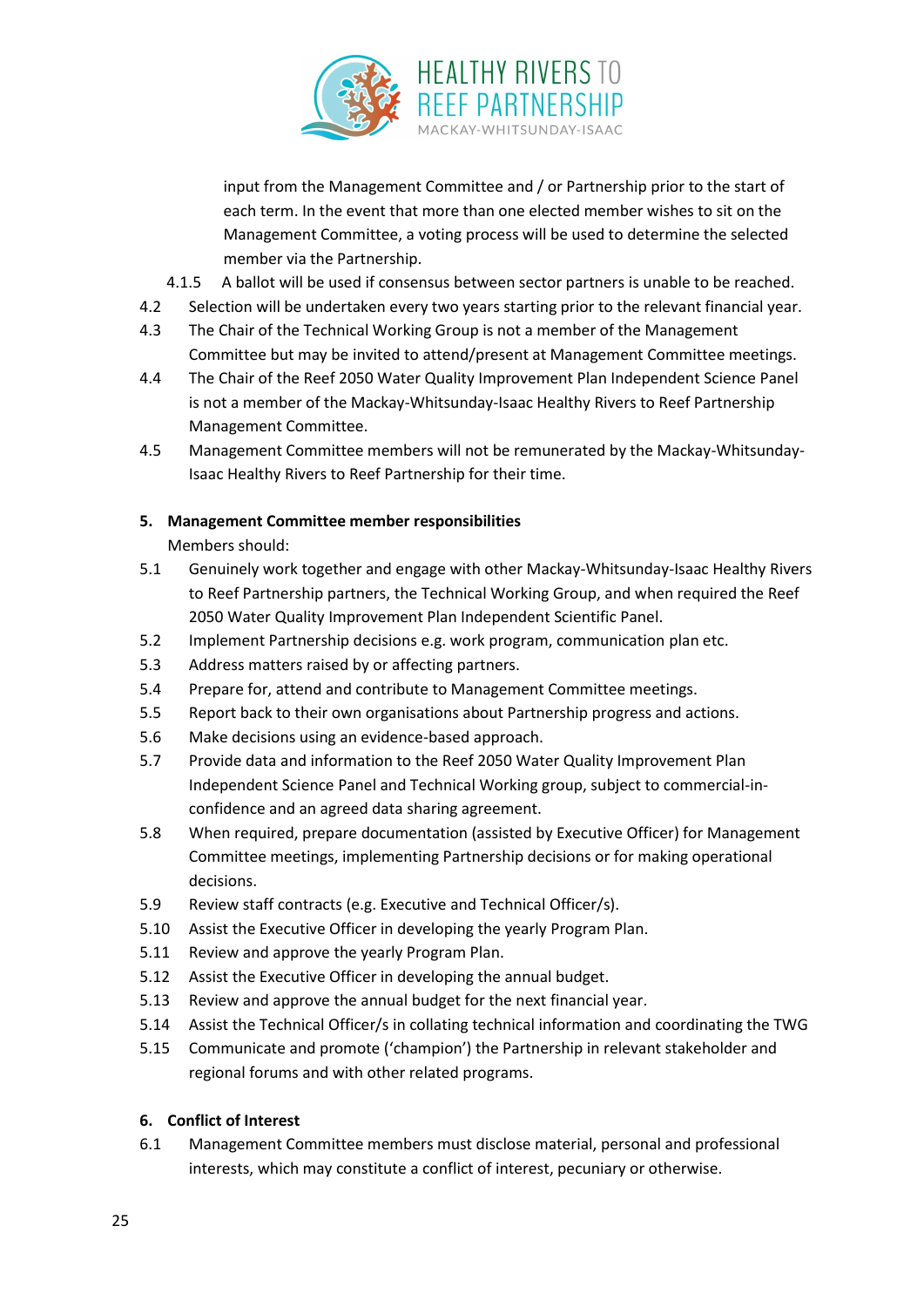input from the Management Committee and / or Partnership prior to the start of each term. In the event that more than one elected member wishes to sit on the Management Committee, a voting process will be used to determine the selected member via the Partnership.

4.1.5 A ballot will be used if consensus between sector partners is unable to be reached.

4.2 Selection will be undertaken every two years starting prior to the relevant financial year.

4.3 The Chair of the Technical Working Group is not a member of the Management Committee but may be invited to attend/present at Management Committee meetings.

4.4 The Chair of the Reef 2050 Water Quality Improvement Plan Independent Science Panel is not a member of the Mackay-Whitsunday-Isaac Healthy Rivers to Reef Partnership Management Committee.

4.5 Management Committee members will not be remunerated by the Mackay-Whitsunday-Isaac Healthy Rivers to Reef Partnership for their time.

**5. Management Committee member responsibilities**

Members should:

5.1 Genuinely work together and engage with other Mackay-Whitsunday-Isaac Healthy Rivers to Reef Partnership partners, the Technical Working Group, and when required the Reef 2050 Water Quality Improvement Plan Independent Scientific Panel.

5.2 Implement Partnership decisions e.g. work program, communication plan etc.

5.3 Address matters raised by or affecting partners.

5.4 Prepare for, attend and contribute to Management Committee meetings.

5.5 Report back to their own organisations about Partnership progress and actions.

5.6 Make decisions using an evidence-based approach.

5.7 Provide data and information to the Reef 2050 Water Quality Improvement Plan Independent Science Panel and Technical Working group, subject to commercial-in-confidence and an agreed data sharing agreement.

5.8 When required, prepare documentation (assisted by Executive Officer) for Management Committee meetings, implementing Partnership decisions or for making operational decisions.

5.9 Review staff contracts (e.g. Executive and Technical Officer/s).

5.10 Assist the Executive Officer in developing the yearly Program Plan.

5.11 Review and approve the yearly Program Plan.

5.12 Assist the Executive Officer in developing the annual budget.

5.13 Review and approve the annual budget for the next financial year.

5.14 Assist the Technical Officer/s in collating technical information and coordinating the TWG

5.15 Communicate and promote ('champion') the Partnership in relevant stakeholder and regional forums and with other related programs.

**6. Conflict of Interest**

6.1 Management Committee members must disclose material, personal and professional interests, which may constitute a conflict of interest, pecuniary or otherwise.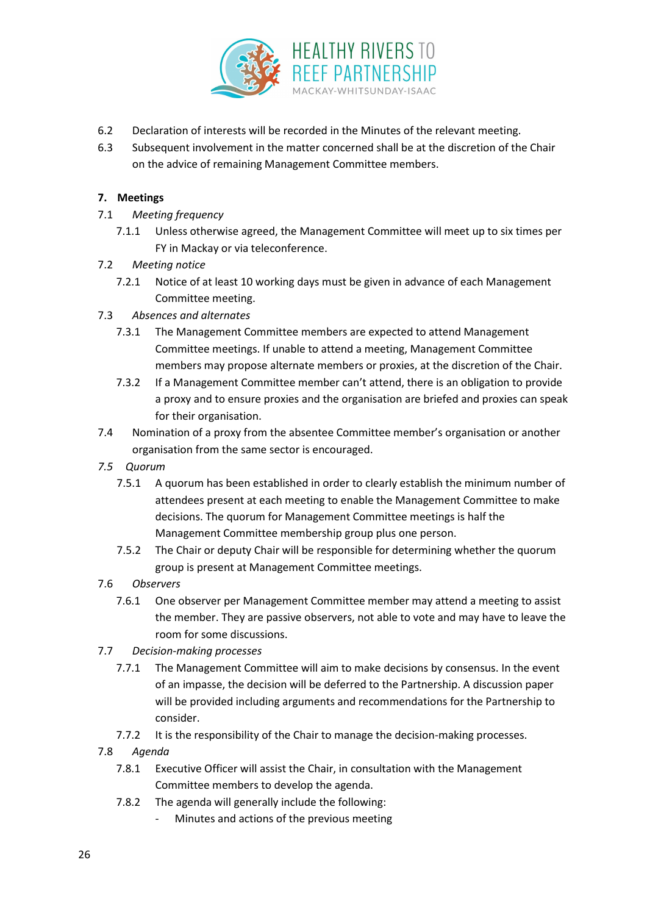6.2 Declaration of interests will be recorded in the Minutes of the relevant meeting.

6.3 Subsequent involvement in the matter concerned shall be at the discretion of the Chair on the advice of remaining Management Committee members.

**7. Meetings**

7.1 *Meeting frequency*

7.1.1 Unless otherwise agreed, the Management Committee will meet up to six times per FY in Mackay or via teleconference.

7.2 *Meeting notice*

7.2.1 Notice of at least 10 working days must be given in advance of each Management Committee meeting.

7.3 *Absences and alternates*

7.3.1 The Management Committee members are expected to attend Management Committee meetings. If unable to attend a meeting, Management Committee members may propose alternate members or proxies, at the discretion of the Chair.

7.3.2 If a Management Committee member can't attend, there is an obligation to provide a proxy and to ensure proxies and the organisation are briefed and proxies can speak for their organisation.

7.4 Nomination of a proxy from the absentee Committee member's organisation or another organisation from the same sector is encouraged.

*7.5 Quorum*

7.5.1 A quorum has been established in order to clearly establish the minimum number of attendees present at each meeting to enable the Management Committee to make decisions. The quorum for Management Committee meetings is half the Management Committee membership group plus one person.

7.5.2 The Chair or deputy Chair will be responsible for determining whether the quorum group is present at Management Committee meetings.

7.6 *Observers*

7.6.1 One observer per Management Committee member may attend a meeting to assist the member. They are passive observers, not able to vote and may have to leave the room for some discussions.

7.7 *Decision-making processes*

7.7.1 The Management Committee will aim to make decisions by consensus. In the event of an impasse, the decision will be deferred to the Partnership. A discussion paper will be provided including arguments and recommendations for the Partnership to consider.

7.7.2 It is the responsibility of the Chair to manage the decision-making processes.

7.8 *Agenda*

7.8.1 Executive Officer will assist the Chair, in consultation with the Management Committee members to develop the agenda.

7.8.2 The agenda will generally include the following:

- Minutes and actions of the previous meeting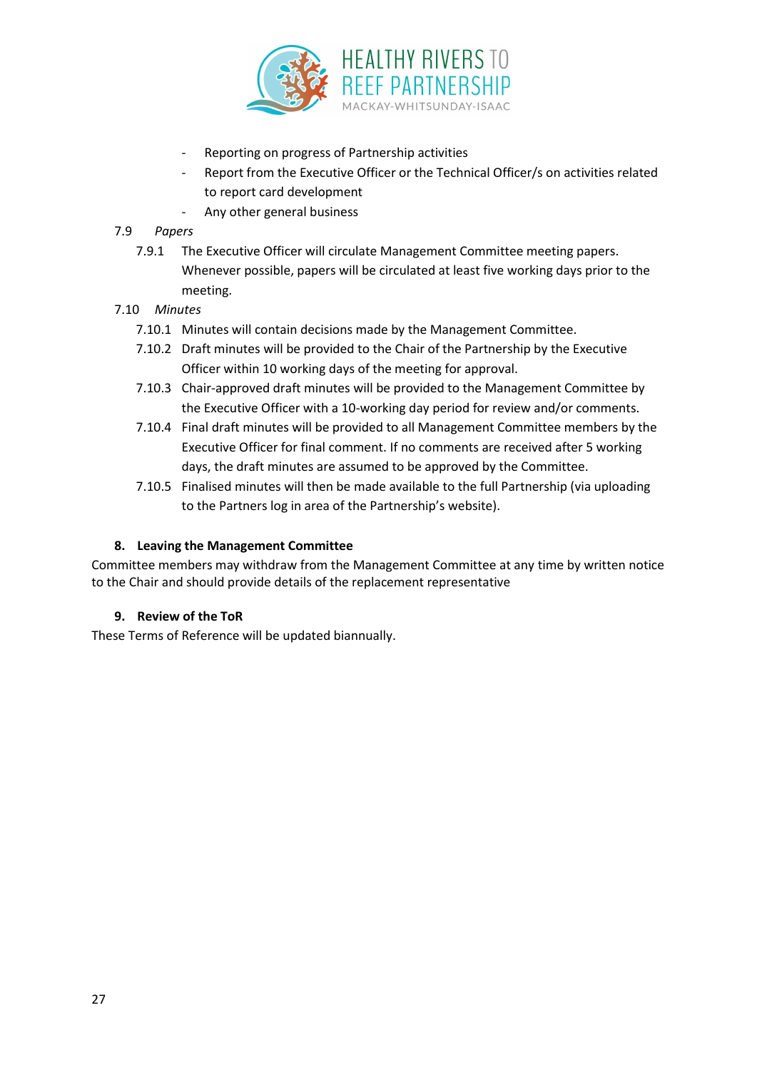- Reporting on progress of Partnership activities
- Report from the Executive Officer or the Technical Officer/s on activities related to report card development
- Any other general business

7.9 *Papers*

7.9.1 The Executive Officer will circulate Management Committee meeting papers. Whenever possible, papers will be circulated at least five working days prior to the meeting.

7.10 *Minutes*

7.10.1 Minutes will contain decisions made by the Management Committee.

7.10.2 Draft minutes will be provided to the Chair of the Partnership by the Executive Officer within 10 working days of the meeting for approval.

7.10.3 Chair-approved draft minutes will be provided to the Management Committee by the Executive Officer with a 10-working day period for review and/or comments.

7.10.4 Final draft minutes will be provided to all Management Committee members by the Executive Officer for final comment. If no comments are received after 5 working days, the draft minutes are assumed to be approved by the Committee.

7.10.5 Finalised minutes will then be made available to the full Partnership (via uploading to the Partners log in area of the Partnership's website).

**8. Leaving the Management Committee**

Committee members may withdraw from the Management Committee at any time by written notice to the Chair and should provide details of the replacement representative

**9. Review of the ToR**

These Terms of Reference will be updated biannually.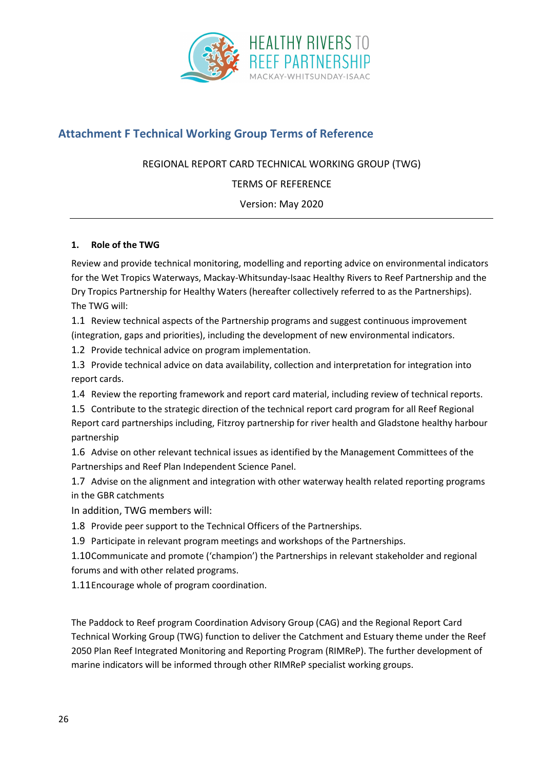## Attachment F Technical Working Group Terms of Reference

REGIONAL REPORT CARD TECHNICAL WORKING GROUP (TWG)

TERMS OF REFERENCE

Version: May 2020

---

### 1. Role of the TWG

Review and provide technical monitoring, modelling and reporting advice on environmental indicators for the Wet Tropics Waterways, Mackay-Whitsunday-Isaac Healthy Rivers to Reef Partnership and the Dry Tropics Partnership for Healthy Waters (hereafter collectively referred to as the Partnerships). The TWG will:

1.1 Review technical aspects of the Partnership programs and suggest continuous improvement (integration, gaps and priorities), including the development of new environmental indicators.

1.2 Provide technical advice on program implementation.

1.3 Provide technical advice on data availability, collection and interpretation for integration into report cards.

1.4 Review the reporting framework and report card material, including review of technical reports.

1.5 Contribute to the strategic direction of the technical report card program for all Reef Regional Report card partnerships including, Fitzroy partnership for river health and Gladstone healthy harbour partnership

1.6 Advise on other relevant technical issues as identified by the Management Committees of the Partnerships and Reef Plan Independent Science Panel.

1.7 Advise on the alignment and integration with other waterway health related reporting programs in the GBR catchments

In addition, TWG members will:

1.8 Provide peer support to the Technical Officers of the Partnerships.

1.9 Participate in relevant program meetings and workshops of the Partnerships.

1.10 Communicate and promote ('champion') the Partnerships in relevant stakeholder and regional forums and with other related programs.

1.11 Encourage whole of program coordination.

The Paddock to Reef program Coordination Advisory Group (CAG) and the Regional Report Card Technical Working Group (TWG) function to deliver the Catchment and Estuary theme under the Reef 2050 Plan Reef Integrated Monitoring and Reporting Program (RIMReP). The further development of marine indicators will be informed through other RIMReP specialist working groups.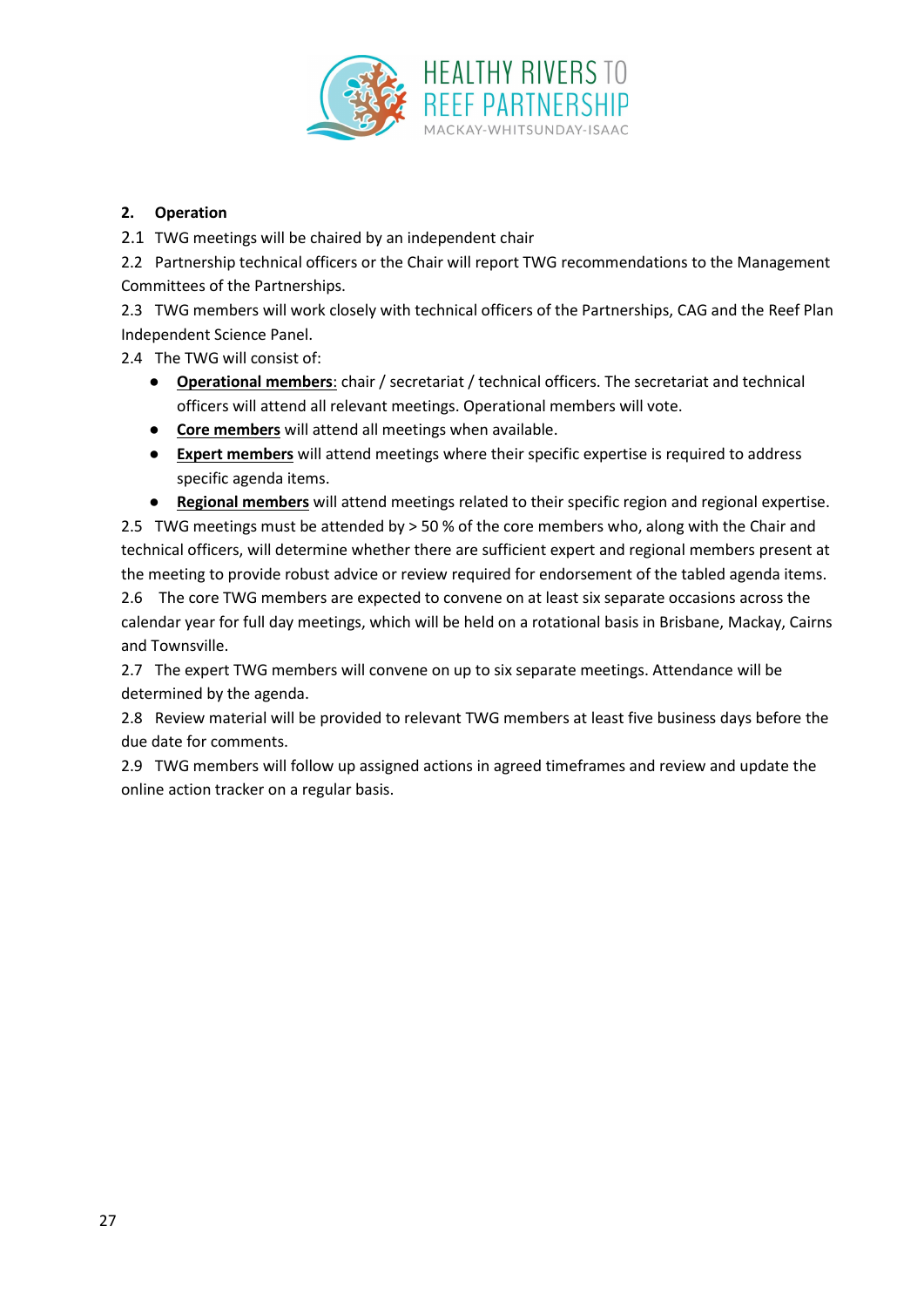## 2. Operation

2.1 TWG meetings will be chaired by an independent chair

2.2 Partnership technical officers or the Chair will report TWG recommendations to the Management Committees of the Partnerships.

2.3 TWG members will work closely with technical officers of the Partnerships, CAG and the Reef Plan Independent Science Panel.

2.4 The TWG will consist of:

- **Operational members**: chair / secretariat / technical officers. The secretariat and technical officers will attend all relevant meetings. Operational members will vote.
- **Core members** will attend all meetings when available.
- **Expert members** will attend meetings where their specific expertise is required to address specific agenda items.
- **Regional members** will attend meetings related to their specific region and regional expertise.

2.5 TWG meetings must be attended by > 50 % of the core members who, along with the Chair and technical officers, will determine whether there are sufficient expert and regional members present at the meeting to provide robust advice or review required for endorsement of the tabled agenda items.

2.6 The core TWG members are expected to convene on at least six separate occasions across the calendar year for full day meetings, which will be held on a rotational basis in Brisbane, Mackay, Cairns and Townsville.

2.7 The expert TWG members will convene on up to six separate meetings. Attendance will be determined by the agenda.

2.8 Review material will be provided to relevant TWG members at least five business days before the due date for comments.

2.9 TWG members will follow up assigned actions in agreed timeframes and review and update the online action tracker on a regular basis.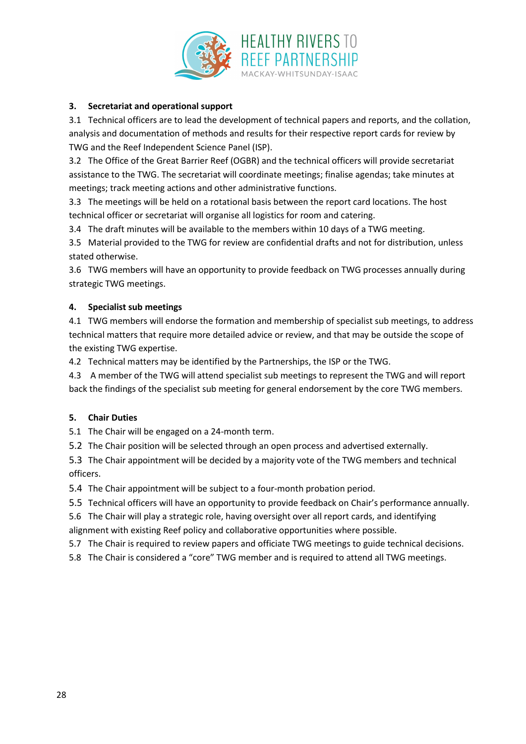### 3. Secretariat and operational support

3.1 Technical officers are to lead the development of technical papers and reports, and the collation, analysis and documentation of methods and results for their respective report cards for review by TWG and the Reef Independent Science Panel (ISP).

3.2 The Office of the Great Barrier Reef (OGBR) and the technical officers will provide secretariat assistance to the TWG. The secretariat will coordinate meetings; finalise agendas; take minutes at meetings; track meeting actions and other administrative functions.

3.3 The meetings will be held on a rotational basis between the report card locations. The host technical officer or secretariat will organise all logistics for room and catering.

3.4 The draft minutes will be available to the members within 10 days of a TWG meeting.

3.5 Material provided to the TWG for review are confidential drafts and not for distribution, unless stated otherwise.

3.6 TWG members will have an opportunity to provide feedback on TWG processes annually during strategic TWG meetings.

### 4. Specialist sub meetings

4.1 TWG members will endorse the formation and membership of specialist sub meetings, to address technical matters that require more detailed advice or review, and that may be outside the scope of the existing TWG expertise.

4.2 Technical matters may be identified by the Partnerships, the ISP or the TWG.

4.3 A member of the TWG will attend specialist sub meetings to represent the TWG and will report back the findings of the specialist sub meeting for general endorsement by the core TWG members.

### 5. Chair Duties

5.1 The Chair will be engaged on a 24-month term.

5.2 The Chair position will be selected through an open process and advertised externally.

5.3 The Chair appointment will be decided by a majority vote of the TWG members and technical officers.

5.4 The Chair appointment will be subject to a four-month probation period.

5.5 Technical officers will have an opportunity to provide feedback on Chair's performance annually.

5.6 The Chair will play a strategic role, having oversight over all report cards, and identifying alignment with existing Reef policy and collaborative opportunities where possible.

5.7 The Chair is required to review papers and officiate TWG meetings to guide technical decisions.

5.8 The Chair is considered a "core" TWG member and is required to attend all TWG meetings.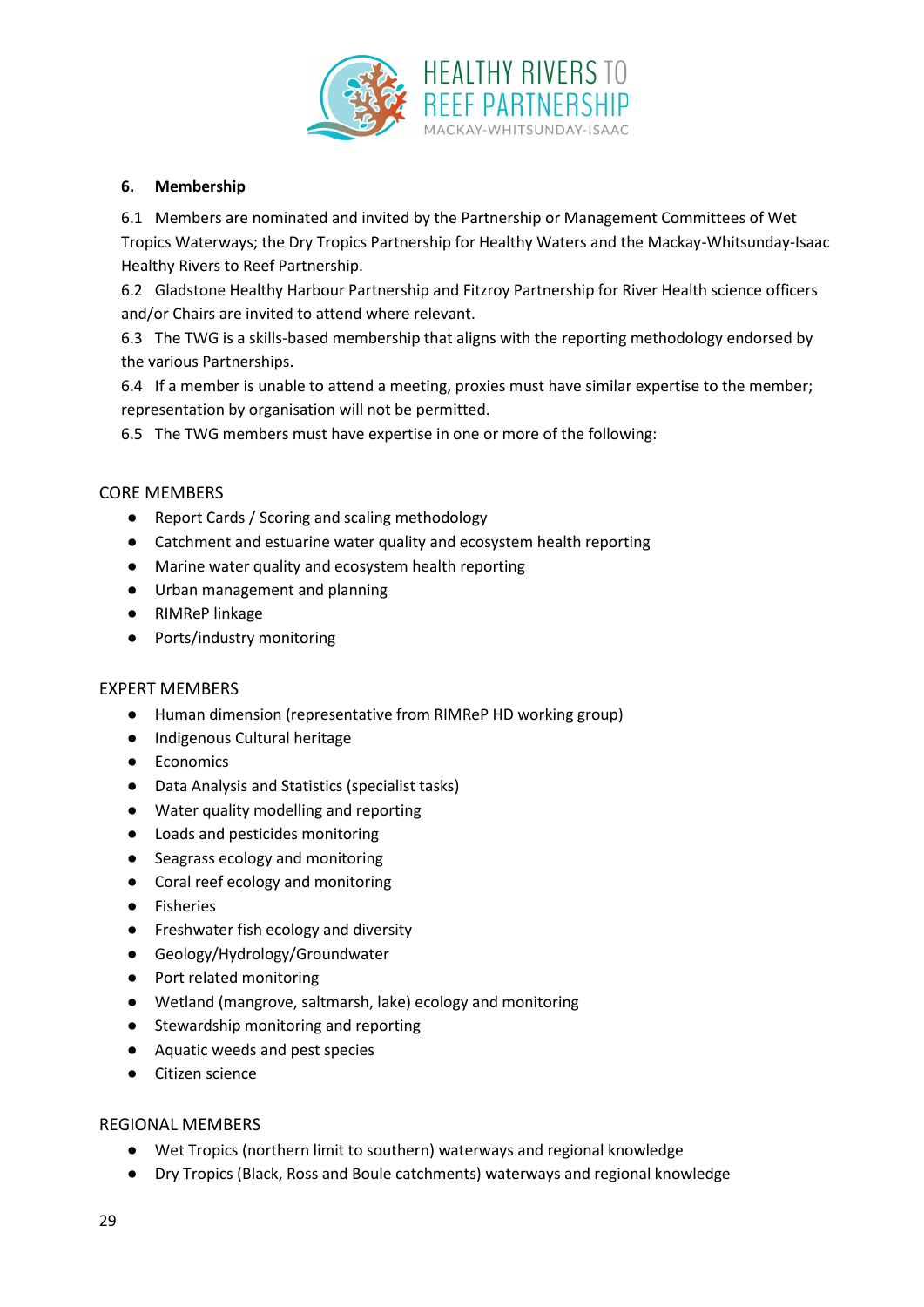## 6. Membership

6.1 Members are nominated and invited by the Partnership or Management Committees of Wet Tropics Waterways; the Dry Tropics Partnership for Healthy Waters and the Mackay-Whitsunday-Isaac Healthy Rivers to Reef Partnership.

6.2 Gladstone Healthy Harbour Partnership and Fitzroy Partnership for River Health science officers and/or Chairs are invited to attend where relevant.

6.3 The TWG is a skills-based membership that aligns with the reporting methodology endorsed by the various Partnerships.

6.4 If a member is unable to attend a meeting, proxies must have similar expertise to the member; representation by organisation will not be permitted.

6.5 The TWG members must have expertise in one or more of the following:

CORE MEMBERS

- Report Cards / Scoring and scaling methodology
- Catchment and estuarine water quality and ecosystem health reporting
- Marine water quality and ecosystem health reporting
- Urban management and planning
- RIMReP linkage
- Ports/industry monitoring

EXPERT MEMBERS

- Human dimension (representative from RIMReP HD working group)
- Indigenous Cultural heritage
- Economics
- Data Analysis and Statistics (specialist tasks)
- Water quality modelling and reporting
- Loads and pesticides monitoring
- Seagrass ecology and monitoring
- Coral reef ecology and monitoring
- Fisheries
- Freshwater fish ecology and diversity
- Geology/Hydrology/Groundwater
- Port related monitoring
- Wetland (mangrove, saltmarsh, lake) ecology and monitoring
- Stewardship monitoring and reporting
- Aquatic weeds and pest species
- Citizen science

REGIONAL MEMBERS

- Wet Tropics (northern limit to southern) waterways and regional knowledge
- Dry Tropics (Black, Ross and Boule catchments) waterways and regional knowledge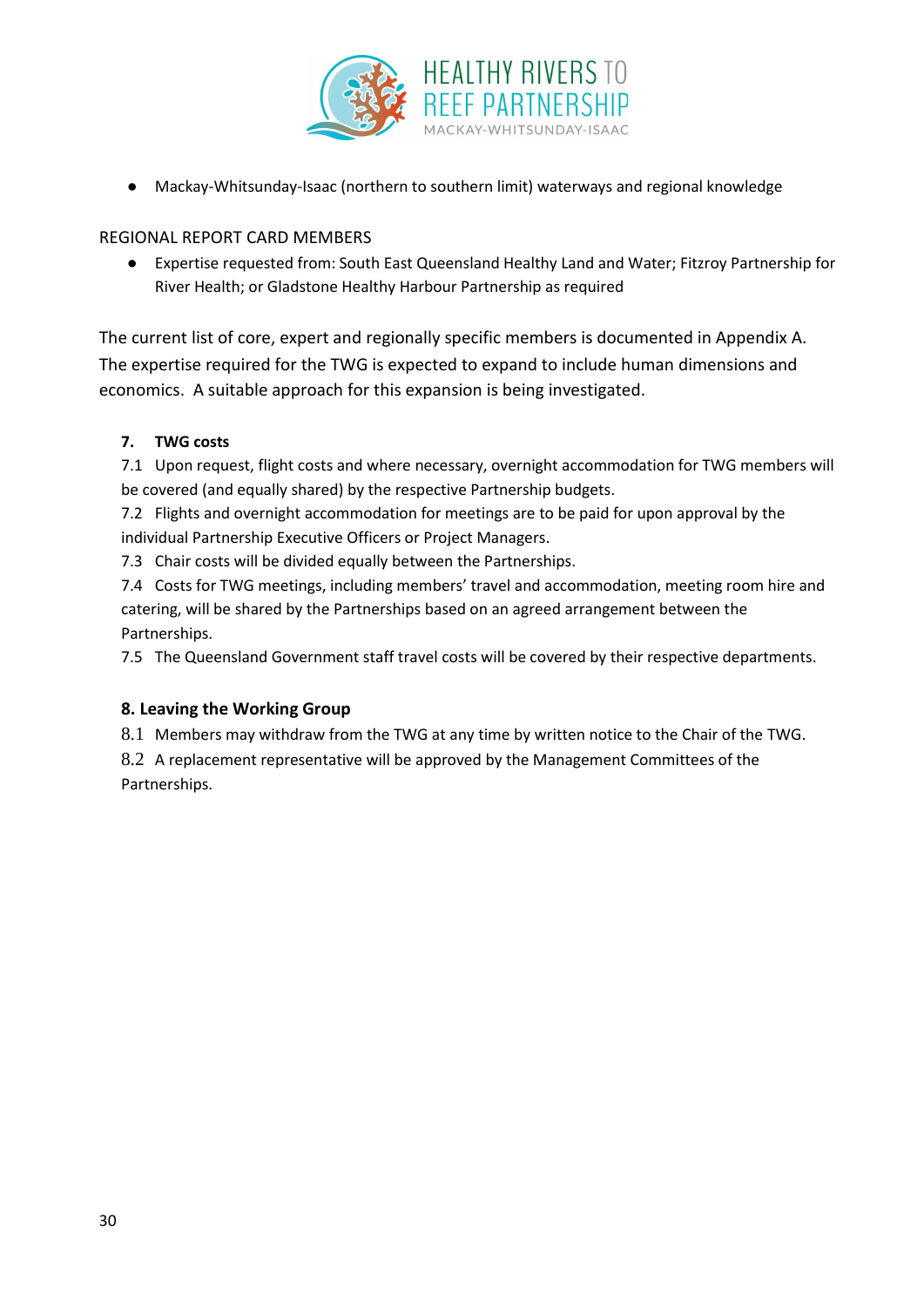- Mackay-Whitsunday-Isaac (northern to southern limit) waterways and regional knowledge

REGIONAL REPORT CARD MEMBERS

- Expertise requested from: South East Queensland Healthy Land and Water; Fitzroy Partnership for River Health; or Gladstone Healthy Harbour Partnership as required

The current list of core, expert and regionally specific members is documented in Appendix A. The expertise required for the TWG is expected to expand to include human dimensions and economics. A suitable approach for this expansion is being investigated.

**7. TWG costs**

7.1 Upon request, flight costs and where necessary, overnight accommodation for TWG members will be covered (and equally shared) by the respective Partnership budgets.

7.2 Flights and overnight accommodation for meetings are to be paid for upon approval by the individual Partnership Executive Officers or Project Managers.

7.3 Chair costs will be divided equally between the Partnerships.

7.4 Costs for TWG meetings, including members' travel and accommodation, meeting room hire and catering, will be shared by the Partnerships based on an agreed arrangement between the Partnerships.

7.5 The Queensland Government staff travel costs will be covered by their respective departments.

**8. Leaving the Working Group**

8.1 Members may withdraw from the TWG at any time by written notice to the Chair of the TWG.

8.2 A replacement representative will be approved by the Management Committees of the Partnerships.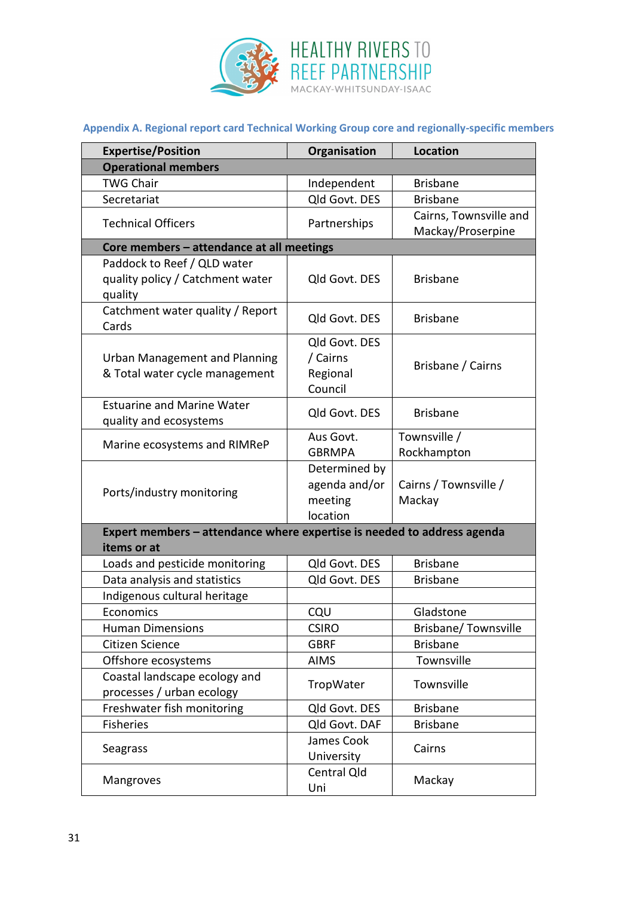**Appendix A. Regional report card Technical Working Group core and regionally-specific members**

| Expertise/Position | Organisation | Location |
|---|---|---|
| **Operational members** | | |
| TWG Chair | Independent | Brisbane |
| Secretariat | Qld Govt. DES | Brisbane |
| Technical Officers | Partnerships | Cairns, Townsville and Mackay/Proserpine |
| **Core members – attendance at all meetings** | | |
| Paddock to Reef / QLD water quality policy / Catchment water quality | Qld Govt. DES | Brisbane |
| Catchment water quality / Report Cards | Qld Govt. DES | Brisbane |
| Urban Management and Planning & Total water cycle management | Qld Govt. DES / Cairns Regional Council | Brisbane / Cairns |
| Estuarine and Marine Water quality and ecosystems | Qld Govt. DES | Brisbane |
| Marine ecosystems and RIMReP | Aus Govt. GBRMPA | Townsville / Rockhampton |
| Ports/industry monitoring | Determined by agenda and/or meeting location | Cairns / Townsville / Mackay |
| **Expert members – attendance where expertise is needed to address agenda items or at** | | |
| Loads and pesticide monitoring | Qld Govt. DES | Brisbane |
| Data analysis and statistics | Qld Govt. DES | Brisbane |
| Indigenous cultural heritage | | |
| Economics | CQU | Gladstone |
| Human Dimensions | CSIRO | Brisbane/ Townsville |
| Citizen Science | GBRF | Brisbane |
| Offshore ecosystems | AIMS | Townsville |
| Coastal landscape ecology and processes / urban ecology | TropWater | Townsville |
| Freshwater fish monitoring | Qld Govt. DES | Brisbane |
| Fisheries | Qld Govt. DAF | Brisbane |
| Seagrass | James Cook University | Cairns |
| Mangroves | Central Qld Uni | Mackay |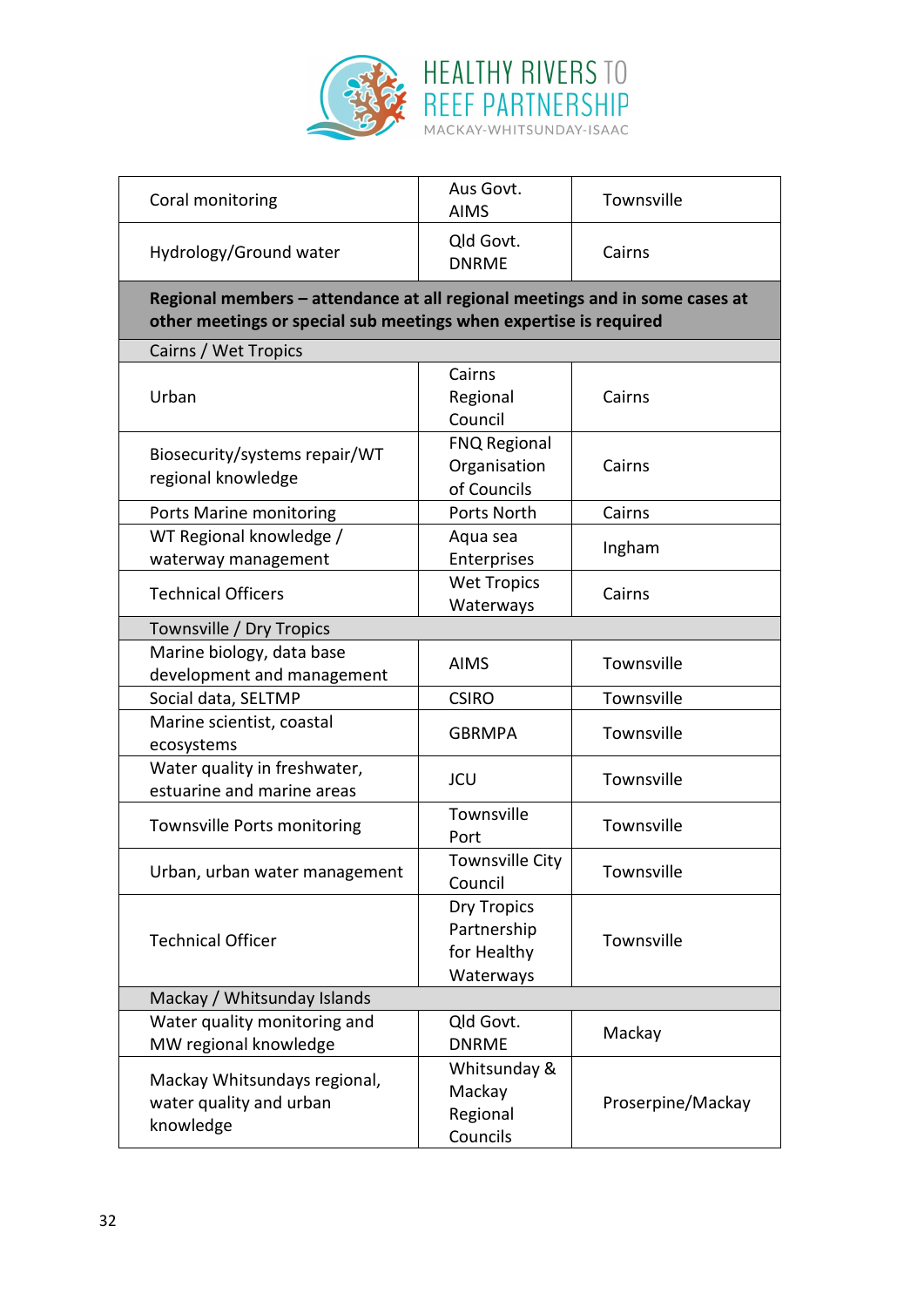| | | |
|---|---|---|
| Coral monitoring | Aus Govt. AIMS | Townsville |
| Hydrology/Ground water | Qld Govt. DNRME | Cairns |
| **Regional members – attendance at all regional meetings and in some cases at other meetings or special sub meetings when expertise is required** | | |
| Cairns / Wet Tropics | | |
| Urban | Cairns Regional Council | Cairns |
| Biosecurity/systems repair/WT regional knowledge | FNQ Regional Organisation of Councils | Cairns |
| Ports Marine monitoring | Ports North | Cairns |
| WT Regional knowledge / waterway management | Aqua sea Enterprises | Ingham |
| Technical Officers | Wet Tropics Waterways | Cairns |
| Townsville / Dry Tropics | | |
| Marine biology, data base development and management | AIMS | Townsville |
| Social data, SELTMP | CSIRO | Townsville |
| Marine scientist, coastal ecosystems | GBRMPA | Townsville |
| Water quality in freshwater, estuarine and marine areas | JCU | Townsville |
| Townsville Ports monitoring | Townsville Port | Townsville |
| Urban, urban water management | Townsville City Council | Townsville |
| Technical Officer | Dry Tropics Partnership for Healthy Waterways | Townsville |
| Mackay / Whitsunday Islands | | |
| Water quality monitoring and MW regional knowledge | Qld Govt. DNRME | Mackay |
| Mackay Whitsundays regional, water quality and urban knowledge | Whitsunday & Mackay Regional Councils | Proserpine/Mackay |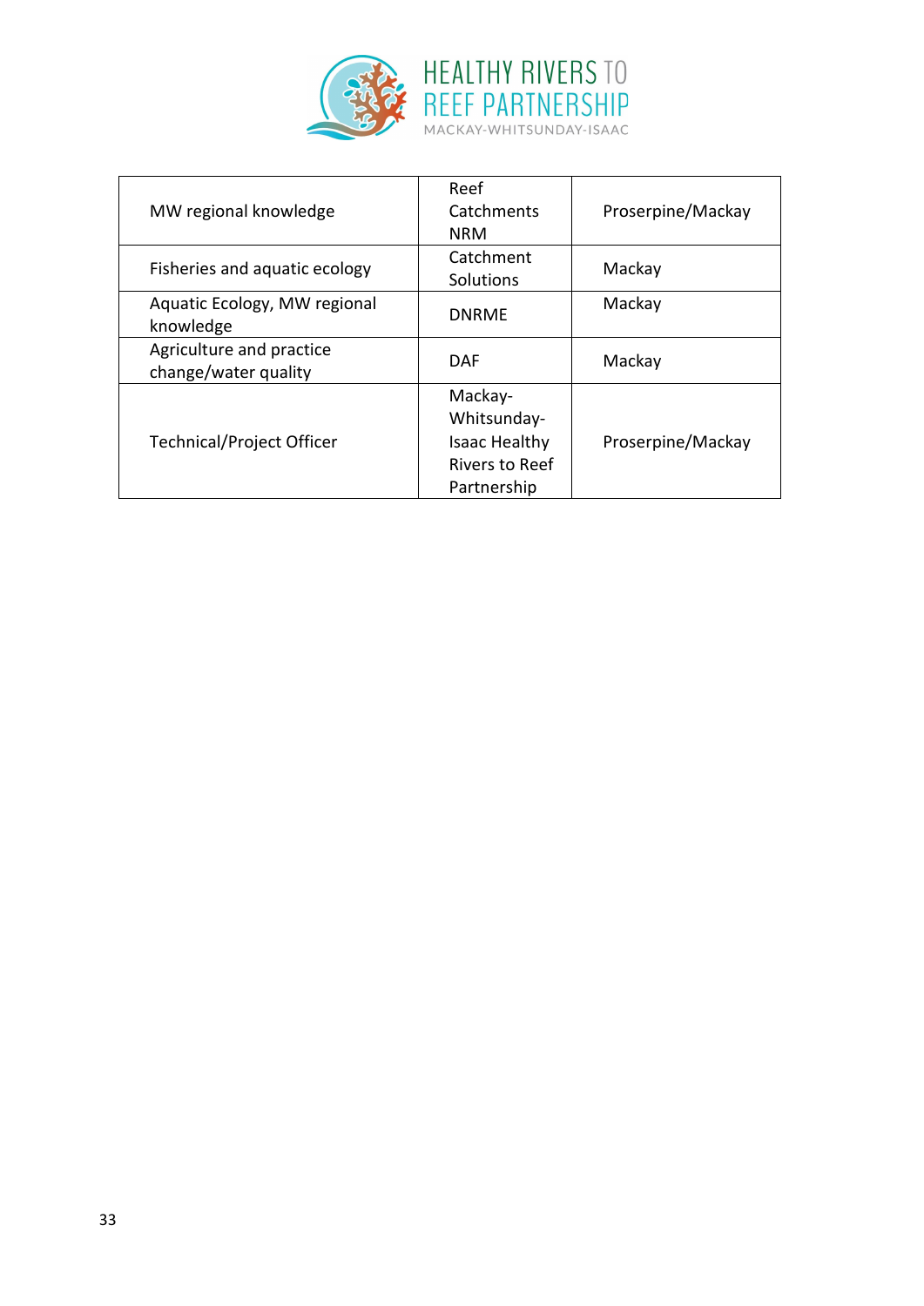| | | |
|---|---|---|
| MW regional knowledge | Reef Catchments NRM | Proserpine/Mackay |
| Fisheries and aquatic ecology | Catchment Solutions | Mackay |
| Aquatic Ecology, MW regional knowledge | DNRME | Mackay |
| Agriculture and practice change/water quality | DAF | Mackay |
| Technical/Project Officer | Mackay-Whitsunday-Isaac Healthy Rivers to Reef Partnership | Proserpine/Mackay |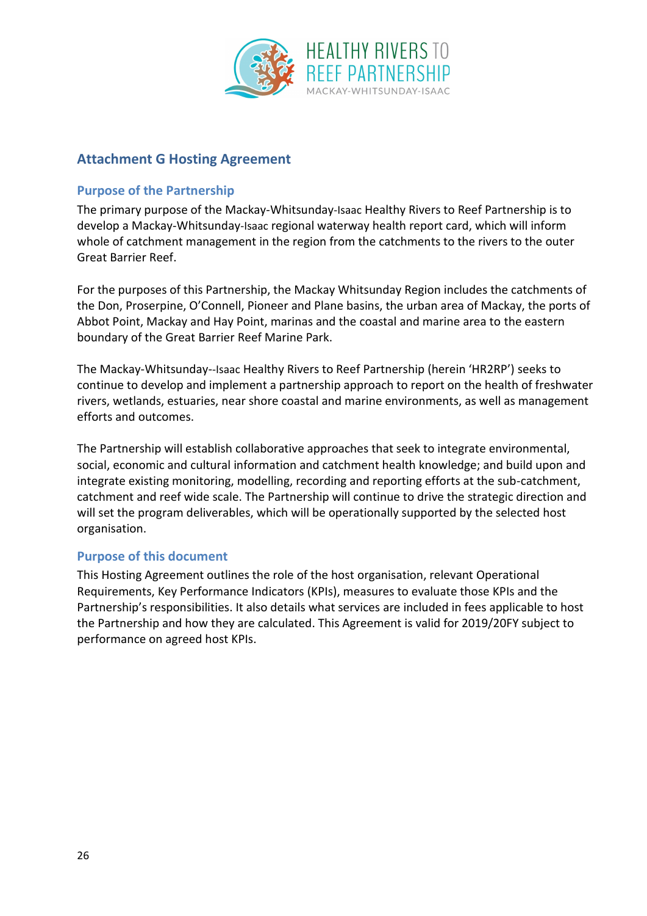## Attachment G Hosting Agreement

### Purpose of the Partnership

The primary purpose of the Mackay-Whitsunday-Isaac Healthy Rivers to Reef Partnership is to develop a Mackay-Whitsunday-Isaac regional waterway health report card, which will inform whole of catchment management in the region from the catchments to the rivers to the outer Great Barrier Reef.

For the purposes of this Partnership, the Mackay Whitsunday Region includes the catchments of the Don, Proserpine, O'Connell, Pioneer and Plane basins, the urban area of Mackay, the ports of Abbot Point, Mackay and Hay Point, marinas and the coastal and marine area to the eastern boundary of the Great Barrier Reef Marine Park.

The Mackay-Whitsunday--Isaac Healthy Rivers to Reef Partnership (herein 'HR2RP') seeks to continue to develop and implement a partnership approach to report on the health of freshwater rivers, wetlands, estuaries, near shore coastal and marine environments, as well as management efforts and outcomes.

The Partnership will establish collaborative approaches that seek to integrate environmental, social, economic and cultural information and catchment health knowledge; and build upon and integrate existing monitoring, modelling, recording and reporting efforts at the sub-catchment, catchment and reef wide scale. The Partnership will continue to drive the strategic direction and will set the program deliverables, which will be operationally supported by the selected host organisation.

### Purpose of this document

This Hosting Agreement outlines the role of the host organisation, relevant Operational Requirements, Key Performance Indicators (KPIs), measures to evaluate those KPIs and the Partnership's responsibilities. It also details what services are included in fees applicable to host the Partnership and how they are calculated. This Agreement is valid for 2019/20FY subject to performance on agreed host KPIs.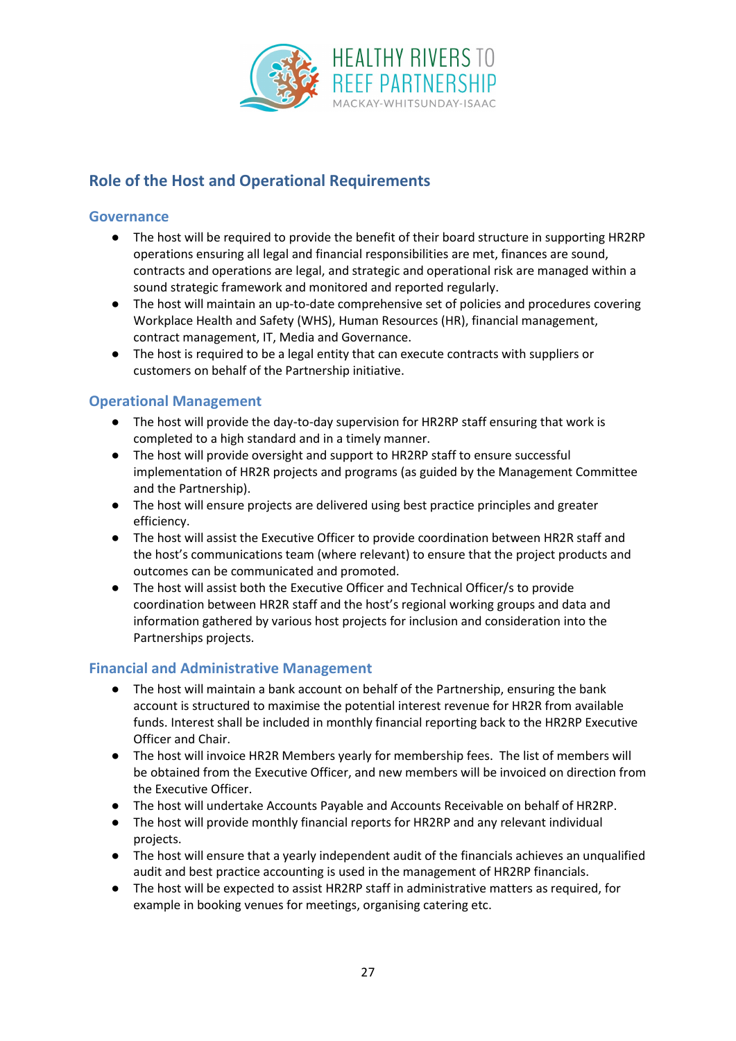## Role of the Host and Operational Requirements

### Governance

- The host will be required to provide the benefit of their board structure in supporting HR2RP operations ensuring all legal and financial responsibilities are met, finances are sound, contracts and operations are legal, and strategic and operational risk are managed within a sound strategic framework and monitored and reported regularly.
- The host will maintain an up-to-date comprehensive set of policies and procedures covering Workplace Health and Safety (WHS), Human Resources (HR), financial management, contract management, IT, Media and Governance.
- The host is required to be a legal entity that can execute contracts with suppliers or customers on behalf of the Partnership initiative.

### Operational Management

- The host will provide the day-to-day supervision for HR2RP staff ensuring that work is completed to a high standard and in a timely manner.
- The host will provide oversight and support to HR2RP staff to ensure successful implementation of HR2R projects and programs (as guided by the Management Committee and the Partnership).
- The host will ensure projects are delivered using best practice principles and greater efficiency.
- The host will assist the Executive Officer to provide coordination between HR2R staff and the host's communications team (where relevant) to ensure that the project products and outcomes can be communicated and promoted.
- The host will assist both the Executive Officer and Technical Officer/s to provide coordination between HR2R staff and the host's regional working groups and data and information gathered by various host projects for inclusion and consideration into the Partnerships projects.

### Financial and Administrative Management

- The host will maintain a bank account on behalf of the Partnership, ensuring the bank account is structured to maximise the potential interest revenue for HR2R from available funds. Interest shall be included in monthly financial reporting back to the HR2RP Executive Officer and Chair.
- The host will invoice HR2R Members yearly for membership fees. The list of members will be obtained from the Executive Officer, and new members will be invoiced on direction from the Executive Officer.
- The host will undertake Accounts Payable and Accounts Receivable on behalf of HR2RP.
- The host will provide monthly financial reports for HR2RP and any relevant individual projects.
- The host will ensure that a yearly independent audit of the financials achieves an unqualified audit and best practice accounting is used in the management of HR2RP financials.
- The host will be expected to assist HR2RP staff in administrative matters as required, for example in booking venues for meetings, organising catering etc.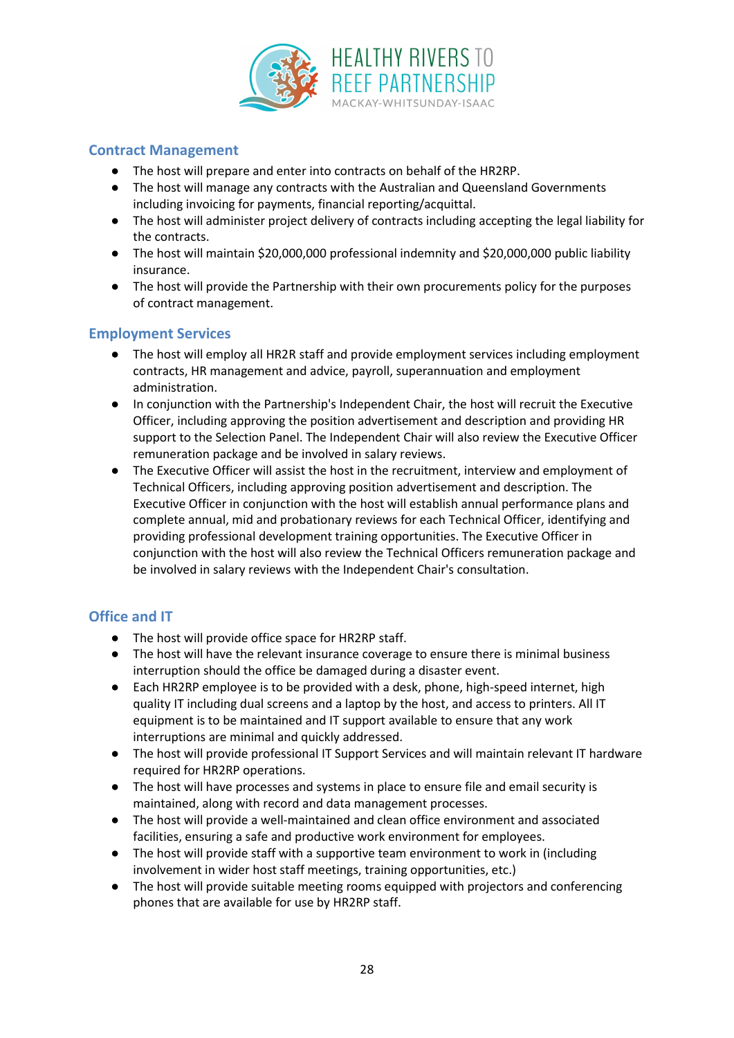## Contract Management

- The host will prepare and enter into contracts on behalf of the HR2RP.
- The host will manage any contracts with the Australian and Queensland Governments including invoicing for payments, financial reporting/acquittal.
- The host will administer project delivery of contracts including accepting the legal liability for the contracts.
- The host will maintain $20,000,000 professional indemnity and $20,000,000 public liability insurance.
- The host will provide the Partnership with their own procurements policy for the purposes of contract management.

## Employment Services

- The host will employ all HR2R staff and provide employment services including employment contracts, HR management and advice, payroll, superannuation and employment administration.
- In conjunction with the Partnership's Independent Chair, the host will recruit the Executive Officer, including approving the position advertisement and description and providing HR support to the Selection Panel. The Independent Chair will also review the Executive Officer remuneration package and be involved in salary reviews.
- The Executive Officer will assist the host in the recruitment, interview and employment of Technical Officers, including approving position advertisement and description. The Executive Officer in conjunction with the host will establish annual performance plans and complete annual, mid and probationary reviews for each Technical Officer, identifying and providing professional development training opportunities. The Executive Officer in conjunction with the host will also review the Technical Officers remuneration package and be involved in salary reviews with the Independent Chair's consultation.

## Office and IT

- The host will provide office space for HR2RP staff.
- The host will have the relevant insurance coverage to ensure there is minimal business interruption should the office be damaged during a disaster event.
- Each HR2RP employee is to be provided with a desk, phone, high-speed internet, high quality IT including dual screens and a laptop by the host, and access to printers. All IT equipment is to be maintained and IT support available to ensure that any work interruptions are minimal and quickly addressed.
- The host will provide professional IT Support Services and will maintain relevant IT hardware required for HR2RP operations.
- The host will have processes and systems in place to ensure file and email security is maintained, along with record and data management processes.
- The host will provide a well-maintained and clean office environment and associated facilities, ensuring a safe and productive work environment for employees.
- The host will provide staff with a supportive team environment to work in (including involvement in wider host staff meetings, training opportunities, etc.)
- The host will provide suitable meeting rooms equipped with projectors and conferencing phones that are available for use by HR2RP staff.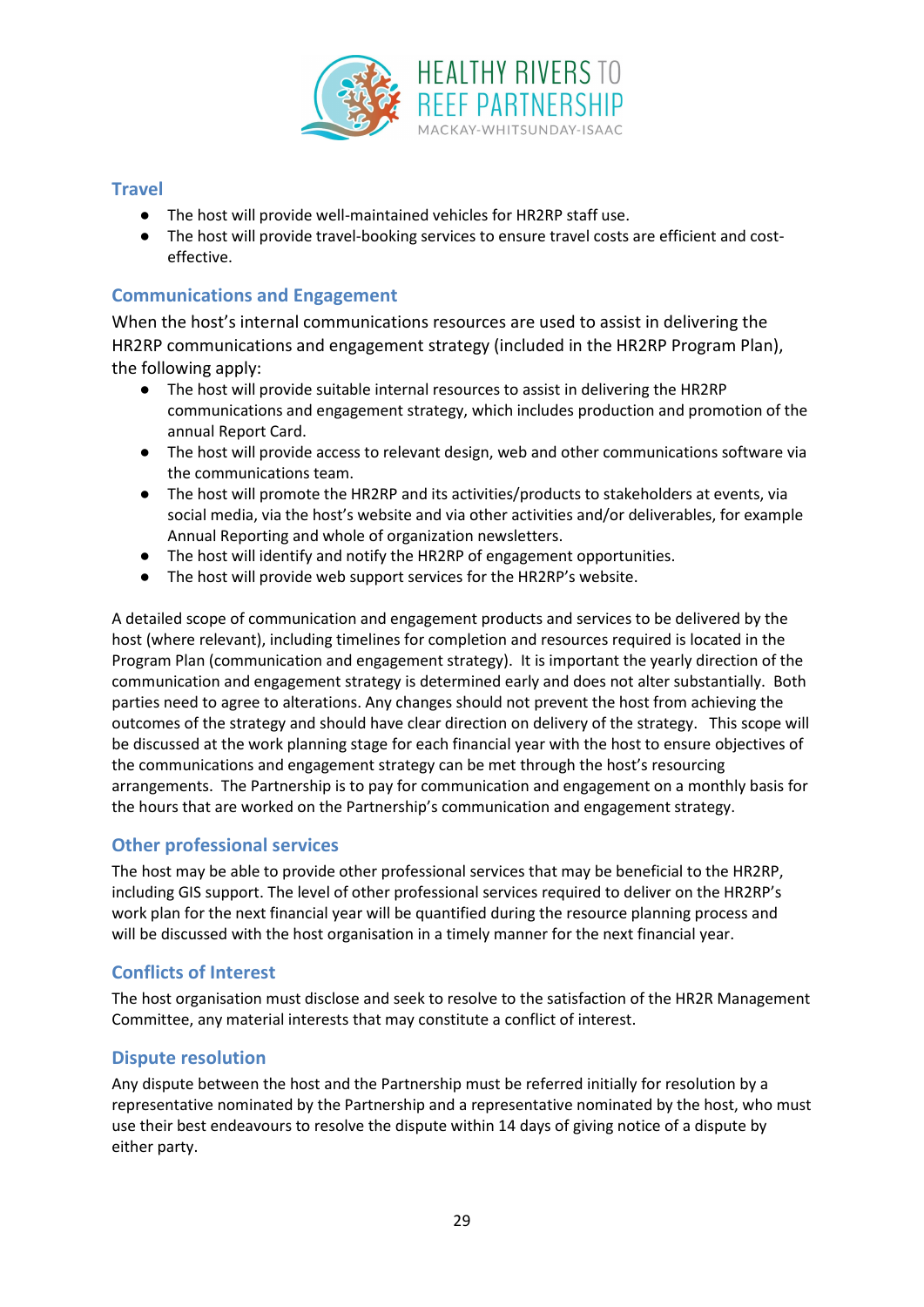## Travel

- The host will provide well-maintained vehicles for HR2RP staff use.
- The host will provide travel-booking services to ensure travel costs are efficient and cost-effective.

## Communications and Engagement

When the host's internal communications resources are used to assist in delivering the HR2RP communications and engagement strategy (included in the HR2RP Program Plan), the following apply:

- The host will provide suitable internal resources to assist in delivering the HR2RP communications and engagement strategy, which includes production and promotion of the annual Report Card.
- The host will provide access to relevant design, web and other communications software via the communications team.
- The host will promote the HR2RP and its activities/products to stakeholders at events, via social media, via the host's website and via other activities and/or deliverables, for example Annual Reporting and whole of organization newsletters.
- The host will identify and notify the HR2RP of engagement opportunities.
- The host will provide web support services for the HR2RP's website.

A detailed scope of communication and engagement products and services to be delivered by the host (where relevant), including timelines for completion and resources required is located in the Program Plan (communication and engagement strategy). It is important the yearly direction of the communication and engagement strategy is determined early and does not alter substantially. Both parties need to agree to alterations. Any changes should not prevent the host from achieving the outcomes of the strategy and should have clear direction on delivery of the strategy. This scope will be discussed at the work planning stage for each financial year with the host to ensure objectives of the communications and engagement strategy can be met through the host's resourcing arrangements. The Partnership is to pay for communication and engagement on a monthly basis for the hours that are worked on the Partnership's communication and engagement strategy.

## Other professional services

The host may be able to provide other professional services that may be beneficial to the HR2RP, including GIS support. The level of other professional services required to deliver on the HR2RP's work plan for the next financial year will be quantified during the resource planning process and will be discussed with the host organisation in a timely manner for the next financial year.

## Conflicts of Interest

The host organisation must disclose and seek to resolve to the satisfaction of the HR2R Management Committee, any material interests that may constitute a conflict of interest.

## Dispute resolution

Any dispute between the host and the Partnership must be referred initially for resolution by a representative nominated by the Partnership and a representative nominated by the host, who must use their best endeavours to resolve the dispute within 14 days of giving notice of a dispute by either party.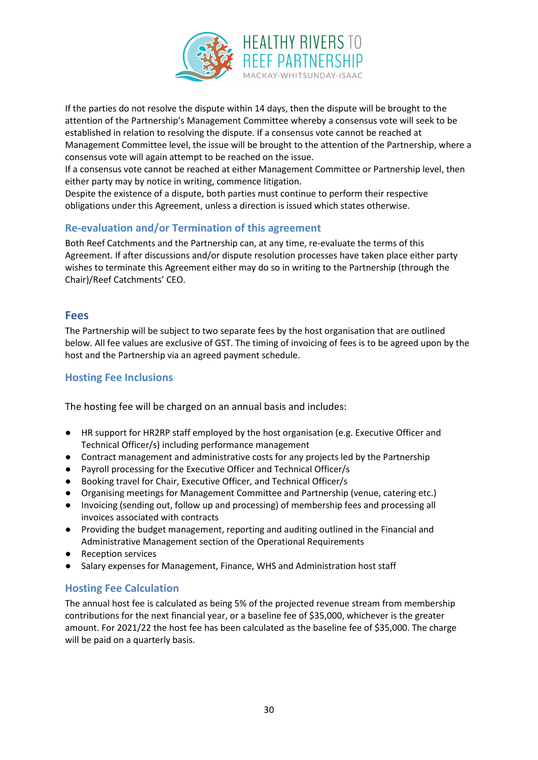If the parties do not resolve the dispute within 14 days, then the dispute will be brought to the attention of the Partnership's Management Committee whereby a consensus vote will seek to be established in relation to resolving the dispute. If a consensus vote cannot be reached at Management Committee level, the issue will be brought to the attention of the Partnership, where a consensus vote will again attempt to be reached on the issue.

If a consensus vote cannot be reached at either Management Committee or Partnership level, then either party may by notice in writing, commence litigation.

Despite the existence of a dispute, both parties must continue to perform their respective obligations under this Agreement, unless a direction is issued which states otherwise.

### Re-evaluation and/or Termination of this agreement

Both Reef Catchments and the Partnership can, at any time, re-evaluate the terms of this Agreement. If after discussions and/or dispute resolution processes have taken place either party wishes to terminate this Agreement either may do so in writing to the Partnership (through the Chair)/Reef Catchments' CEO.

## Fees

The Partnership will be subject to two separate fees by the host organisation that are outlined below. All fee values are exclusive of GST. The timing of invoicing of fees is to be agreed upon by the host and the Partnership via an agreed payment schedule.

### Hosting Fee Inclusions

The hosting fee will be charged on an annual basis and includes:

- HR support for HR2RP staff employed by the host organisation (e.g. Executive Officer and Technical Officer/s) including performance management
- Contract management and administrative costs for any projects led by the Partnership
- Payroll processing for the Executive Officer and Technical Officer/s
- Booking travel for Chair, Executive Officer, and Technical Officer/s
- Organising meetings for Management Committee and Partnership (venue, catering etc.)
- Invoicing (sending out, follow up and processing) of membership fees and processing all invoices associated with contracts
- Providing the budget management, reporting and auditing outlined in the Financial and Administrative Management section of the Operational Requirements
- Reception services
- Salary expenses for Management, Finance, WHS and Administration host staff

### Hosting Fee Calculation

The annual host fee is calculated as being 5% of the projected revenue stream from membership contributions for the next financial year, or a baseline fee of $35,000, whichever is the greater amount. For 2021/22 the host fee has been calculated as the baseline fee of $35,000. The charge will be paid on a quarterly basis.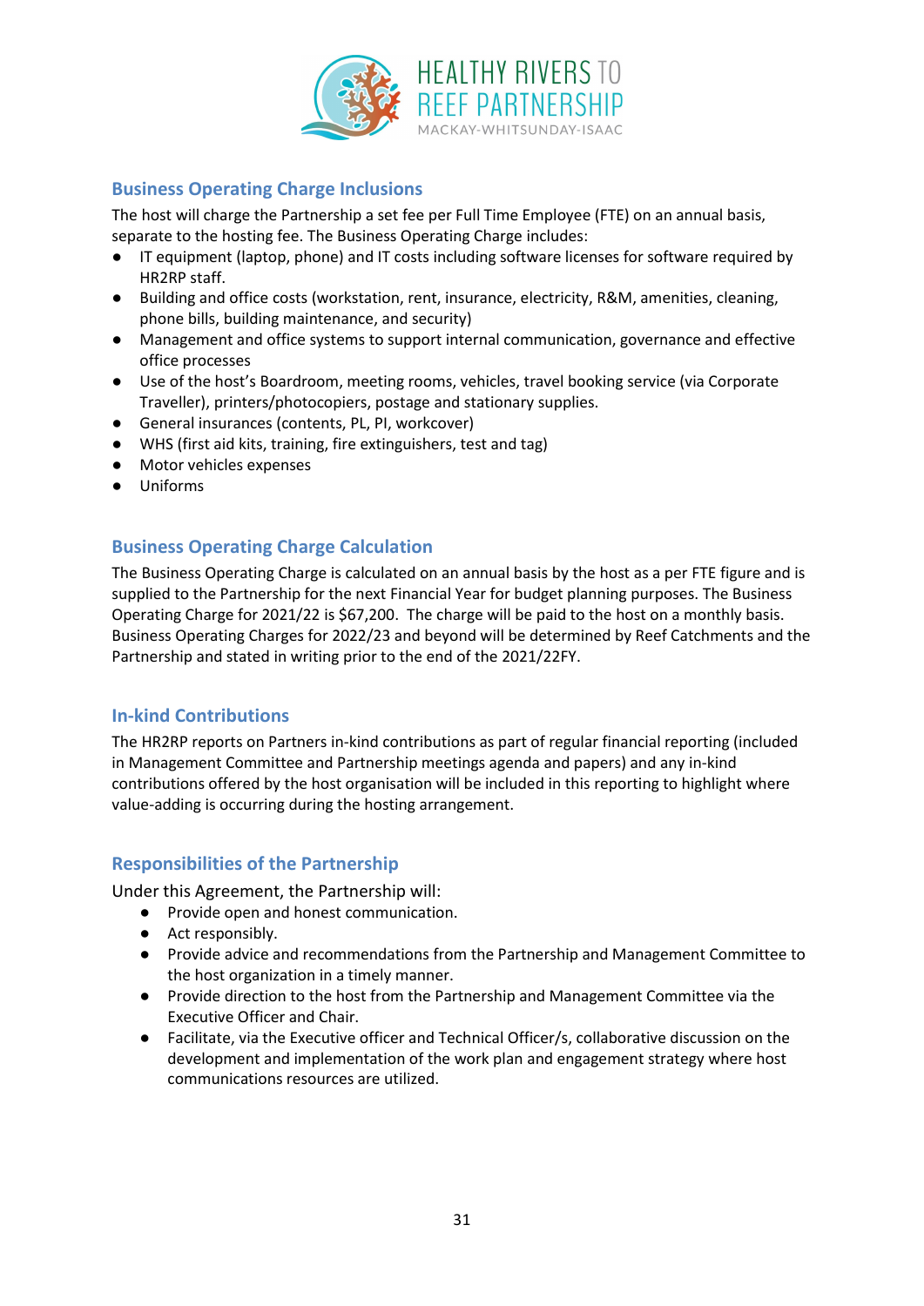## Business Operating Charge Inclusions

The host will charge the Partnership a set fee per Full Time Employee (FTE) on an annual basis, separate to the hosting fee. The Business Operating Charge includes:

- IT equipment (laptop, phone) and IT costs including software licenses for software required by HR2RP staff.
- Building and office costs (workstation, rent, insurance, electricity, R&M, amenities, cleaning, phone bills, building maintenance, and security)
- Management and office systems to support internal communication, governance and effective office processes
- Use of the host's Boardroom, meeting rooms, vehicles, travel booking service (via Corporate Traveller), printers/photocopiers, postage and stationary supplies.
- General insurances (contents, PL, PI, workcover)
- WHS (first aid kits, training, fire extinguishers, test and tag)
- Motor vehicles expenses
- Uniforms

## Business Operating Charge Calculation

The Business Operating Charge is calculated on an annual basis by the host as a per FTE figure and is supplied to the Partnership for the next Financial Year for budget planning purposes. The Business Operating Charge for 2021/22 is $67,200. The charge will be paid to the host on a monthly basis. Business Operating Charges for 2022/23 and beyond will be determined by Reef Catchments and the Partnership and stated in writing prior to the end of the 2021/22FY.

## In-kind Contributions

The HR2RP reports on Partners in-kind contributions as part of regular financial reporting (included in Management Committee and Partnership meetings agenda and papers) and any in-kind contributions offered by the host organisation will be included in this reporting to highlight where value-adding is occurring during the hosting arrangement.

## Responsibilities of the Partnership

Under this Agreement, the Partnership will:

- Provide open and honest communication.
- Act responsibly.
- Provide advice and recommendations from the Partnership and Management Committee to the host organization in a timely manner.
- Provide direction to the host from the Partnership and Management Committee via the Executive Officer and Chair.
- Facilitate, via the Executive officer and Technical Officer/s, collaborative discussion on the development and implementation of the work plan and engagement strategy where host communications resources are utilized.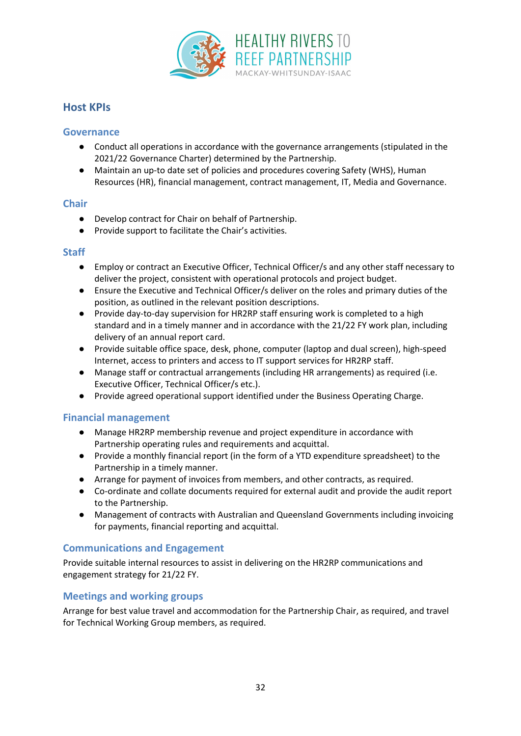## Host KPIs

### Governance

- Conduct all operations in accordance with the governance arrangements (stipulated in the 2021/22 Governance Charter) determined by the Partnership.
- Maintain an up-to date set of policies and procedures covering Safety (WHS), Human Resources (HR), financial management, contract management, IT, Media and Governance.

### Chair

- Develop contract for Chair on behalf of Partnership.
- Provide support to facilitate the Chair's activities.

### Staff

- Employ or contract an Executive Officer, Technical Officer/s and any other staff necessary to deliver the project, consistent with operational protocols and project budget.
- Ensure the Executive and Technical Officer/s deliver on the roles and primary duties of the position, as outlined in the relevant position descriptions.
- Provide day-to-day supervision for HR2RP staff ensuring work is completed to a high standard and in a timely manner and in accordance with the 21/22 FY work plan, including delivery of an annual report card.
- Provide suitable office space, desk, phone, computer (laptop and dual screen), high-speed Internet, access to printers and access to IT support services for HR2RP staff.
- Manage staff or contractual arrangements (including HR arrangements) as required (i.e. Executive Officer, Technical Officer/s etc.).
- Provide agreed operational support identified under the Business Operating Charge.

### Financial management

- Manage HR2RP membership revenue and project expenditure in accordance with Partnership operating rules and requirements and acquittal.
- Provide a monthly financial report (in the form of a YTD expenditure spreadsheet) to the Partnership in a timely manner.
- Arrange for payment of invoices from members, and other contracts, as required.
- Co-ordinate and collate documents required for external audit and provide the audit report to the Partnership.
- Management of contracts with Australian and Queensland Governments including invoicing for payments, financial reporting and acquittal.

### Communications and Engagement

Provide suitable internal resources to assist in delivering on the HR2RP communications and engagement strategy for 21/22 FY.

### Meetings and working groups

Arrange for best value travel and accommodation for the Partnership Chair, as required, and travel for Technical Working Group members, as required.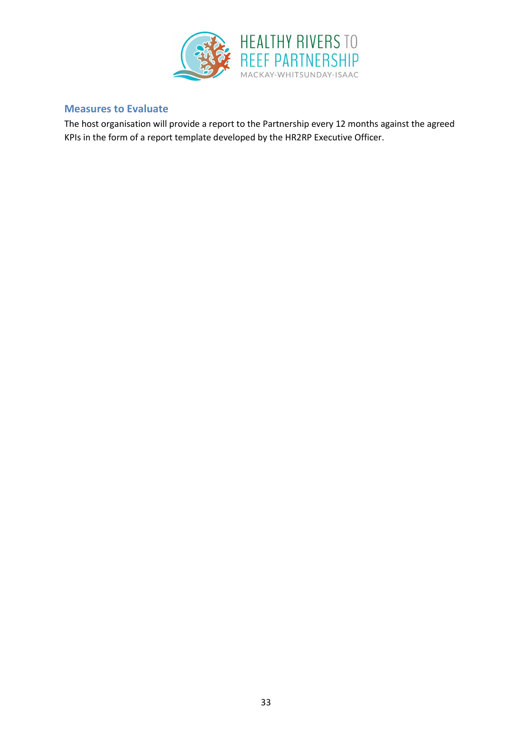### Measures to Evaluate

The host organisation will provide a report to the Partnership every 12 months against the agreed KPIs in the form of a report template developed by the HR2RP Executive Officer.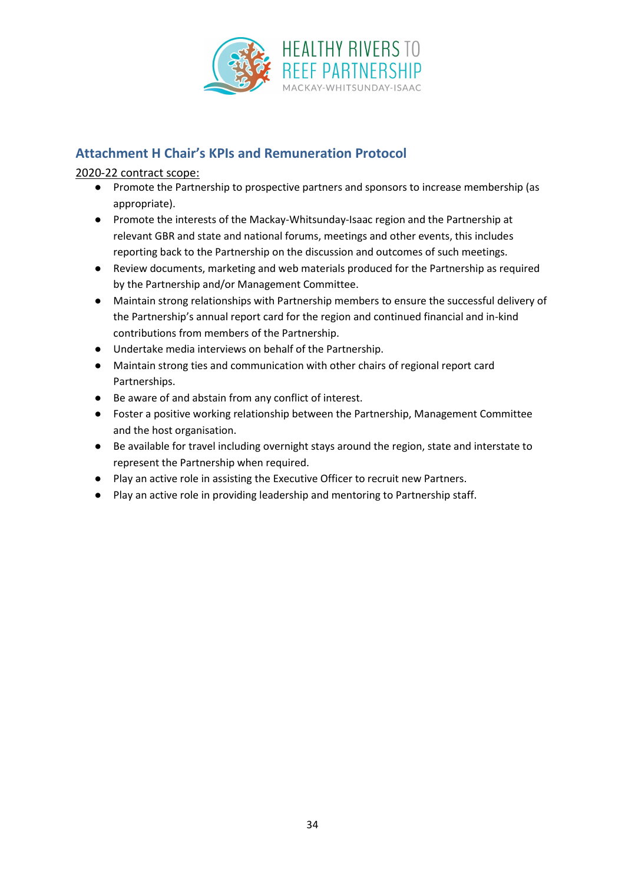## Attachment H Chair's KPIs and Remuneration Protocol

2020-22 contract scope:

- Promote the Partnership to prospective partners and sponsors to increase membership (as appropriate).
- Promote the interests of the Mackay-Whitsunday-Isaac region and the Partnership at relevant GBR and state and national forums, meetings and other events, this includes reporting back to the Partnership on the discussion and outcomes of such meetings.
- Review documents, marketing and web materials produced for the Partnership as required by the Partnership and/or Management Committee.
- Maintain strong relationships with Partnership members to ensure the successful delivery of the Partnership's annual report card for the region and continued financial and in-kind contributions from members of the Partnership.
- Undertake media interviews on behalf of the Partnership.
- Maintain strong ties and communication with other chairs of regional report card Partnerships.
- Be aware of and abstain from any conflict of interest.
- Foster a positive working relationship between the Partnership, Management Committee and the host organisation.
- Be available for travel including overnight stays around the region, state and interstate to represent the Partnership when required.
- Play an active role in assisting the Executive Officer to recruit new Partners.
- Play an active role in providing leadership and mentoring to Partnership staff.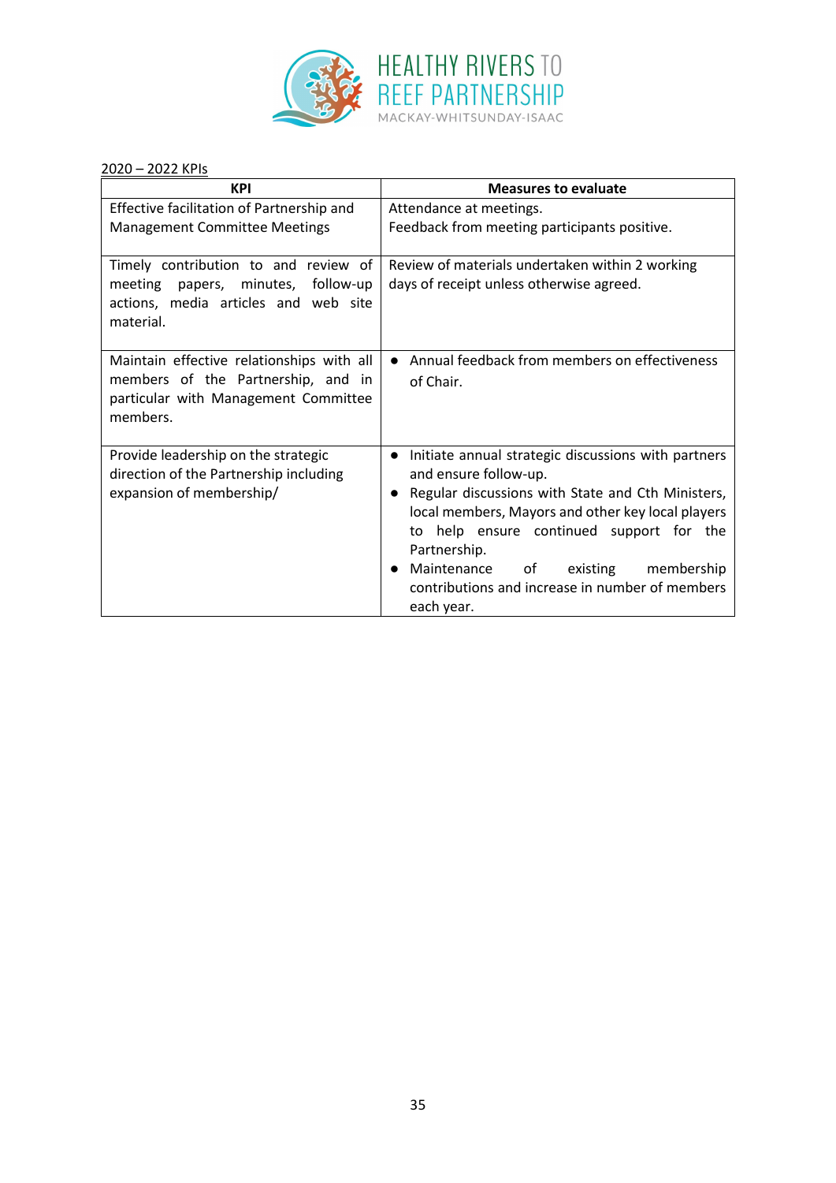2020 – 2022 KPIs

| KPI | Measures to evaluate |
|---|---|
| Effective facilitation of Partnership and Management Committee Meetings | Attendance at meetings.<br>Feedback from meeting participants positive. |
| Timely contribution to and review of meeting papers, minutes, follow-up actions, media articles and web site material. | Review of materials undertaken within 2 working days of receipt unless otherwise agreed. |
| Maintain effective relationships with all members of the Partnership, and in particular with Management Committee members. | • Annual feedback from members on effectiveness of Chair. |
| Provide leadership on the strategic direction of the Partnership including expansion of membership/ | • Initiate annual strategic discussions with partners and ensure follow-up.<br>• Regular discussions with State and Cth Ministers, local members, Mayors and other key local players to help ensure continued support for the Partnership.<br>• Maintenance of existing membership contributions and increase in number of members each year. |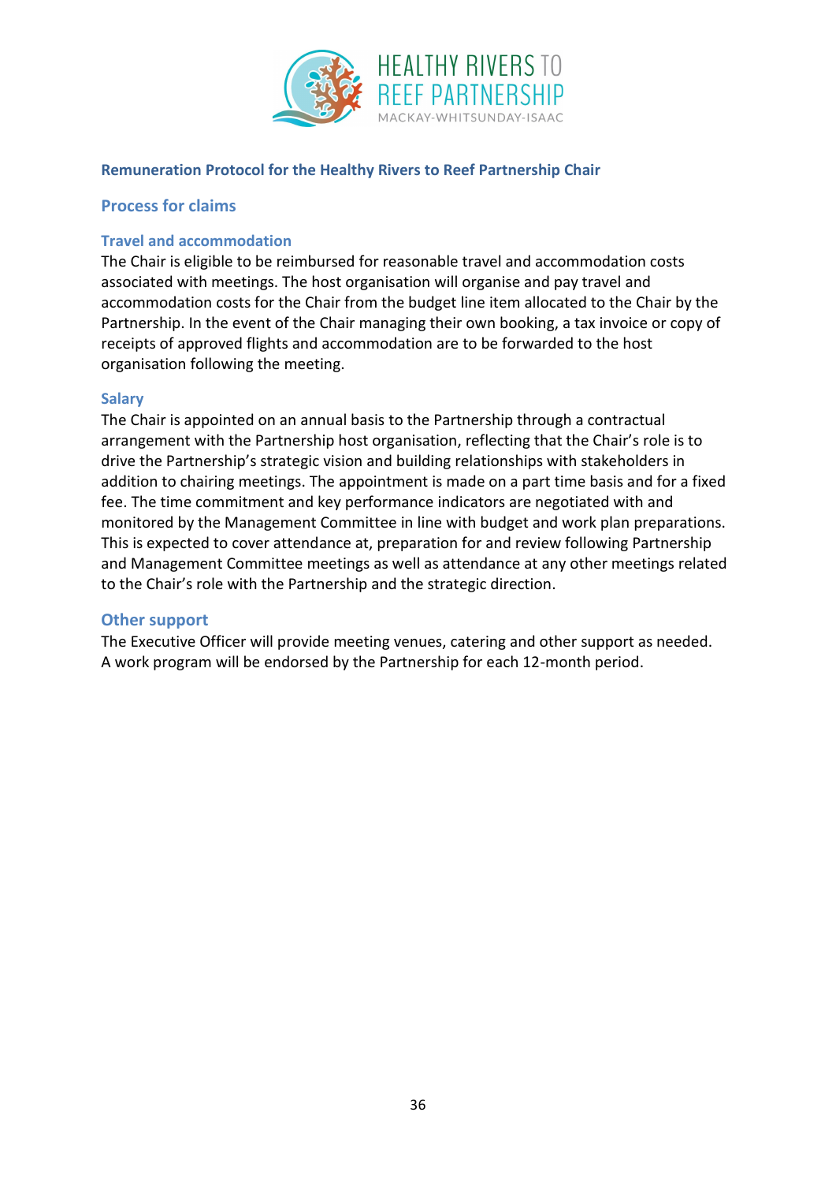## Remuneration Protocol for the Healthy Rivers to Reef Partnership Chair

### Process for claims

#### Travel and accommodation

The Chair is eligible to be reimbursed for reasonable travel and accommodation costs associated with meetings. The host organisation will organise and pay travel and accommodation costs for the Chair from the budget line item allocated to the Chair by the Partnership. In the event of the Chair managing their own booking, a tax invoice or copy of receipts of approved flights and accommodation are to be forwarded to the host organisation following the meeting.

#### Salary

The Chair is appointed on an annual basis to the Partnership through a contractual arrangement with the Partnership host organisation, reflecting that the Chair's role is to drive the Partnership's strategic vision and building relationships with stakeholders in addition to chairing meetings. The appointment is made on a part time basis and for a fixed fee. The time commitment and key performance indicators are negotiated with and monitored by the Management Committee in line with budget and work plan preparations. This is expected to cover attendance at, preparation for and review following Partnership and Management Committee meetings as well as attendance at any other meetings related to the Chair's role with the Partnership and the strategic direction.

### Other support

The Executive Officer will provide meeting venues, catering and other support as needed. A work program will be endorsed by the Partnership for each 12-month period.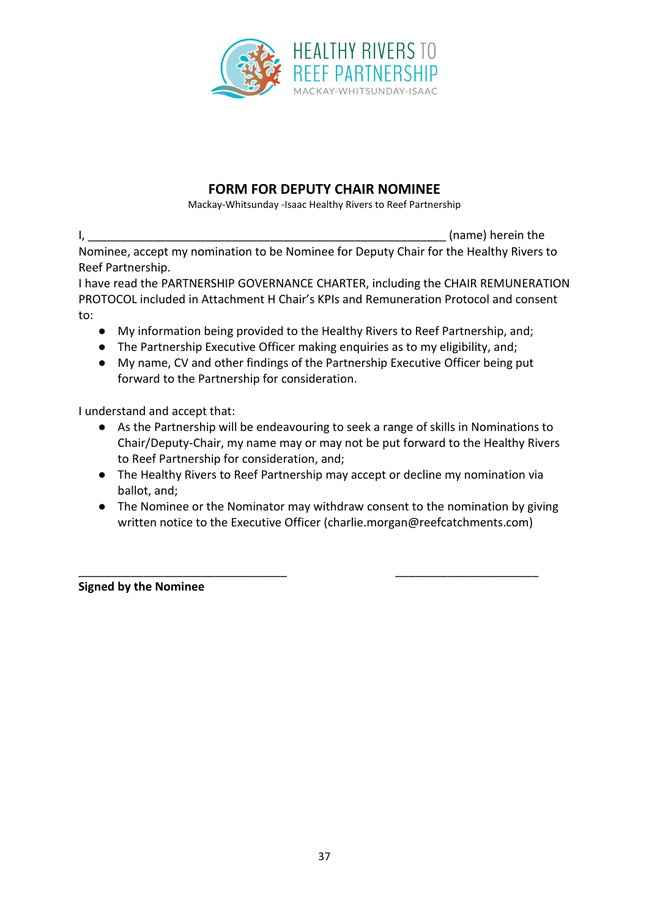HEALTHY RIVERS TO REEF PARTNERSHIP
MACKAY-WHITSUNDAY-ISAAC

## FORM FOR DEPUTY CHAIR NOMINEE

Mackay-Whitsunday -Isaac Healthy Rivers to Reef Partnership

I, ___________________________________________________________ (name) herein the Nominee, accept my nomination to be Nominee for Deputy Chair for the Healthy Rivers to Reef Partnership.

I have read the PARTNERSHIP GOVERNANCE CHARTER, including the CHAIR REMUNERATION PROTOCOL included in Attachment H Chair's KPIs and Remuneration Protocol and consent to:

- My information being provided to the Healthy Rivers to Reef Partnership, and;
- The Partnership Executive Officer making enquiries as to my eligibility, and;
- My name, CV and other findings of the Partnership Executive Officer being put forward to the Partnership for consideration.

I understand and accept that:

- As the Partnership will be endeavouring to seek a range of skills in Nominations to Chair/Deputy-Chair, my name may or may not be put forward to the Healthy Rivers to Reef Partnership for consideration, and;
- The Healthy Rivers to Reef Partnership may accept or decline my nomination via ballot, and;
- The Nominee or the Nominator may withdraw consent to the nomination by giving written notice to the Executive Officer (charlie.morgan@reefcatchments.com)

___________________________________ ________________________

**Signed by the Nominee**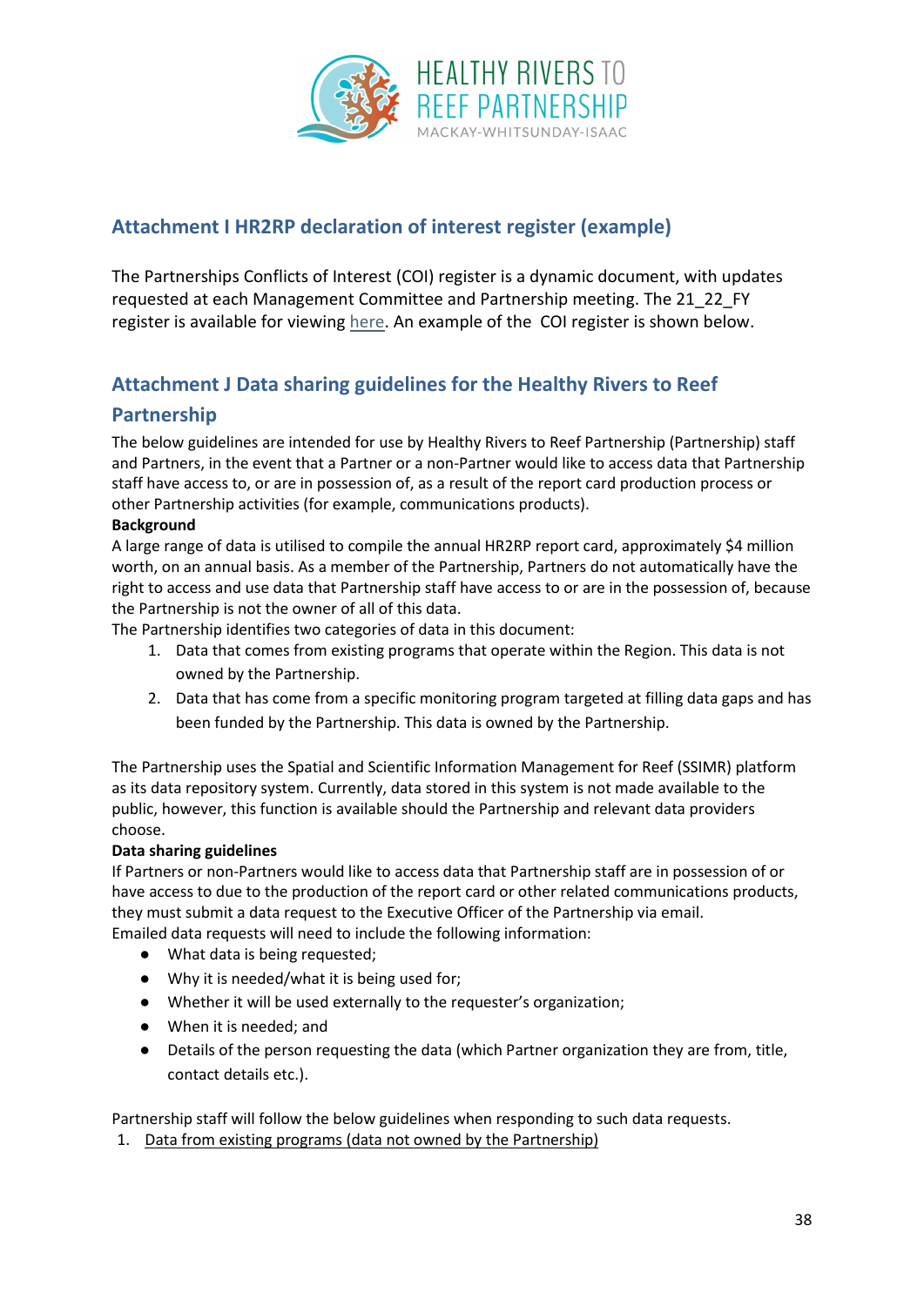## Attachment I HR2RP declaration of interest register (example)

The Partnerships Conflicts of Interest (COI) register is a dynamic document, with updates requested at each Management Committee and Partnership meeting. The 21_22_FY register is available for viewing here. An example of the COI register is shown below.

## Attachment J Data sharing guidelines for the Healthy Rivers to Reef Partnership

The below guidelines are intended for use by Healthy Rivers to Reef Partnership (Partnership) staff and Partners, in the event that a Partner or a non-Partner would like to access data that Partnership staff have access to, or are in possession of, as a result of the report card production process or other Partnership activities (for example, communications products).

**Background**

A large range of data is utilised to compile the annual HR2RP report card, approximately $4 million worth, on an annual basis. As a member of the Partnership, Partners do not automatically have the right to access and use data that Partnership staff have access to or are in the possession of, because the Partnership is not the owner of all of this data.

The Partnership identifies two categories of data in this document:

1. Data that comes from existing programs that operate within the Region. This data is not owned by the Partnership.
2. Data that has come from a specific monitoring program targeted at filling data gaps and has been funded by the Partnership. This data is owned by the Partnership.

The Partnership uses the Spatial and Scientific Information Management for Reef (SSIMR) platform as its data repository system. Currently, data stored in this system is not made available to the public, however, this function is available should the Partnership and relevant data providers choose.

**Data sharing guidelines**

If Partners or non-Partners would like to access data that Partnership staff are in possession of or have access to due to the production of the report card or other related communications products, they must submit a data request to the Executive Officer of the Partnership via email.

Emailed data requests will need to include the following information:

- What data is being requested;
- Why it is needed/what it is being used for;
- Whether it will be used externally to the requester's organization;
- When it is needed; and
- Details of the person requesting the data (which Partner organization they are from, title, contact details etc.).

Partnership staff will follow the below guidelines when responding to such data requests.

1. Data from existing programs (data not owned by the Partnership)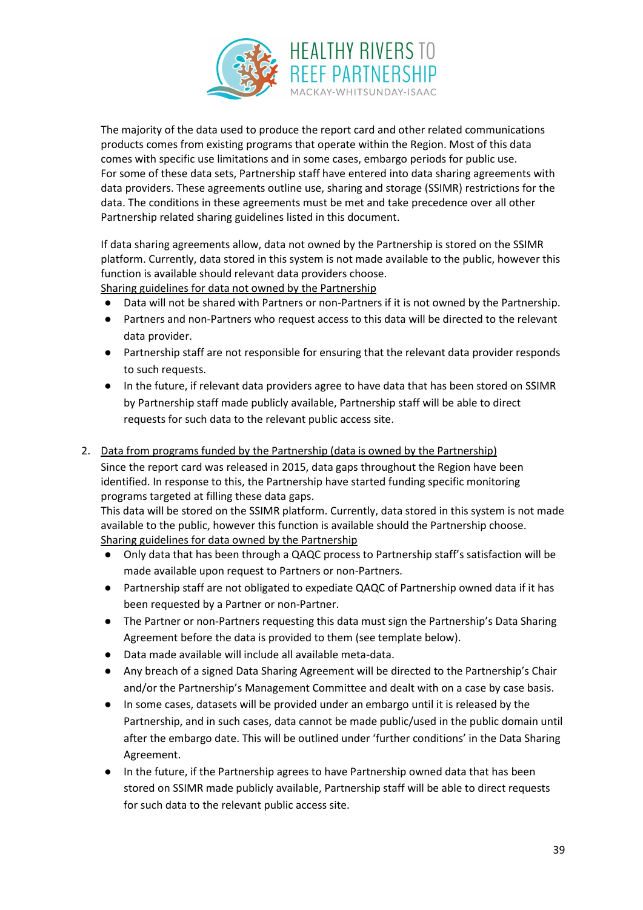The majority of the data used to produce the report card and other related communications products comes from existing programs that operate within the Region. Most of this data comes with specific use limitations and in some cases, embargo periods for public use. For some of these data sets, Partnership staff have entered into data sharing agreements with data providers. These agreements outline use, sharing and storage (SSIMR) restrictions for the data. The conditions in these agreements must be met and take precedence over all other Partnership related sharing guidelines listed in this document.

If data sharing agreements allow, data not owned by the Partnership is stored on the SSIMR platform. Currently, data stored in this system is not made available to the public, however this function is available should relevant data providers choose.

<u>Sharing guidelines for data not owned by the Partnership</u>

- Data will not be shared with Partners or non-Partners if it is not owned by the Partnership.
- Partners and non-Partners who request access to this data will be directed to the relevant data provider.
- Partnership staff are not responsible for ensuring that the relevant data provider responds to such requests.
- In the future, if relevant data providers agree to have data that has been stored on SSIMR by Partnership staff made publicly available, Partnership staff will be able to direct requests for such data to the relevant public access site.

2. <u>Data from programs funded by the Partnership (data is owned by the Partnership)</u>

Since the report card was released in 2015, data gaps throughout the Region have been identified. In response to this, the Partnership have started funding specific monitoring programs targeted at filling these data gaps.

This data will be stored on the SSIMR platform. Currently, data stored in this system is not made available to the public, however this function is available should the Partnership choose.

<u>Sharing guidelines for data owned by the Partnership</u>

- Only data that has been through a QAQC process to Partnership staff's satisfaction will be made available upon request to Partners or non-Partners.
- Partnership staff are not obligated to expediate QAQC of Partnership owned data if it has been requested by a Partner or non-Partner.
- The Partner or non-Partners requesting this data must sign the Partnership's Data Sharing Agreement before the data is provided to them (see template below).
- Data made available will include all available meta-data.
- Any breach of a signed Data Sharing Agreement will be directed to the Partnership's Chair and/or the Partnership's Management Committee and dealt with on a case by case basis.
- In some cases, datasets will be provided under an embargo until it is released by the Partnership, and in such cases, data cannot be made public/used in the public domain until after the embargo date. This will be outlined under 'further conditions' in the Data Sharing Agreement.
- In the future, if the Partnership agrees to have Partnership owned data that has been stored on SSIMR made publicly available, Partnership staff will be able to direct requests for such data to the relevant public access site.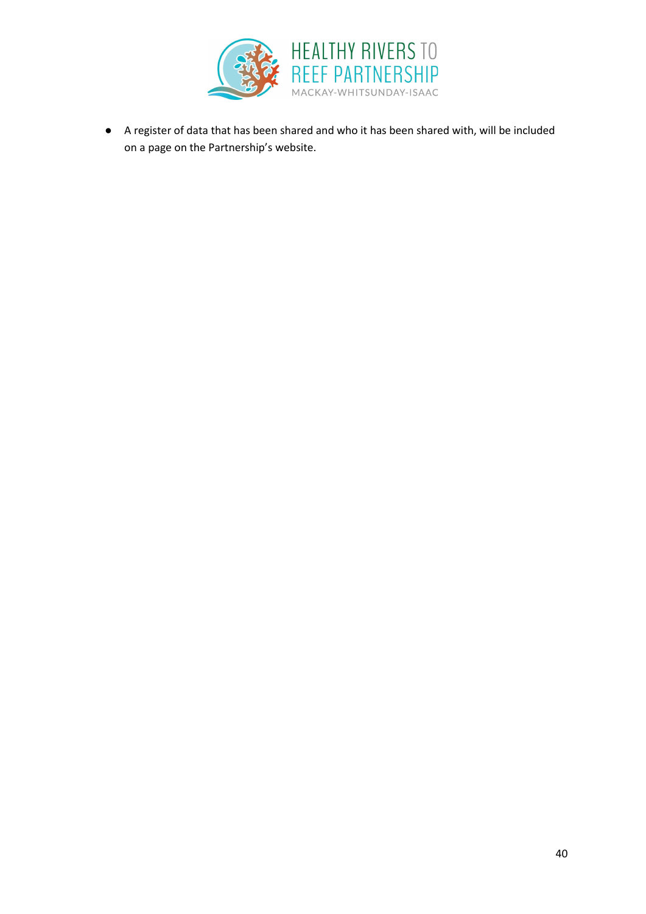- A register of data that has been shared and who it has been shared with, will be included on a page on the Partnership's website.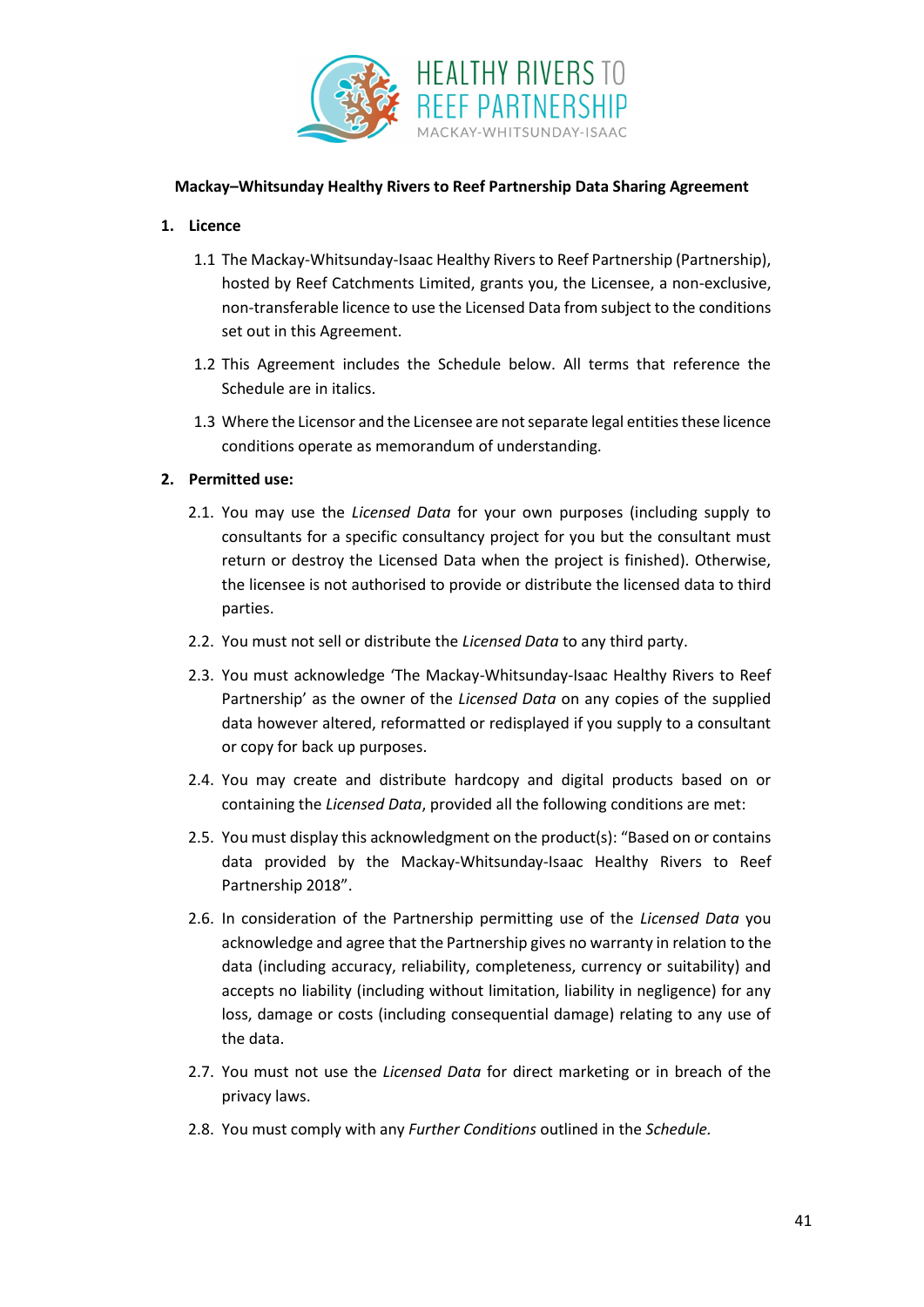**Mackay–Whitsunday Healthy Rivers to Reef Partnership Data Sharing Agreement**

**1. Licence**

1.1 The Mackay-Whitsunday-Isaac Healthy Rivers to Reef Partnership (Partnership), hosted by Reef Catchments Limited, grants you, the Licensee, a non-exclusive, non-transferable licence to use the Licensed Data from subject to the conditions set out in this Agreement.

1.2 This Agreement includes the Schedule below. All terms that reference the Schedule are in italics.

1.3 Where the Licensor and the Licensee are not separate legal entities these licence conditions operate as memorandum of understanding.

**2. Permitted use:**

2.1. You may use the *Licensed Data* for your own purposes (including supply to consultants for a specific consultancy project for you but the consultant must return or destroy the Licensed Data when the project is finished). Otherwise, the licensee is not authorised to provide or distribute the licensed data to third parties.

2.2. You must not sell or distribute the *Licensed Data* to any third party.

2.3. You must acknowledge 'The Mackay-Whitsunday-Isaac Healthy Rivers to Reef Partnership' as the owner of the *Licensed Data* on any copies of the supplied data however altered, reformatted or redisplayed if you supply to a consultant or copy for back up purposes.

2.4. You may create and distribute hardcopy and digital products based on or containing the *Licensed Data*, provided all the following conditions are met:

2.5. You must display this acknowledgment on the product(s): "Based on or contains data provided by the Mackay-Whitsunday-Isaac Healthy Rivers to Reef Partnership 2018".

2.6. In consideration of the Partnership permitting use of the *Licensed Data* you acknowledge and agree that the Partnership gives no warranty in relation to the data (including accuracy, reliability, completeness, currency or suitability) and accepts no liability (including without limitation, liability in negligence) for any loss, damage or costs (including consequential damage) relating to any use of the data.

2.7. You must not use the *Licensed Data* for direct marketing or in breach of the privacy laws.

2.8. You must comply with any *Further Conditions* outlined in the *Schedule.*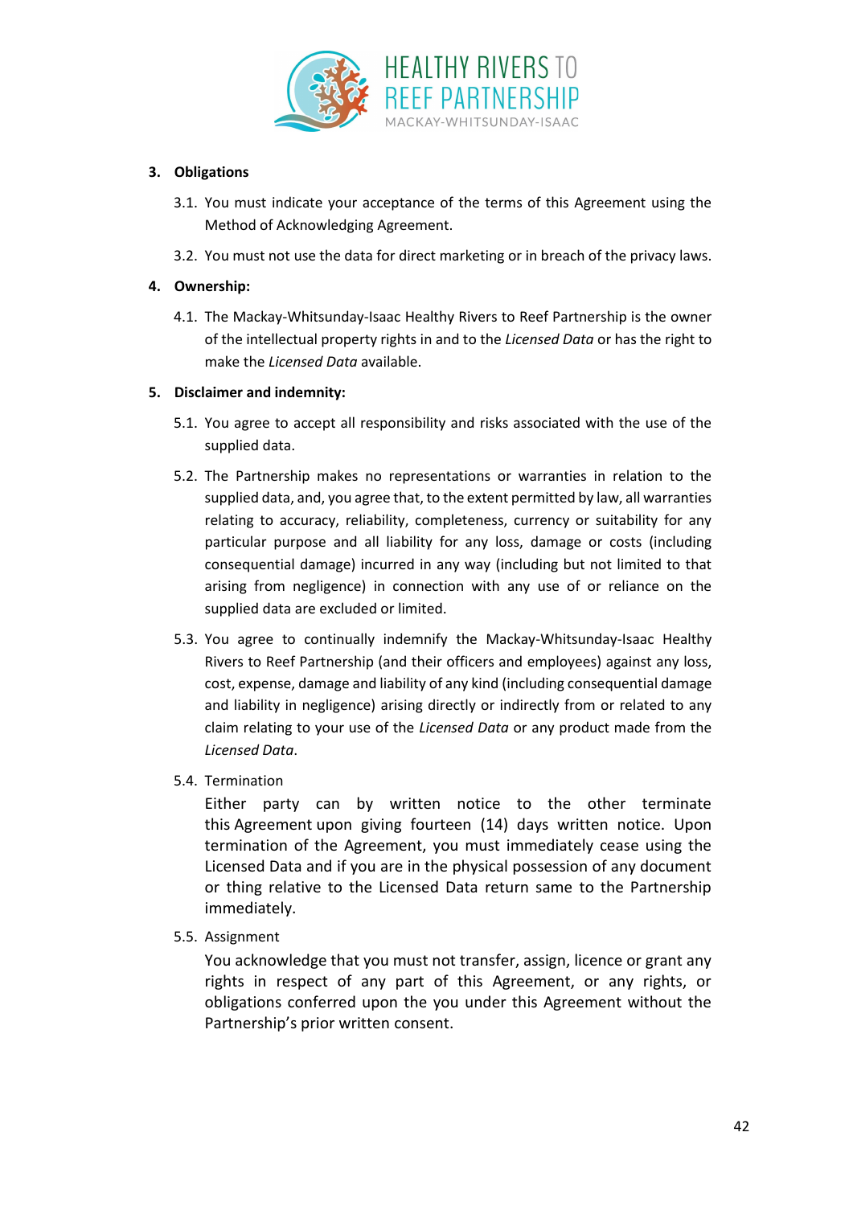**3. Obligations**

3.1. You must indicate your acceptance of the terms of this Agreement using the Method of Acknowledging Agreement.

3.2. You must not use the data for direct marketing or in breach of the privacy laws.

**4. Ownership:**

4.1. The Mackay-Whitsunday-Isaac Healthy Rivers to Reef Partnership is the owner of the intellectual property rights in and to the *Licensed Data* or has the right to make the *Licensed Data* available.

**5. Disclaimer and indemnity:**

5.1. You agree to accept all responsibility and risks associated with the use of the supplied data.

5.2. The Partnership makes no representations or warranties in relation to the supplied data, and, you agree that, to the extent permitted by law, all warranties relating to accuracy, reliability, completeness, currency or suitability for any particular purpose and all liability for any loss, damage or costs (including consequential damage) incurred in any way (including but not limited to that arising from negligence) in connection with any use of or reliance on the supplied data are excluded or limited.

5.3. You agree to continually indemnify the Mackay-Whitsunday-Isaac Healthy Rivers to Reef Partnership (and their officers and employees) against any loss, cost, expense, damage and liability of any kind (including consequential damage and liability in negligence) arising directly or indirectly from or related to any claim relating to your use of the *Licensed Data* or any product made from the *Licensed Data*.

5.4. Termination

Either party can by written notice to the other terminate this Agreement upon giving fourteen (14) days written notice. Upon termination of the Agreement, you must immediately cease using the Licensed Data and if you are in the physical possession of any document or thing relative to the Licensed Data return same to the Partnership immediately.

5.5. Assignment

You acknowledge that you must not transfer, assign, licence or grant any rights in respect of any part of this Agreement, or any rights, or obligations conferred upon the you under this Agreement without the Partnership's prior written consent.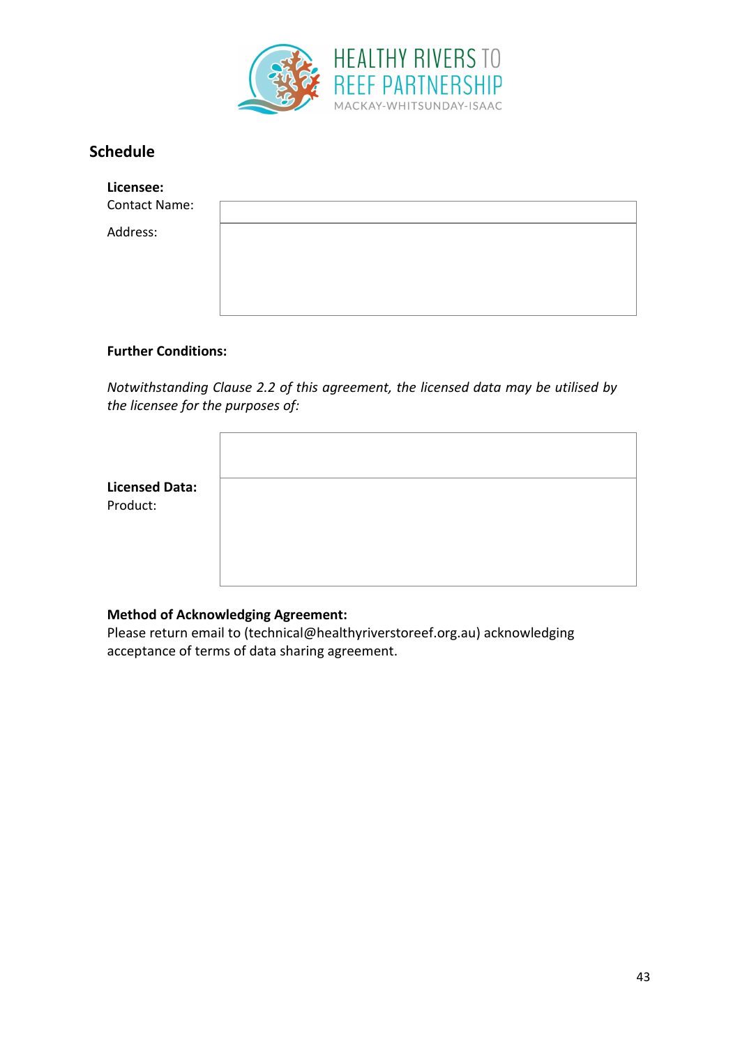## Schedule

**Licensee:**

| | |
|---|---|
| Contact Name: | |
| Address: | |

**Further Conditions:**

*Notwithstanding Clause 2.2 of this agreement, the licensed data may be utilised by the licensee for the purposes of:*

| | |
|---|---|
| | |
| **Licensed Data:** Product: | |

**Method of Acknowledging Agreement:**
Please return email to (technical@healthyriverstoreef.org.au) acknowledging acceptance of terms of data sharing agreement.